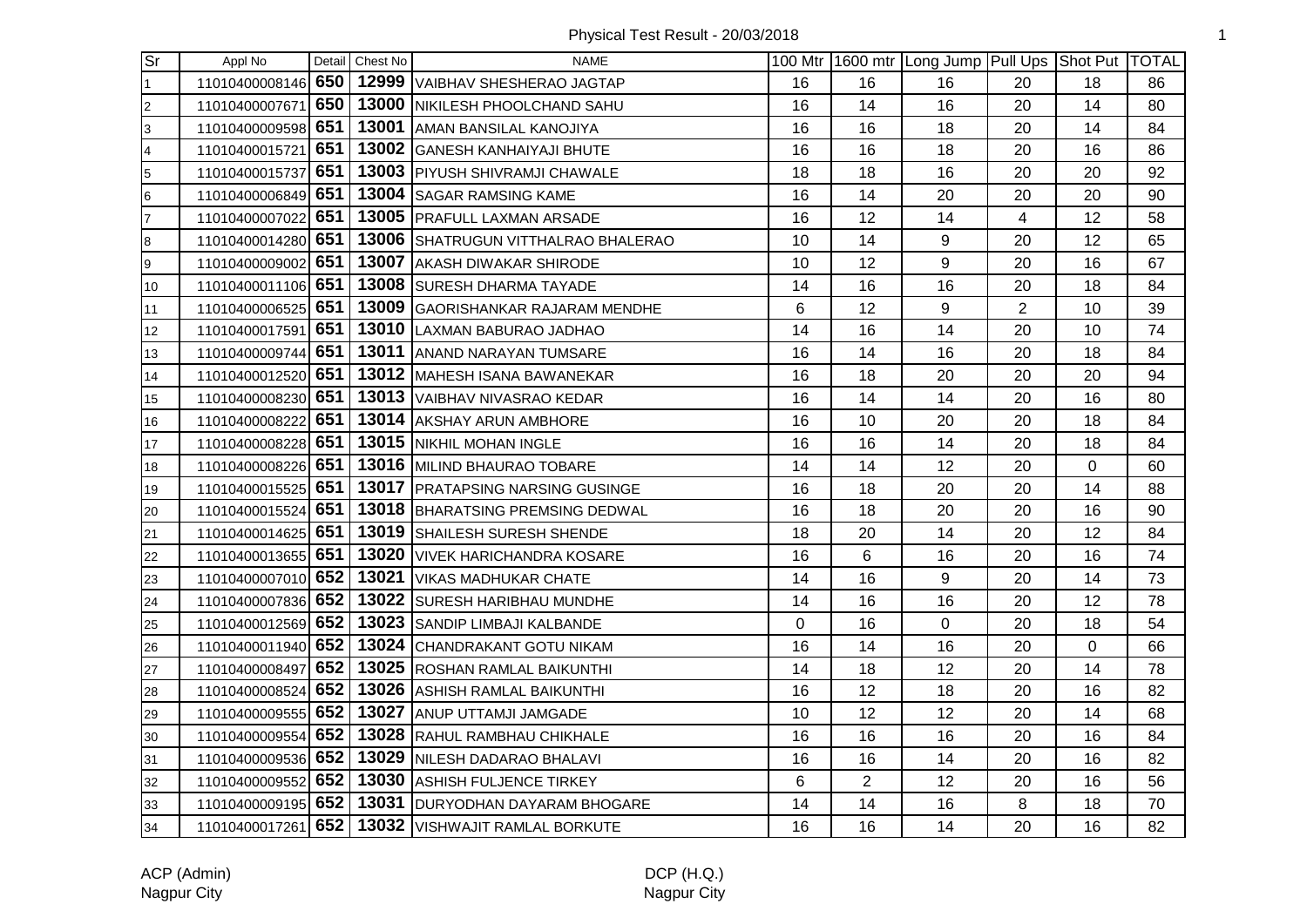# Physical Test Result - 20/03/2018

| Sr | Appl No | Detail | Chest No | NAME | 100 Mtr | 1600 mtr | Long Jump | Pull Ups | Shot Put | TOTAL |
|---|---|---|---|---|---|---|---|---|---|---|
| 1 | 11010400008146 | **650** | **12999** | VAIBHAV SHESHERAO JAGTAP | 16 | 16 | 16 | 20 | 18 | 86 |
| 2 | 11010400007671 | **650** | **13000** | NIKILESH PHOOLCHAND SAHU | 16 | 14 | 16 | 20 | 14 | 80 |
| 3 | 11010400009598 | **651** | **13001** | AMAN BANSILAL KANOJIYA | 16 | 16 | 18 | 20 | 14 | 84 |
| 4 | 11010400015721 | **651** | **13002** | GANESH KANHAIYAJI BHUTE | 16 | 16 | 18 | 20 | 16 | 86 |
| 5 | 11010400015737 | **651** | **13003** | PIYUSH SHIVRAMJI CHAWALE | 18 | 18 | 16 | 20 | 20 | 92 |
| 6 | 11010400006849 | **651** | **13004** | SAGAR RAMSING KAME | 16 | 14 | 20 | 20 | 20 | 90 |
| 7 | 11010400007022 | **651** | **13005** | PRAFULL LAXMAN ARSADE | 16 | 12 | 14 | 4 | 12 | 58 |
| 8 | 11010400014280 | **651** | **13006** | SHATRUGUN VITTHALRAO BHALERAO | 10 | 14 | 9 | 20 | 12 | 65 |
| 9 | 11010400009002 | **651** | **13007** | AKASH DIWAKAR SHIRODE | 10 | 12 | 9 | 20 | 16 | 67 |
| 10 | 11010400011106 | **651** | **13008** | SURESH DHARMA TAYADE | 14 | 16 | 16 | 20 | 18 | 84 |
| 11 | 11010400006525 | **651** | **13009** | GAORISHANKAR RAJARAM MENDHE | 6 | 12 | 9 | 2 | 10 | 39 |
| 12 | 11010400017591 | **651** | **13010** | LAXMAN BABURAO JADHAO | 14 | 16 | 14 | 20 | 10 | 74 |
| 13 | 11010400009744 | **651** | **13011** | ANAND NARAYAN TUMSARE | 16 | 14 | 16 | 20 | 18 | 84 |
| 14 | 11010400012520 | **651** | **13012** | MAHESH ISANA BAWANEKAR | 16 | 18 | 20 | 20 | 20 | 94 |
| 15 | 11010400008230 | **651** | **13013** | VAIBHAV NIVASRAO KEDAR | 16 | 14 | 14 | 20 | 16 | 80 |
| 16 | 11010400008222 | **651** | **13014** | AKSHAY ARUN AMBHORE | 16 | 10 | 20 | 20 | 18 | 84 |
| 17 | 11010400008228 | **651** | **13015** | NIKHIL MOHAN INGLE | 16 | 16 | 14 | 20 | 18 | 84 |
| 18 | 11010400008226 | **651** | **13016** | MILIND BHAURAO TOBARE | 14 | 14 | 12 | 20 | 0 | 60 |
| 19 | 11010400015525 | **651** | **13017** | PRATAPSING NARSING GUSINGE | 16 | 18 | 20 | 20 | 14 | 88 |
| 20 | 11010400015524 | **651** | **13018** | BHARATSING PREMSING DEDWAL | 16 | 18 | 20 | 20 | 16 | 90 |
| 21 | 11010400014625 | **651** | **13019** | SHAILESH SURESH SHENDE | 18 | 20 | 14 | 20 | 12 | 84 |
| 22 | 11010400013655 | **651** | **13020** | VIVEK HARICHANDRA KOSARE | 16 | 6 | 16 | 20 | 16 | 74 |
| 23 | 11010400007010 | **652** | **13021** | VIKAS MADHUKAR CHATE | 14 | 16 | 9 | 20 | 14 | 73 |
| 24 | 11010400007836 | **652** | **13022** | SURESH HARIBHAU MUNDHE | 14 | 16 | 16 | 20 | 12 | 78 |
| 25 | 11010400012569 | **652** | **13023** | SANDIP LIMBAJI KALBANDE | 0 | 16 | 0 | 20 | 18 | 54 |
| 26 | 11010400011940 | **652** | **13024** | CHANDRAKANT GOTU NIKAM | 16 | 14 | 16 | 20 | 0 | 66 |
| 27 | 11010400008497 | **652** | **13025** | ROSHAN RAMLAL BAIKUNTHI | 14 | 18 | 12 | 20 | 14 | 78 |
| 28 | 11010400008524 | **652** | **13026** | ASHISH RAMLAL BAIKUNTHI | 16 | 12 | 18 | 20 | 16 | 82 |
| 29 | 11010400009555 | **652** | **13027** | ANUP UTTAMJI JAMGADE | 10 | 12 | 12 | 20 | 14 | 68 |
| 30 | 11010400009554 | **652** | **13028** | RAHUL RAMBHAU CHIKHALE | 16 | 16 | 16 | 20 | 16 | 84 |
| 31 | 11010400009536 | **652** | **13029** | NILESH DADARAO BHALAVI | 16 | 16 | 14 | 20 | 16 | 82 |
| 32 | 11010400009552 | **652** | **13030** | ASHISH FULJENCE TIRKEY | 6 | 2 | 12 | 20 | 16 | 56 |
| 33 | 11010400009195 | **652** | **13031** | DURYODHAN DAYARAM BHOGARE | 14 | 14 | 16 | 8 | 18 | 70 |
| 34 | 11010400017261 | **652** | **13032** | VISHWAJIT RAMLAL BORKUTE | 16 | 16 | 14 | 20 | 16 | 82 |

ACP (Admin)
Nagpur City

DCP (H.Q.)
Nagpur City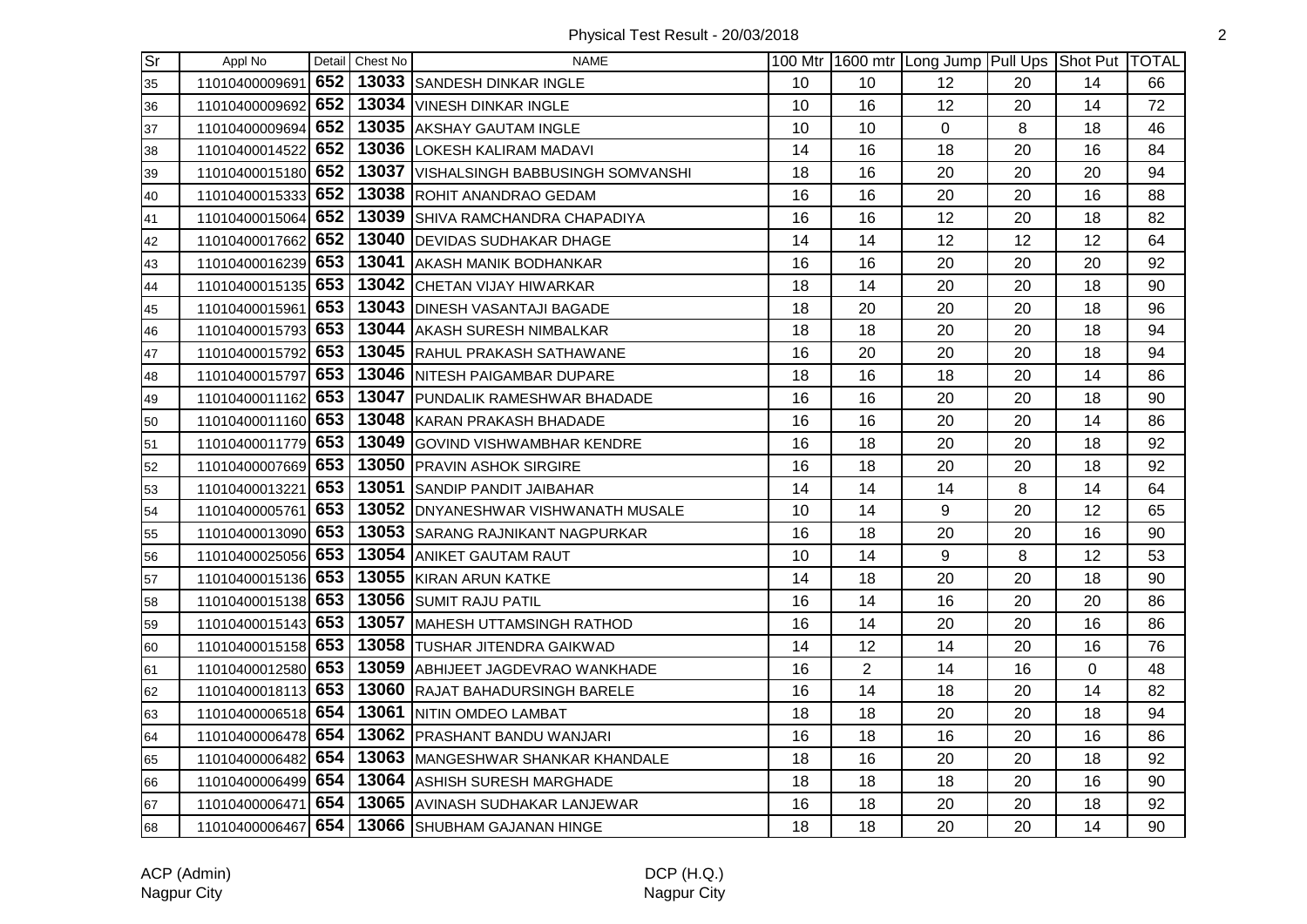Physical Test Result - 20/03/2018

| Sr | Appl No | Detail | Chest No | NAME | 100 Mtr | 1600 mtr | Long Jump | Pull Ups | Shot Put | TOTAL |
|---|---|---|---|---|---|---|---|---|---|---|
| 35 | 11010400009691 | 652 | 13033 | SANDESH DINKAR INGLE | 10 | 10 | 12 | 20 | 14 | 66 |
| 36 | 11010400009692 | 652 | 13034 | VINESH DINKAR INGLE | 10 | 16 | 12 | 20 | 14 | 72 |
| 37 | 11010400009694 | 652 | 13035 | AKSHAY GAUTAM INGLE | 10 | 10 | 0 | 8 | 18 | 46 |
| 38 | 11010400014522 | 652 | 13036 | LOKESH KALIRAM MADAVI | 14 | 16 | 18 | 20 | 16 | 84 |
| 39 | 11010400015180 | 652 | 13037 | VISHALSINGH BABBUSINGH SOMVANSHI | 18 | 16 | 20 | 20 | 20 | 94 |
| 40 | 11010400015333 | 652 | 13038 | ROHIT ANANDRAO GEDAM | 16 | 16 | 20 | 20 | 16 | 88 |
| 41 | 11010400015064 | 652 | 13039 | SHIVA RAMCHANDRA CHAPADIYA | 16 | 16 | 12 | 20 | 18 | 82 |
| 42 | 11010400017662 | 652 | 13040 | DEVIDAS SUDHAKAR DHAGE | 14 | 14 | 12 | 12 | 12 | 64 |
| 43 | 11010400016239 | 653 | 13041 | AKASH MANIK BODHANKAR | 16 | 16 | 20 | 20 | 20 | 92 |
| 44 | 11010400015135 | 653 | 13042 | CHETAN VIJAY HIWARKAR | 18 | 14 | 20 | 20 | 18 | 90 |
| 45 | 11010400015961 | 653 | 13043 | DINESH VASANTAJI BAGADE | 18 | 20 | 20 | 20 | 18 | 96 |
| 46 | 11010400015793 | 653 | 13044 | AKASH SURESH NIMBALKAR | 18 | 18 | 20 | 20 | 18 | 94 |
| 47 | 11010400015792 | 653 | 13045 | RAHUL PRAKASH SATHAWANE | 16 | 20 | 20 | 20 | 18 | 94 |
| 48 | 11010400015797 | 653 | 13046 | NITESH PAIGAMBAR DUPARE | 18 | 16 | 18 | 20 | 14 | 86 |
| 49 | 11010400011162 | 653 | 13047 | PUNDALIK RAMESHWAR BHADADE | 16 | 16 | 20 | 20 | 18 | 90 |
| 50 | 11010400011160 | 653 | 13048 | KARAN PRAKASH BHADADE | 16 | 16 | 20 | 20 | 14 | 86 |
| 51 | 11010400011779 | 653 | 13049 | GOVIND VISHWAMBHAR KENDRE | 16 | 18 | 20 | 20 | 18 | 92 |
| 52 | 11010400007669 | 653 | 13050 | PRAVIN ASHOK SIRGIRE | 16 | 18 | 20 | 20 | 18 | 92 |
| 53 | 11010400013221 | 653 | 13051 | SANDIP PANDIT JAIBAHAR | 14 | 14 | 14 | 8 | 14 | 64 |
| 54 | 11010400005761 | 653 | 13052 | DNYANESHWAR VISHWANATH MUSALE | 10 | 14 | 9 | 20 | 12 | 65 |
| 55 | 11010400013090 | 653 | 13053 | SARANG RAJNIKANT NAGPURKAR | 16 | 18 | 20 | 20 | 16 | 90 |
| 56 | 11010400025056 | 653 | 13054 | ANIKET GAUTAM RAUT | 10 | 14 | 9 | 8 | 12 | 53 |
| 57 | 11010400015136 | 653 | 13055 | KIRAN ARUN KATKE | 14 | 18 | 20 | 20 | 18 | 90 |
| 58 | 11010400015138 | 653 | 13056 | SUMIT RAJU PATIL | 16 | 14 | 16 | 20 | 20 | 86 |
| 59 | 11010400015143 | 653 | 13057 | MAHESH UTTAMSINGH RATHOD | 16 | 14 | 20 | 20 | 16 | 86 |
| 60 | 11010400015158 | 653 | 13058 | TUSHAR JITENDRA GAIKWAD | 14 | 12 | 14 | 20 | 16 | 76 |
| 61 | 11010400012580 | 653 | 13059 | ABHIJEET JAGDEVRAO WANKHADE | 16 | 2 | 14 | 16 | 0 | 48 |
| 62 | 11010400018113 | 653 | 13060 | RAJAT BAHADURSINGH BARELE | 16 | 14 | 18 | 20 | 14 | 82 |
| 63 | 11010400006518 | 654 | 13061 | NITIN OMDEO LAMBAT | 18 | 18 | 20 | 20 | 18 | 94 |
| 64 | 11010400006478 | 654 | 13062 | PRASHANT BANDU WANJARI | 16 | 18 | 16 | 20 | 16 | 86 |
| 65 | 11010400006482 | 654 | 13063 | MANGESHWAR SHANKAR KHANDALE | 18 | 16 | 20 | 20 | 18 | 92 |
| 66 | 11010400006499 | 654 | 13064 | ASHISH SURESH MARGHADE | 18 | 18 | 18 | 20 | 16 | 90 |
| 67 | 11010400006471 | 654 | 13065 | AVINASH SUDHAKAR LANJEWAR | 16 | 18 | 20 | 20 | 18 | 92 |
| 68 | 11010400006467 | 654 | 13066 | SHUBHAM GAJANAN HINGE | 18 | 18 | 20 | 20 | 14 | 90 |

ACP (Admin)
Nagpur City

DCP (H.Q.)
Nagpur City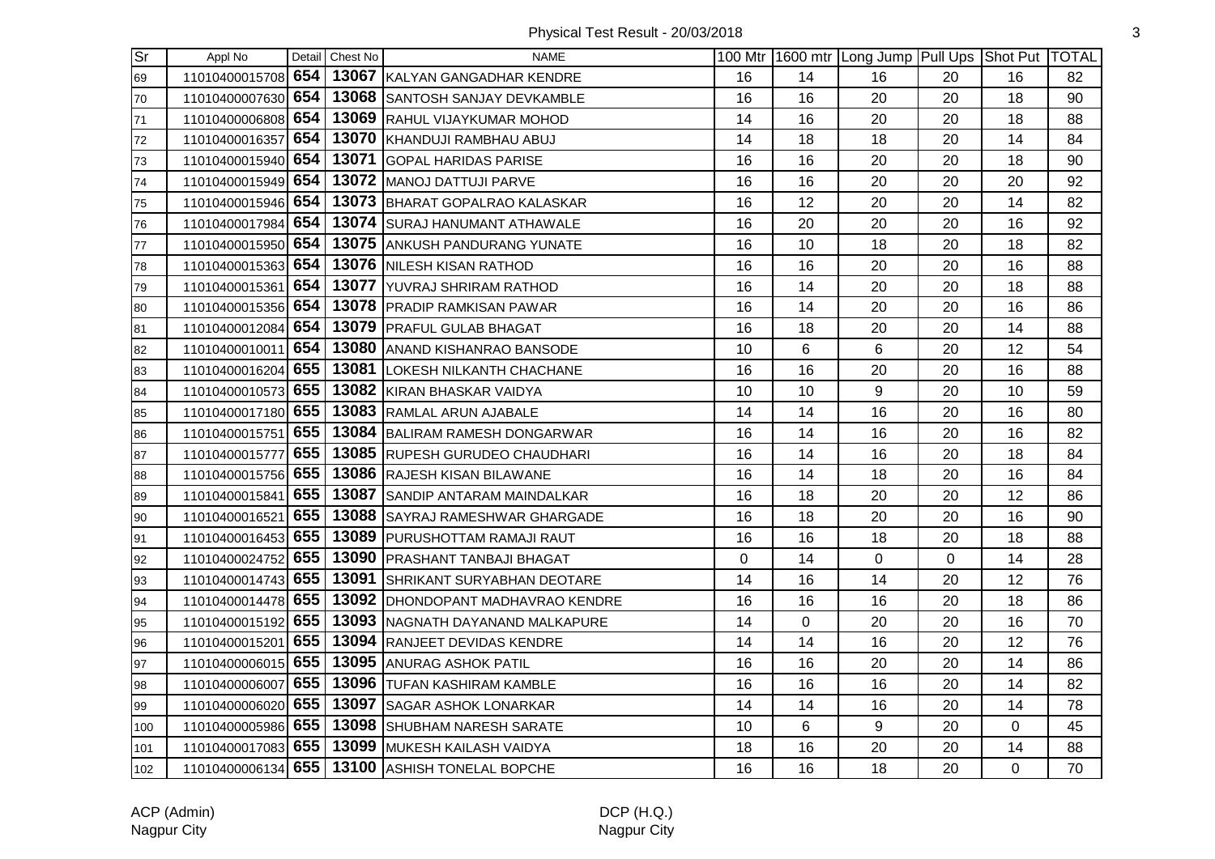| Sr | Appl No | Detail | Chest No | NAME | 100 Mtr | 1600 mtr | Long Jump | Pull Ups | Shot Put | TOTAL |
|---|---|---|---|---|---|---|---|---|---|---|
| 69 | 11010400015708 | 654 | 13067 | KALYAN GANGADHAR KENDRE | 16 | 14 | 16 | 20 | 16 | 82 |
| 70 | 11010400007630 | 654 | 13068 | SANTOSH SANJAY DEVKAMBLE | 16 | 16 | 20 | 20 | 18 | 90 |
| 71 | 11010400006808 | 654 | 13069 | RAHUL VIJAYKUMAR MOHOD | 14 | 16 | 20 | 20 | 18 | 88 |
| 72 | 11010400016357 | 654 | 13070 | KHANDUJI RAMBHAU ABUJ | 14 | 18 | 18 | 20 | 14 | 84 |
| 73 | 11010400015940 | 654 | 13071 | GOPAL HARIDAS PARISE | 16 | 16 | 20 | 20 | 18 | 90 |
| 74 | 11010400015949 | 654 | 13072 | MANOJ DATTUJI PARVE | 16 | 16 | 20 | 20 | 20 | 92 |
| 75 | 11010400015946 | 654 | 13073 | BHARAT GOPALRAO KALASKAR | 16 | 12 | 20 | 20 | 14 | 82 |
| 76 | 11010400017984 | 654 | 13074 | SURAJ HANUMANT ATHAWALE | 16 | 20 | 20 | 20 | 16 | 92 |
| 77 | 11010400015950 | 654 | 13075 | ANKUSH PANDURANG YUNATE | 16 | 10 | 18 | 20 | 18 | 82 |
| 78 | 11010400015363 | 654 | 13076 | NILESH KISAN RATHOD | 16 | 16 | 20 | 20 | 16 | 88 |
| 79 | 11010400015361 | 654 | 13077 | YUVRAJ SHRIRAM RATHOD | 16 | 14 | 20 | 20 | 18 | 88 |
| 80 | 11010400015356 | 654 | 13078 | PRADIP RAMKISAN PAWAR | 16 | 14 | 20 | 20 | 16 | 86 |
| 81 | 11010400012084 | 654 | 13079 | PRAFUL GULAB BHAGAT | 16 | 18 | 20 | 20 | 14 | 88 |
| 82 | 11010400010011 | 654 | 13080 | ANAND KISHANRAO BANSODE | 10 | 6 | 6 | 20 | 12 | 54 |
| 83 | 11010400016204 | 655 | 13081 | LOKESH NILKANTH CHACHANE | 16 | 16 | 20 | 20 | 16 | 88 |
| 84 | 11010400010573 | 655 | 13082 | KIRAN BHASKAR VAIDYA | 10 | 10 | 9 | 20 | 10 | 59 |
| 85 | 11010400017180 | 655 | 13083 | RAMLAL ARUN AJABALE | 14 | 14 | 16 | 20 | 16 | 80 |
| 86 | 11010400015751 | 655 | 13084 | BALIRAM RAMESH DONGARWAR | 16 | 14 | 16 | 20 | 16 | 82 |
| 87 | 11010400015777 | 655 | 13085 | RUPESH GURUDEO CHAUDHARI | 16 | 14 | 16 | 20 | 18 | 84 |
| 88 | 11010400015756 | 655 | 13086 | RAJESH KISAN BILAWANE | 16 | 14 | 18 | 20 | 16 | 84 |
| 89 | 11010400015841 | 655 | 13087 | SANDIP ANTARAM MAINDALKAR | 16 | 18 | 20 | 20 | 12 | 86 |
| 90 | 11010400016521 | 655 | 13088 | SAYRAJ RAMESHWAR GHARGADE | 16 | 18 | 20 | 20 | 16 | 90 |
| 91 | 11010400016453 | 655 | 13089 | PURUSHOTTAM RAMAJI RAUT | 16 | 16 | 18 | 20 | 18 | 88 |
| 92 | 11010400024752 | 655 | 13090 | PRASHANT TANBAJI BHAGAT | 0 | 14 | 0 | 0 | 14 | 28 |
| 93 | 11010400014743 | 655 | 13091 | SHRIKANT SURYABHAN DEOTARE | 14 | 16 | 14 | 20 | 12 | 76 |
| 94 | 11010400014478 | 655 | 13092 | DHONDOPANT MADHAVRAO KENDRE | 16 | 16 | 16 | 20 | 18 | 86 |
| 95 | 11010400015192 | 655 | 13093 | NAGNATH DAYANAND MALKAPURE | 14 | 0 | 20 | 20 | 16 | 70 |
| 96 | 11010400015201 | 655 | 13094 | RANJEET DEVIDAS KENDRE | 14 | 14 | 16 | 20 | 12 | 76 |
| 97 | 11010400006015 | 655 | 13095 | ANURAG ASHOK PATIL | 16 | 16 | 20 | 20 | 14 | 86 |
| 98 | 11010400006007 | 655 | 13096 | TUFAN KASHIRAM KAMBLE | 16 | 16 | 16 | 20 | 14 | 82 |
| 99 | 11010400006020 | 655 | 13097 | SAGAR ASHOK LONARKAR | 14 | 14 | 16 | 20 | 14 | 78 |
| 100 | 11010400005986 | 655 | 13098 | SHUBHAM NARESH SARATE | 10 | 6 | 9 | 20 | 0 | 45 |
| 101 | 11010400017083 | 655 | 13099 | MUKESH KAILASH VAIDYA | 18 | 16 | 20 | 20 | 14 | 88 |
| 102 | 11010400006134 | 655 | 13100 | ASHISH TONELAL BOPCHE | 16 | 16 | 18 | 20 | 0 | 70 |

ACP (Admin)
Nagpur City

DCP (H.Q.)
Nagpur City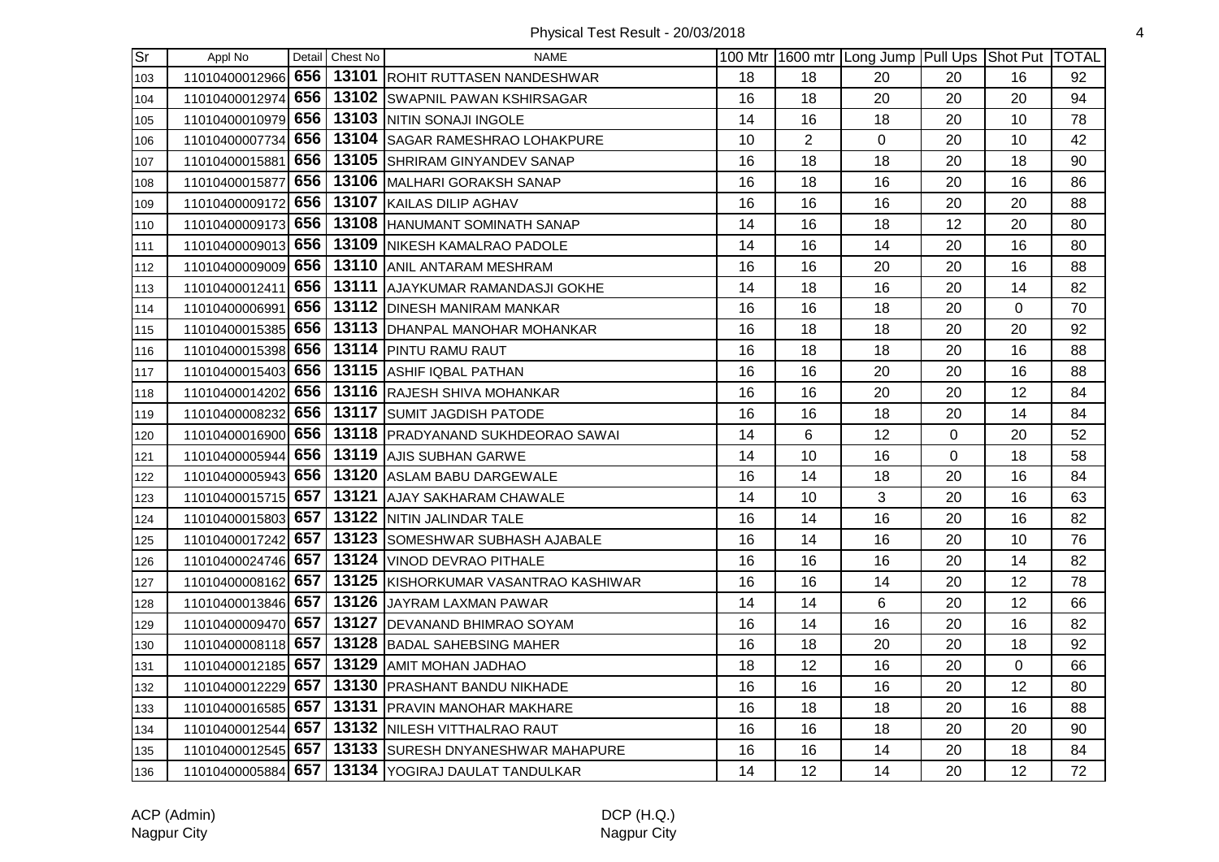Physical Test Result - 20/03/2018

| Sr | Appl No | Detail | Chest No | NAME | 100 Mtr | 1600 mtr | Long Jump | Pull Ups | Shot Put | TOTAL |
|---|---|---|---|---|---|---|---|---|---|---|
| 103 | 11010400012966 | **656** | **13101** | ROHIT RUTTASEN NANDESHWAR | 18 | 18 | 20 | 20 | 16 | 92 |
| 104 | 11010400012974 | **656** | **13102** | SWAPNIL PAWAN KSHIRSAGAR | 16 | 18 | 20 | 20 | 20 | 94 |
| 105 | 11010400010979 | **656** | **13103** | NITIN SONAJI INGOLE | 14 | 16 | 18 | 20 | 10 | 78 |
| 106 | 11010400007734 | **656** | **13104** | SAGAR RAMESHRAO LOHAKPURE | 10 | 2 | 0 | 20 | 10 | 42 |
| 107 | 11010400015881 | **656** | **13105** | SHRIRAM GINYANDEV SANAP | 16 | 18 | 18 | 20 | 18 | 90 |
| 108 | 11010400015877 | **656** | **13106** | MALHARI GORAKSH SANAP | 16 | 18 | 16 | 20 | 16 | 86 |
| 109 | 11010400009172 | **656** | **13107** | KAILAS DILIP AGHAV | 16 | 16 | 16 | 20 | 20 | 88 |
| 110 | 11010400009173 | **656** | **13108** | HANUMANT SOMINATH SANAP | 14 | 16 | 18 | 12 | 20 | 80 |
| 111 | 11010400009013 | **656** | **13109** | NIKESH KAMALRAO PADOLE | 14 | 16 | 14 | 20 | 16 | 80 |
| 112 | 11010400009009 | **656** | **13110** | ANIL ANTARAM MESHRAM | 16 | 16 | 20 | 20 | 16 | 88 |
| 113 | 11010400012411 | **656** | **13111** | AJAYKUMAR RAMANDASJI GOKHE | 14 | 18 | 16 | 20 | 14 | 82 |
| 114 | 11010400006991 | **656** | **13112** | DINESH MANIRAM MANKAR | 16 | 16 | 18 | 20 | 0 | 70 |
| 115 | 11010400015385 | **656** | **13113** | DHANPAL MANOHAR MOHANKAR | 16 | 18 | 18 | 20 | 20 | 92 |
| 116 | 11010400015398 | **656** | **13114** | PINTU RAMU RAUT | 16 | 18 | 18 | 20 | 16 | 88 |
| 117 | 11010400015403 | **656** | **13115** | ASHIF IQBAL PATHAN | 16 | 16 | 20 | 20 | 16 | 88 |
| 118 | 11010400014202 | **656** | **13116** | RAJESH SHIVA MOHANKAR | 16 | 16 | 20 | 20 | 12 | 84 |
| 119 | 11010400008232 | **656** | **13117** | SUMIT JAGDISH PATODE | 16 | 16 | 18 | 20 | 14 | 84 |
| 120 | 11010400016900 | **656** | **13118** | PRADYANAND SUKHDEORAO SAWAI | 14 | 6 | 12 | 0 | 20 | 52 |
| 121 | 11010400005944 | **656** | **13119** | AJIS SUBHAN GARWE | 14 | 10 | 16 | 0 | 18 | 58 |
| 122 | 11010400005943 | **656** | **13120** | ASLAM BABU DARGEWALE | 16 | 14 | 18 | 20 | 16 | 84 |
| 123 | 11010400015715 | **657** | **13121** | AJAY SAKHARAM CHAWALE | 14 | 10 | 3 | 20 | 16 | 63 |
| 124 | 11010400015803 | **657** | **13122** | NITIN JALINDAR TALE | 16 | 14 | 16 | 20 | 16 | 82 |
| 125 | 11010400017242 | **657** | **13123** | SOMESHWAR SUBHASH AJABALE | 16 | 14 | 16 | 20 | 10 | 76 |
| 126 | 11010400024746 | **657** | **13124** | VINOD DEVRAO PITHALE | 16 | 16 | 16 | 20 | 14 | 82 |
| 127 | 11010400008162 | **657** | **13125** | KISHORKUMAR VASANTRAO KASHIWAR | 16 | 16 | 14 | 20 | 12 | 78 |
| 128 | 11010400013846 | **657** | **13126** | JAYRAM LAXMAN PAWAR | 14 | 14 | 6 | 20 | 12 | 66 |
| 129 | 11010400009470 | **657** | **13127** | DEVANAND BHIMRAO SOYAM | 16 | 14 | 16 | 20 | 16 | 82 |
| 130 | 11010400008118 | **657** | **13128** | BADAL SAHEBSING MAHER | 16 | 18 | 20 | 20 | 18 | 92 |
| 131 | 11010400012185 | **657** | **13129** | AMIT MOHAN JADHAO | 18 | 12 | 16 | 20 | 0 | 66 |
| 132 | 11010400012229 | **657** | **13130** | PRASHANT BANDU NIKHADE | 16 | 16 | 16 | 20 | 12 | 80 |
| 133 | 11010400016585 | **657** | **13131** | PRAVIN MANOHAR MAKHARE | 16 | 18 | 18 | 20 | 16 | 88 |
| 134 | 11010400012544 | **657** | **13132** | NILESH VITTHALRAO RAUT | 16 | 16 | 18 | 20 | 20 | 90 |
| 135 | 11010400012545 | **657** | **13133** | SURESH DNYANESHWAR MAHAPURE | 16 | 16 | 14 | 20 | 18 | 84 |
| 136 | 11010400005884 | **657** | **13134** | YOGIRAJ DAULAT TANDULKAR | 14 | 12 | 14 | 20 | 12 | 72 |

ACP (Admin)
Nagpur City

DCP (H.Q.)
Nagpur City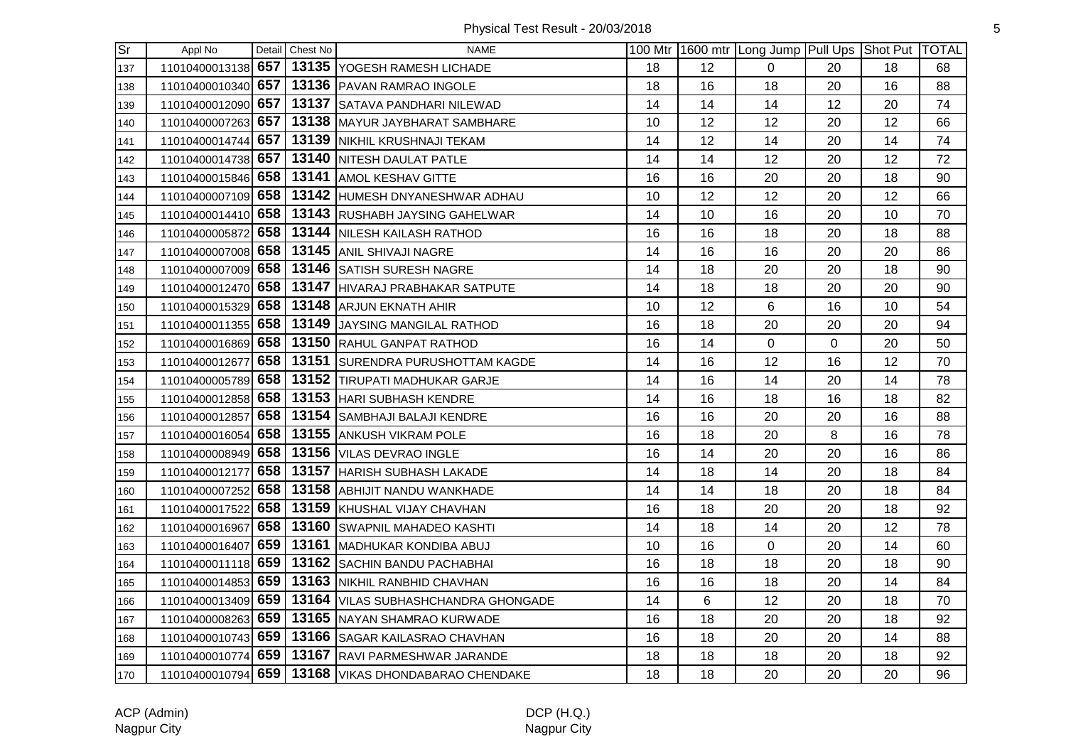Physical Test Result - 20/03/2018

| Sr | Appl No | Detail | Chest No | NAME | 100 Mtr | 1600 mtr | Long Jump | Pull Ups | Shot Put | TOTAL |
|---|---|---|---|---|---|---|---|---|---|---|
| 137 | 11010400013138 | 657 | 13135 | YOGESH RAMESH LICHADE | 18 | 12 | 0 | 20 | 18 | 68 |
| 138 | 11010400010340 | 657 | 13136 | PAVAN RAMRAO INGOLE | 18 | 16 | 18 | 20 | 16 | 88 |
| 139 | 11010400012090 | 657 | 13137 | SATAVA PANDHARI NILEWAD | 14 | 14 | 14 | 12 | 20 | 74 |
| 140 | 11010400007263 | 657 | 13138 | MAYUR JAYBHARAT SAMBHARE | 10 | 12 | 12 | 20 | 12 | 66 |
| 141 | 11010400014744 | 657 | 13139 | NIKHIL KRUSHNAJI TEKAM | 14 | 12 | 14 | 20 | 14 | 74 |
| 142 | 11010400014738 | 657 | 13140 | NITESH DAULAT PATLE | 14 | 14 | 12 | 20 | 12 | 72 |
| 143 | 11010400015846 | 658 | 13141 | AMOL KESHAV GITTE | 16 | 16 | 20 | 20 | 18 | 90 |
| 144 | 11010400007109 | 658 | 13142 | HUMESH DNYANESHWAR ADHAU | 10 | 12 | 12 | 20 | 12 | 66 |
| 145 | 11010400014410 | 658 | 13143 | RUSHABH JAYSING GAHELWAR | 14 | 10 | 16 | 20 | 10 | 70 |
| 146 | 11010400005872 | 658 | 13144 | NILESH KAILASH RATHOD | 16 | 16 | 18 | 20 | 18 | 88 |
| 147 | 11010400007008 | 658 | 13145 | ANIL SHIVAJI NAGRE | 14 | 16 | 16 | 20 | 20 | 86 |
| 148 | 11010400007009 | 658 | 13146 | SATISH SURESH NAGRE | 14 | 18 | 20 | 20 | 18 | 90 |
| 149 | 11010400012470 | 658 | 13147 | HIVARAJ PRABHAKAR SATPUTE | 14 | 18 | 18 | 20 | 20 | 90 |
| 150 | 11010400015329 | 658 | 13148 | ARJUN EKNATH AHIR | 10 | 12 | 6 | 16 | 10 | 54 |
| 151 | 11010400011355 | 658 | 13149 | JAYSING MANGILAL RATHOD | 16 | 18 | 20 | 20 | 20 | 94 |
| 152 | 11010400016869 | 658 | 13150 | RAHUL GANPAT RATHOD | 16 | 14 | 0 | 0 | 20 | 50 |
| 153 | 11010400012677 | 658 | 13151 | SURENDRA PURUSHOTTAM KAGDE | 14 | 16 | 12 | 16 | 12 | 70 |
| 154 | 11010400005789 | 658 | 13152 | TIRUPATI MADHUKAR GARJE | 14 | 16 | 14 | 20 | 14 | 78 |
| 155 | 11010400012858 | 658 | 13153 | HARI SUBHASH KENDRE | 14 | 16 | 18 | 16 | 18 | 82 |
| 156 | 11010400012857 | 658 | 13154 | SAMBHAJI BALAJI KENDRE | 16 | 16 | 20 | 20 | 16 | 88 |
| 157 | 11010400016054 | 658 | 13155 | ANKUSH VIKRAM POLE | 16 | 18 | 20 | 8 | 16 | 78 |
| 158 | 11010400008949 | 658 | 13156 | VILAS DEVRAO INGLE | 16 | 14 | 20 | 20 | 16 | 86 |
| 159 | 11010400012177 | 658 | 13157 | HARISH SUBHASH LAKADE | 14 | 18 | 14 | 20 | 18 | 84 |
| 160 | 11010400007252 | 658 | 13158 | ABHIJIT NANDU WANKHADE | 14 | 14 | 18 | 20 | 18 | 84 |
| 161 | 11010400017522 | 658 | 13159 | KHUSHAL VIJAY CHAVHAN | 16 | 18 | 20 | 20 | 18 | 92 |
| 162 | 11010400016967 | 658 | 13160 | SWAPNIL MAHADEO KASHTI | 14 | 18 | 14 | 20 | 12 | 78 |
| 163 | 11010400016407 | 659 | 13161 | MADHUKAR KONDIBA ABUJ | 10 | 16 | 0 | 20 | 14 | 60 |
| 164 | 11010400011118 | 659 | 13162 | SACHIN BANDU PACHABHAI | 16 | 18 | 18 | 20 | 18 | 90 |
| 165 | 11010400014853 | 659 | 13163 | NIKHIL RANBHID CHAVHAN | 16 | 16 | 18 | 20 | 14 | 84 |
| 166 | 11010400013409 | 659 | 13164 | VILAS SUBHASHCHANDRA GHONGADE | 14 | 6 | 12 | 20 | 18 | 70 |
| 167 | 11010400008263 | 659 | 13165 | NAYAN SHAMRAO KURWADE | 16 | 18 | 20 | 20 | 18 | 92 |
| 168 | 11010400010743 | 659 | 13166 | SAGAR KAILASRAO CHAVHAN | 16 | 18 | 20 | 20 | 14 | 88 |
| 169 | 11010400010774 | 659 | 13167 | RAVI PARMESHWAR JARANDE | 18 | 18 | 18 | 20 | 18 | 92 |
| 170 | 11010400010794 | 659 | 13168 | VIKAS DHONDABARAO CHENDAKE | 18 | 18 | 20 | 20 | 20 | 96 |

ACP (Admin)
Nagpur City

DCP (H.Q.)
Nagpur City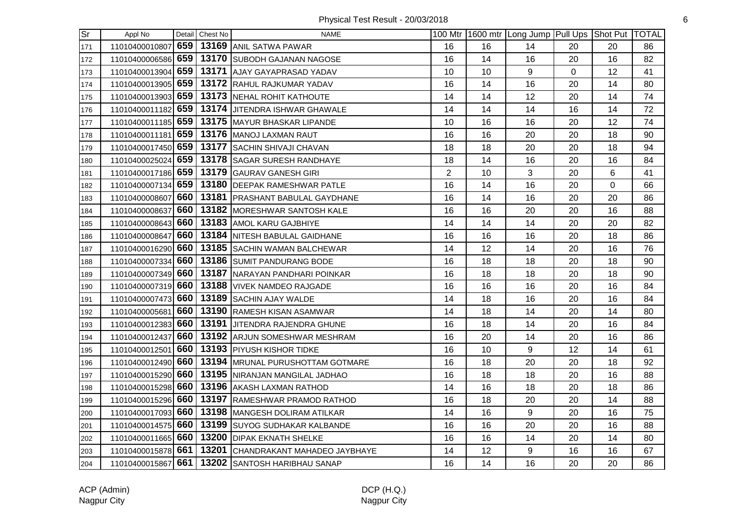Physical Test Result - 20/03/2018

| Sr | Appl No | Detail | Chest No | NAME | 100 Mtr | 1600 mtr | Long Jump | Pull Ups | Shot Put | TOTAL |
|---|---|---|---|---|---|---|---|---|---|---|
| 171 | 11010400010807 | 659 | 13169 | ANIL SATWA PAWAR | 16 | 16 | 14 | 20 | 20 | 86 |
| 172 | 11010400006586 | 659 | 13170 | SUBODH GAJANAN NAGOSE | 16 | 14 | 16 | 20 | 16 | 82 |
| 173 | 11010400013904 | 659 | 13171 | AJAY GAYAPRASAD YADAV | 10 | 10 | 9 | 0 | 12 | 41 |
| 174 | 11010400013905 | 659 | 13172 | RAHUL RAJKUMAR YADAV | 16 | 14 | 16 | 20 | 14 | 80 |
| 175 | 11010400013903 | 659 | 13173 | NEHAL ROHIT KATHOUTE | 14 | 14 | 12 | 20 | 14 | 74 |
| 176 | 11010400011182 | 659 | 13174 | JITENDRA ISHWAR GHAWALE | 14 | 14 | 14 | 16 | 14 | 72 |
| 177 | 11010400011185 | 659 | 13175 | MAYUR BHASKAR LIPANDE | 10 | 16 | 16 | 20 | 12 | 74 |
| 178 | 11010400011181 | 659 | 13176 | MANOJ LAXMAN RAUT | 16 | 16 | 20 | 20 | 18 | 90 |
| 179 | 11010400017450 | 659 | 13177 | SACHIN SHIVAJI CHAVAN | 18 | 18 | 20 | 20 | 18 | 94 |
| 180 | 11010400025024 | 659 | 13178 | SAGAR SURESH RANDHAYE | 18 | 14 | 16 | 20 | 16 | 84 |
| 181 | 11010400017186 | 659 | 13179 | GAURAV GANESH GIRI | 2 | 10 | 3 | 20 | 6 | 41 |
| 182 | 11010400007134 | 659 | 13180 | DEEPAK RAMESHWAR PATLE | 16 | 14 | 16 | 20 | 0 | 66 |
| 183 | 11010400008607 | 660 | 13181 | PRASHANT BABULAL GAYDHANE | 16 | 14 | 16 | 20 | 20 | 86 |
| 184 | 11010400008637 | 660 | 13182 | MORESHWAR SANTOSH KALE | 16 | 16 | 20 | 20 | 16 | 88 |
| 185 | 11010400008643 | 660 | 13183 | AMOL KARU GAJBHIYE | 14 | 14 | 14 | 20 | 20 | 82 |
| 186 | 11010400008647 | 660 | 13184 | NITESH BABULAL GAIDHANE | 16 | 16 | 16 | 20 | 18 | 86 |
| 187 | 11010400016290 | 660 | 13185 | SACHIN WAMAN BALCHEWAR | 14 | 12 | 14 | 20 | 16 | 76 |
| 188 | 11010400007334 | 660 | 13186 | SUMIT PANDURANG BODE | 16 | 18 | 18 | 20 | 18 | 90 |
| 189 | 11010400007349 | 660 | 13187 | NARAYAN PANDHARI POINKAR | 16 | 18 | 18 | 20 | 18 | 90 |
| 190 | 11010400007319 | 660 | 13188 | VIVEK NAMDEO RAJGADE | 16 | 16 | 16 | 20 | 16 | 84 |
| 191 | 11010400007473 | 660 | 13189 | SACHIN AJAY WALDE | 14 | 18 | 16 | 20 | 16 | 84 |
| 192 | 11010400005681 | 660 | 13190 | RAMESH KISAN ASAMWAR | 14 | 18 | 14 | 20 | 14 | 80 |
| 193 | 11010400012383 | 660 | 13191 | JITENDRA RAJENDRA GHUNE | 16 | 18 | 14 | 20 | 16 | 84 |
| 194 | 11010400012437 | 660 | 13192 | ARJUN SOMESHWAR MESHRAM | 16 | 20 | 14 | 20 | 16 | 86 |
| 195 | 11010400012501 | 660 | 13193 | PIYUSH KISHOR TIDKE | 16 | 10 | 9 | 12 | 14 | 61 |
| 196 | 11010400012490 | 660 | 13194 | MRUNAL PURUSHOTTAM GOTMARE | 16 | 18 | 20 | 20 | 18 | 92 |
| 197 | 11010400015290 | 660 | 13195 | NIRANJAN MANGILAL JADHAO | 16 | 18 | 18 | 20 | 16 | 88 |
| 198 | 11010400015298 | 660 | 13196 | AKASH LAXMAN RATHOD | 14 | 16 | 18 | 20 | 18 | 86 |
| 199 | 11010400015296 | 660 | 13197 | RAMESHWAR PRAMOD RATHOD | 16 | 18 | 20 | 20 | 14 | 88 |
| 200 | 11010400017093 | 660 | 13198 | MANGESH DOLIRAM ATILKAR | 14 | 16 | 9 | 20 | 16 | 75 |
| 201 | 11010400014575 | 660 | 13199 | SUYOG SUDHAKAR KALBANDE | 16 | 16 | 20 | 20 | 16 | 88 |
| 202 | 11010400011665 | 660 | 13200 | DIPAK EKNATH SHELKE | 16 | 16 | 14 | 20 | 14 | 80 |
| 203 | 11010400015878 | 661 | 13201 | CHANDRAKANT MAHADEO JAYBHAYE | 14 | 12 | 9 | 16 | 16 | 67 |
| 204 | 11010400015867 | 661 | 13202 | SANTOSH HARIBHAU SANAP | 16 | 14 | 16 | 20 | 20 | 86 |

ACP (Admin)
Nagpur City

DCP (H.Q.)
Nagpur City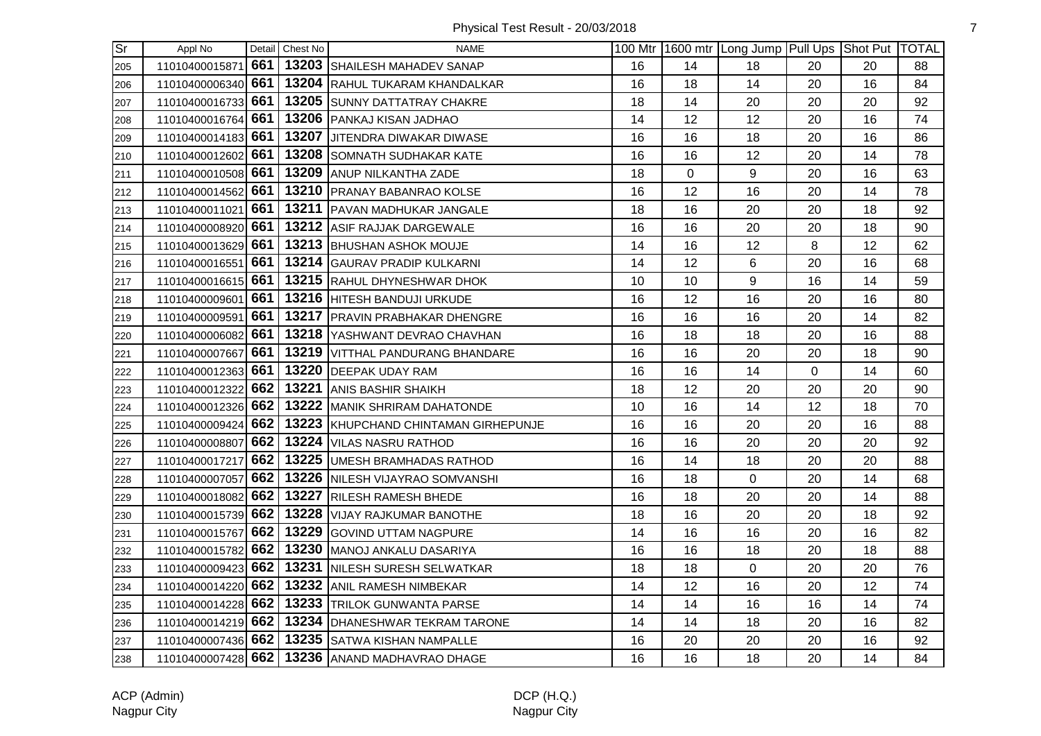Physical Test Result - 20/03/2018

| Sr | Appl No | Detail | Chest No | NAME | 100 Mtr | 1600 mtr | Long Jump | Pull Ups | Shot Put | TOTAL |
|---|---|---|---|---|---|---|---|---|---|---|
| 205 | 11010400015871 | 661 | 13203 | SHAILESH MAHADEV SANAP | 16 | 14 | 18 | 20 | 20 | 88 |
| 206 | 11010400006340 | 661 | 13204 | RAHUL TUKARAM KHANDALKAR | 16 | 18 | 14 | 20 | 16 | 84 |
| 207 | 11010400016733 | 661 | 13205 | SUNNY DATTATRAY CHAKRE | 18 | 14 | 20 | 20 | 20 | 92 |
| 208 | 11010400016764 | 661 | 13206 | PANKAJ KISAN JADHAO | 14 | 12 | 12 | 20 | 16 | 74 |
| 209 | 11010400014183 | 661 | 13207 | JITENDRA DIWAKAR DIWASE | 16 | 16 | 18 | 20 | 16 | 86 |
| 210 | 11010400012602 | 661 | 13208 | SOMNATH SUDHAKAR KATE | 16 | 16 | 12 | 20 | 14 | 78 |
| 211 | 11010400010508 | 661 | 13209 | ANUP NILKANTHA ZADE | 18 | 0 | 9 | 20 | 16 | 63 |
| 212 | 11010400014562 | 661 | 13210 | PRANAY BABANRAO KOLSE | 16 | 12 | 16 | 20 | 14 | 78 |
| 213 | 11010400011021 | 661 | 13211 | PAVAN MADHUKAR JANGALE | 18 | 16 | 20 | 20 | 18 | 92 |
| 214 | 11010400008920 | 661 | 13212 | ASIF RAJJAK DARGEWALE | 16 | 16 | 20 | 20 | 18 | 90 |
| 215 | 11010400013629 | 661 | 13213 | BHUSHAN ASHOK MOUJE | 14 | 16 | 12 | 8 | 12 | 62 |
| 216 | 11010400016551 | 661 | 13214 | GAURAV PRADIP KULKARNI | 14 | 12 | 6 | 20 | 16 | 68 |
| 217 | 11010400016615 | 661 | 13215 | RAHUL DHYNESHWAR DHOK | 10 | 10 | 9 | 16 | 14 | 59 |
| 218 | 11010400009601 | 661 | 13216 | HITESH BANDUJI URKUDE | 16 | 12 | 16 | 20 | 16 | 80 |
| 219 | 11010400009591 | 661 | 13217 | PRAVIN PRABHAKAR DHENGRE | 16 | 16 | 16 | 20 | 14 | 82 |
| 220 | 11010400006082 | 661 | 13218 | YASHWANT DEVRAO CHAVHAN | 16 | 18 | 18 | 20 | 16 | 88 |
| 221 | 11010400007667 | 661 | 13219 | VITTHAL PANDURANG BHANDARE | 16 | 16 | 20 | 20 | 18 | 90 |
| 222 | 11010400012363 | 661 | 13220 | DEEPAK UDAY RAM | 16 | 16 | 14 | 0 | 14 | 60 |
| 223 | 11010400012322 | 662 | 13221 | ANIS BASHIR SHAIKH | 18 | 12 | 20 | 20 | 20 | 90 |
| 224 | 11010400012326 | 662 | 13222 | MANIK SHRIRAM DAHATONDE | 10 | 16 | 14 | 12 | 18 | 70 |
| 225 | 11010400009424 | 662 | 13223 | KHUPCHAND CHINTAMAN GIRHEPUNJE | 16 | 16 | 20 | 20 | 16 | 88 |
| 226 | 11010400008807 | 662 | 13224 | VILAS NASRU RATHOD | 16 | 16 | 20 | 20 | 20 | 92 |
| 227 | 11010400017217 | 662 | 13225 | UMESH BRAMHADAS RATHOD | 16 | 14 | 18 | 20 | 20 | 88 |
| 228 | 11010400007057 | 662 | 13226 | NILESH VIJAYRAO SOMVANSHI | 16 | 18 | 0 | 20 | 14 | 68 |
| 229 | 11010400018082 | 662 | 13227 | RILESH RAMESH BHEDE | 16 | 18 | 20 | 20 | 14 | 88 |
| 230 | 11010400015739 | 662 | 13228 | VIJAY RAJKUMAR BANOTHE | 18 | 16 | 20 | 20 | 18 | 92 |
| 231 | 11010400015767 | 662 | 13229 | GOVIND UTTAM NAGPURE | 14 | 16 | 16 | 20 | 16 | 82 |
| 232 | 11010400015782 | 662 | 13230 | MANOJ ANKALU DASARIYA | 16 | 16 | 18 | 20 | 18 | 88 |
| 233 | 11010400009423 | 662 | 13231 | NILESH SURESH SELWATKAR | 18 | 18 | 0 | 20 | 20 | 76 |
| 234 | 11010400014220 | 662 | 13232 | ANIL RAMESH NIMBEKAR | 14 | 12 | 16 | 20 | 12 | 74 |
| 235 | 11010400014228 | 662 | 13233 | TRILOK GUNWANTA PARSE | 14 | 14 | 16 | 16 | 14 | 74 |
| 236 | 11010400014219 | 662 | 13234 | DHANESHWAR TEKRAM TARONE | 14 | 14 | 18 | 20 | 16 | 82 |
| 237 | 11010400007436 | 662 | 13235 | SATWA KISHAN NAMPALLE | 16 | 20 | 20 | 20 | 16 | 92 |
| 238 | 11010400007428 | 662 | 13236 | ANAND MADHAVRAO DHAGE | 16 | 16 | 18 | 20 | 14 | 84 |

ACP (Admin)
Nagpur City

DCP (H.Q.)
Nagpur City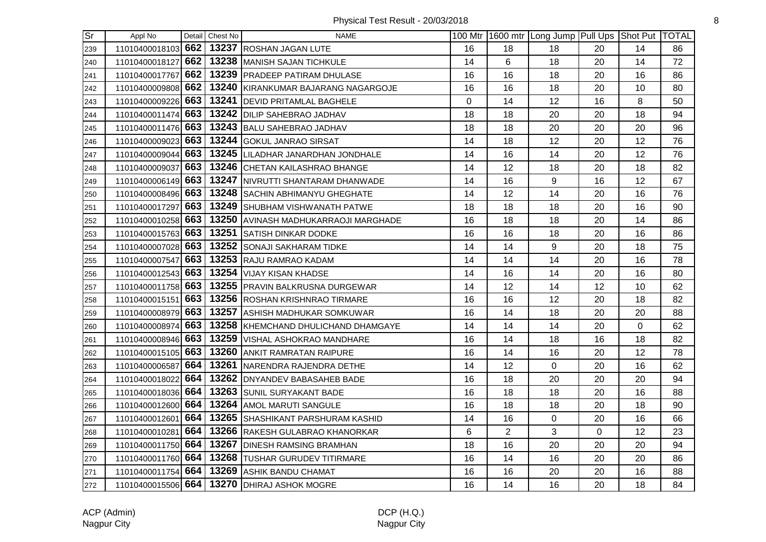Physical Test Result - 20/03/2018

| Sr | Appl No | Detail | Chest No | NAME | 100 Mtr | 1600 mtr | Long Jump | Pull Ups | Shot Put | TOTAL |
|---|---|---|---|---|---|---|---|---|---|---|
| 239 | 11010400018103 | 662 | 13237 | ROSHAN JAGAN LUTE | 16 | 18 | 18 | 20 | 14 | 86 |
| 240 | 11010400018127 | 662 | 13238 | MANISH SAJAN TICHKULE | 14 | 6 | 18 | 20 | 14 | 72 |
| 241 | 11010400017767 | 662 | 13239 | PRADEEP PATIRAM DHULASE | 16 | 16 | 18 | 20 | 16 | 86 |
| 242 | 11010400009808 | 662 | 13240 | KIRANKUMAR BAJARANG NAGARGOJE | 16 | 16 | 18 | 20 | 10 | 80 |
| 243 | 11010400009226 | 663 | 13241 | DEVID PRITAMLAL BAGHELE | 0 | 14 | 12 | 16 | 8 | 50 |
| 244 | 11010400011474 | 663 | 13242 | DILIP SAHEBRAO JADHAV | 18 | 18 | 20 | 20 | 18 | 94 |
| 245 | 11010400011476 | 663 | 13243 | BALU SAHEBRAO JADHAV | 18 | 18 | 20 | 20 | 20 | 96 |
| 246 | 11010400009023 | 663 | 13244 | GOKUL JANRAO SIRSAT | 14 | 18 | 12 | 20 | 12 | 76 |
| 247 | 11010400009044 | 663 | 13245 | LILADHAR JANARDHAN JONDHALE | 14 | 16 | 14 | 20 | 12 | 76 |
| 248 | 11010400009037 | 663 | 13246 | CHETAN KAILASHRAO BHANGE | 14 | 12 | 18 | 20 | 18 | 82 |
| 249 | 11010400006149 | 663 | 13247 | NIVRUTTI SHANTARAM DHANWADE | 14 | 16 | 9 | 16 | 12 | 67 |
| 250 | 11010400008496 | 663 | 13248 | SACHIN ABHIMANYU GHEGHATE | 14 | 12 | 14 | 20 | 16 | 76 |
| 251 | 11010400017297 | 663 | 13249 | SHUBHAM VISHWANATH PATWE | 18 | 18 | 18 | 20 | 16 | 90 |
| 252 | 11010400010258 | 663 | 13250 | AVINASH MADHUKARRAOJI MARGHADE | 16 | 18 | 18 | 20 | 14 | 86 |
| 253 | 11010400015763 | 663 | 13251 | SATISH DINKAR DODKE | 16 | 16 | 18 | 20 | 16 | 86 |
| 254 | 11010400007028 | 663 | 13252 | SONAJI SAKHARAM TIDKE | 14 | 14 | 9 | 20 | 18 | 75 |
| 255 | 11010400007547 | 663 | 13253 | RAJU RAMRAO KADAM | 14 | 14 | 14 | 20 | 16 | 78 |
| 256 | 11010400012543 | 663 | 13254 | VIJAY KISAN KHADSE | 14 | 16 | 14 | 20 | 16 | 80 |
| 257 | 11010400011758 | 663 | 13255 | PRAVIN BALKRUSNA DURGEWAR | 14 | 12 | 14 | 12 | 10 | 62 |
| 258 | 11010400015151 | 663 | 13256 | ROSHAN KRISHNRAO TIRMARE | 16 | 16 | 12 | 20 | 18 | 82 |
| 259 | 11010400008979 | 663 | 13257 | ASHISH MADHUKAR SOMKUWAR | 16 | 14 | 18 | 20 | 20 | 88 |
| 260 | 11010400008974 | 663 | 13258 | KHEMCHAND DHULICHAND DHAMGAYE | 14 | 14 | 14 | 20 | 0 | 62 |
| 261 | 11010400008946 | 663 | 13259 | VISHAL ASHOKRAO MANDHARE | 16 | 14 | 18 | 16 | 18 | 82 |
| 262 | 11010400015105 | 663 | 13260 | ANKIT RAMRATAN RAIPURE | 16 | 14 | 16 | 20 | 12 | 78 |
| 263 | 11010400006587 | 664 | 13261 | NARENDRA RAJENDRA DETHE | 14 | 12 | 0 | 20 | 16 | 62 |
| 264 | 11010400018022 | 664 | 13262 | DNYANDEV BABASAHEB BADE | 16 | 18 | 20 | 20 | 20 | 94 |
| 265 | 11010400018036 | 664 | 13263 | SUNIL SURYAKANT BADE | 16 | 18 | 18 | 20 | 16 | 88 |
| 266 | 11010400012600 | 664 | 13264 | AMOL MARUTI SANGULE | 16 | 18 | 18 | 20 | 18 | 90 |
| 267 | 11010400012601 | 664 | 13265 | SHASHIKANT PARSHURAM KASHID | 14 | 16 | 0 | 20 | 16 | 66 |
| 268 | 11010400010281 | 664 | 13266 | RAKESH GULABRAO KHANORKAR | 6 | 2 | 3 | 0 | 12 | 23 |
| 269 | 11010400011750 | 664 | 13267 | DINESH RAMSING BRAMHAN | 18 | 16 | 20 | 20 | 20 | 94 |
| 270 | 11010400011760 | 664 | 13268 | TUSHAR GURUDEV TITIRMARE | 16 | 14 | 16 | 20 | 20 | 86 |
| 271 | 11010400011754 | 664 | 13269 | ASHIK BANDU CHAMAT | 16 | 16 | 20 | 20 | 16 | 88 |
| 272 | 11010400015506 | 664 | 13270 | DHIRAJ ASHOK MOGRE | 16 | 14 | 16 | 20 | 18 | 84 |

ACP (Admin)
Nagpur City

DCP (H.Q.)
Nagpur City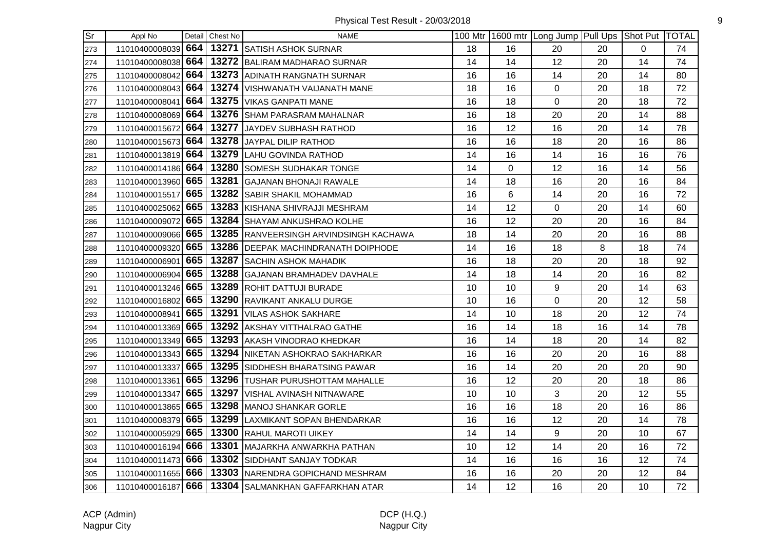# Physical Test Result - 20/03/2018

| Sr | Appl No | Detail | Chest No | NAME | 100 Mtr | 1600 mtr | Long Jump | Pull Ups | Shot Put | TOTAL |
|---|---|---|---|---|---|---|---|---|---|---|
| 273 | 11010400008039 | 664 | 13271 | SATISH ASHOK SURNAR | 18 | 16 | 20 | 20 | 0 | 74 |
| 274 | 11010400008038 | 664 | 13272 | BALIRAM MADHARAO SURNAR | 14 | 14 | 12 | 20 | 14 | 74 |
| 275 | 11010400008042 | 664 | 13273 | ADINATH RANGNATH SURNAR | 16 | 16 | 14 | 20 | 14 | 80 |
| 276 | 11010400008043 | 664 | 13274 | VISHWANATH VAIJANATH MANE | 18 | 16 | 0 | 20 | 18 | 72 |
| 277 | 11010400008041 | 664 | 13275 | VIKAS GANPATI MANE | 16 | 18 | 0 | 20 | 18 | 72 |
| 278 | 11010400008069 | 664 | 13276 | SHAM PARASRAM MAHALNAR | 16 | 18 | 20 | 20 | 14 | 88 |
| 279 | 11010400015672 | 664 | 13277 | JAYDEV SUBHASH RATHOD | 16 | 12 | 16 | 20 | 14 | 78 |
| 280 | 11010400015673 | 664 | 13278 | JAYPAL DILIP RATHOD | 16 | 16 | 18 | 20 | 16 | 86 |
| 281 | 11010400013819 | 664 | 13279 | LAHU GOVINDA RATHOD | 14 | 16 | 14 | 16 | 16 | 76 |
| 282 | 11010400014186 | 664 | 13280 | SOMESH SUDHAKAR TONGE | 14 | 0 | 12 | 16 | 14 | 56 |
| 283 | 11010400013960 | 665 | 13281 | GAJANAN BHONAJI RAWALE | 14 | 18 | 16 | 20 | 16 | 84 |
| 284 | 11010400015517 | 665 | 13282 | SABIR SHAKIL MOHAMMAD | 16 | 6 | 14 | 20 | 16 | 72 |
| 285 | 11010400025062 | 665 | 13283 | KISHANA SHIVRAJJI MESHRAM | 14 | 12 | 0 | 20 | 14 | 60 |
| 286 | 11010400009072 | 665 | 13284 | SHAYAM ANKUSHRAO KOLHE | 16 | 12 | 20 | 20 | 16 | 84 |
| 287 | 11010400009066 | 665 | 13285 | RANVEERSINGH ARVINDSINGH KACHAWA | 18 | 14 | 20 | 20 | 16 | 88 |
| 288 | 11010400009320 | 665 | 13286 | DEEPAK MACHINDRANATH DOIPHODE | 14 | 16 | 18 | 8 | 18 | 74 |
| 289 | 11010400006901 | 665 | 13287 | SACHIN ASHOK MAHADIK | 16 | 18 | 20 | 20 | 18 | 92 |
| 290 | 11010400006904 | 665 | 13288 | GAJANAN BRAMHADEV DAVHALE | 14 | 18 | 14 | 20 | 16 | 82 |
| 291 | 11010400013246 | 665 | 13289 | ROHIT DATTUJI BURADE | 10 | 10 | 9 | 20 | 14 | 63 |
| 292 | 11010400016802 | 665 | 13290 | RAVIKANT ANKALU DURGE | 10 | 16 | 0 | 20 | 12 | 58 |
| 293 | 11010400008941 | 665 | 13291 | VILAS ASHOK SAKHARE | 14 | 10 | 18 | 20 | 12 | 74 |
| 294 | 11010400013369 | 665 | 13292 | AKSHAY VITTHALRAO GATHE | 16 | 14 | 18 | 16 | 14 | 78 |
| 295 | 11010400013349 | 665 | 13293 | AKASH VINODRAO KHEDKAR | 16 | 14 | 18 | 20 | 14 | 82 |
| 296 | 11010400013343 | 665 | 13294 | NIKETAN ASHOKRAO SAKHARKAR | 16 | 16 | 20 | 20 | 16 | 88 |
| 297 | 11010400013337 | 665 | 13295 | SIDDHESH BHARATSING PAWAR | 16 | 14 | 20 | 20 | 20 | 90 |
| 298 | 11010400013361 | 665 | 13296 | TUSHAR PURUSHOTTAM MAHALLE | 16 | 12 | 20 | 20 | 18 | 86 |
| 299 | 11010400013347 | 665 | 13297 | VISHAL AVINASH NITNAWARE | 10 | 10 | 3 | 20 | 12 | 55 |
| 300 | 11010400013865 | 665 | 13298 | MANOJ SHANKAR GORLE | 16 | 16 | 18 | 20 | 16 | 86 |
| 301 | 11010400008379 | 665 | 13299 | LAXMIKANT SOPAN BHENDARKAR | 16 | 16 | 12 | 20 | 14 | 78 |
| 302 | 11010400005929 | 665 | 13300 | RAHUL MAROTI UIKEY | 14 | 14 | 9 | 20 | 10 | 67 |
| 303 | 11010400016194 | 666 | 13301 | MAJARKHA ANWARKHA PATHAN | 10 | 12 | 14 | 20 | 16 | 72 |
| 304 | 11010400011473 | 666 | 13302 | SIDDHANT SANJAY TODKAR | 14 | 16 | 16 | 16 | 12 | 74 |
| 305 | 11010400011655 | 666 | 13303 | NARENDRA GOPICHAND MESHRAM | 16 | 16 | 20 | 20 | 12 | 84 |
| 306 | 11010400016187 | 666 | 13304 | SALMANKHAN GAFFARKHAN ATAR | 14 | 12 | 16 | 20 | 10 | 72 |

ACP (Admin)
Nagpur City

DCP (H.Q.)
Nagpur City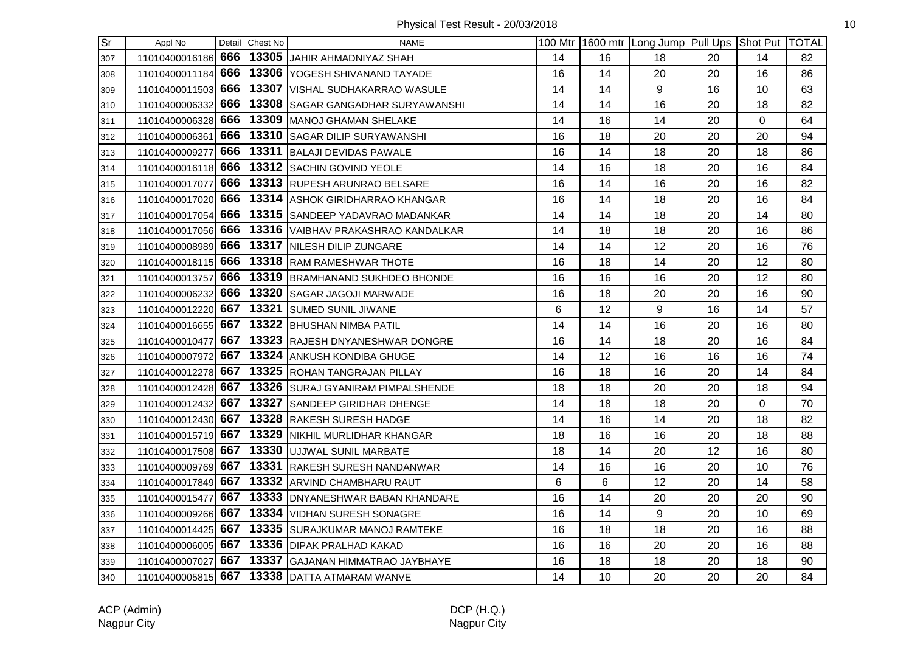Physical Test Result - 20/03/2018

| Sr | Appl No | Detail | Chest No | NAME | 100 Mtr | 1600 mtr | Long Jump | Pull Ups | Shot Put | TOTAL |
|---|---|---|---|---|---|---|---|---|---|---|
| 307 | 11010400016186 | 666 | 13305 | JAHIR AHMADNIYAZ SHAH | 14 | 16 | 18 | 20 | 14 | 82 |
| 308 | 11010400011184 | 666 | 13306 | YOGESH SHIVANAND TAYADE | 16 | 14 | 20 | 20 | 16 | 86 |
| 309 | 11010400011503 | 666 | 13307 | VISHAL SUDHAKARRAO WASULE | 14 | 14 | 9 | 16 | 10 | 63 |
| 310 | 11010400006332 | 666 | 13308 | SAGAR GANGADHAR SURYAWANSHI | 14 | 14 | 16 | 20 | 18 | 82 |
| 311 | 11010400006328 | 666 | 13309 | MANOJ GHAMAN SHELAKE | 14 | 16 | 14 | 20 | 0 | 64 |
| 312 | 11010400006361 | 666 | 13310 | SAGAR DILIP SURYAWANSHI | 16 | 18 | 20 | 20 | 20 | 94 |
| 313 | 11010400009277 | 666 | 13311 | BALAJI DEVIDAS PAWALE | 16 | 14 | 18 | 20 | 18 | 86 |
| 314 | 11010400016118 | 666 | 13312 | SACHIN GOVIND YEOLE | 14 | 16 | 18 | 20 | 16 | 84 |
| 315 | 11010400017077 | 666 | 13313 | RUPESH ARUNRAO BELSARE | 16 | 14 | 16 | 20 | 16 | 82 |
| 316 | 11010400017020 | 666 | 13314 | ASHOK GIRIDHARRAO KHANGAR | 16 | 14 | 18 | 20 | 16 | 84 |
| 317 | 11010400017054 | 666 | 13315 | SANDEEP YADAVRAO MADANKAR | 14 | 14 | 18 | 20 | 14 | 80 |
| 318 | 11010400017056 | 666 | 13316 | VAIBHAV PRAKASHRAO KANDALKAR | 14 | 18 | 18 | 20 | 16 | 86 |
| 319 | 11010400008989 | 666 | 13317 | NILESH DILIP ZUNGARE | 14 | 14 | 12 | 20 | 16 | 76 |
| 320 | 11010400018115 | 666 | 13318 | RAM RAMESHWAR THOTE | 16 | 18 | 14 | 20 | 12 | 80 |
| 321 | 11010400013757 | 666 | 13319 | BRAMHANAND SUKHDEO BHONDE | 16 | 16 | 16 | 20 | 12 | 80 |
| 322 | 11010400006232 | 666 | 13320 | SAGAR JAGOJI MARWADE | 16 | 18 | 20 | 20 | 16 | 90 |
| 323 | 11010400012220 | 667 | 13321 | SUMED SUNIL JIWANE | 6 | 12 | 9 | 16 | 14 | 57 |
| 324 | 11010400016655 | 667 | 13322 | BHUSHAN NIMBA PATIL | 14 | 14 | 16 | 20 | 16 | 80 |
| 325 | 11010400010477 | 667 | 13323 | RAJESH DNYANESHWAR DONGRE | 16 | 14 | 18 | 20 | 16 | 84 |
| 326 | 11010400007972 | 667 | 13324 | ANKUSH KONDIBA GHUGE | 14 | 12 | 16 | 16 | 16 | 74 |
| 327 | 11010400012278 | 667 | 13325 | ROHAN TANGRAJAN PILLAY | 16 | 18 | 16 | 20 | 14 | 84 |
| 328 | 11010400012428 | 667 | 13326 | SURAJ GYANIRAM PIMPALSHENDE | 18 | 18 | 20 | 20 | 18 | 94 |
| 329 | 11010400012432 | 667 | 13327 | SANDEEP GIRIDHAR DHENGE | 14 | 18 | 18 | 20 | 0 | 70 |
| 330 | 11010400012430 | 667 | 13328 | RAKESH SURESH HADGE | 14 | 16 | 14 | 20 | 18 | 82 |
| 331 | 11010400015719 | 667 | 13329 | NIKHIL MURLIDHAR KHANGAR | 18 | 16 | 16 | 20 | 18 | 88 |
| 332 | 11010400017508 | 667 | 13330 | UJJWAL SUNIL MARBATE | 18 | 14 | 20 | 12 | 16 | 80 |
| 333 | 11010400009769 | 667 | 13331 | RAKESH SURESH NANDANWAR | 14 | 16 | 16 | 20 | 10 | 76 |
| 334 | 11010400017849 | 667 | 13332 | ARVIND CHAMBHARU RAUT | 6 | 6 | 12 | 20 | 14 | 58 |
| 335 | 11010400015477 | 667 | 13333 | DNYANESHWAR BABAN KHANDARE | 16 | 14 | 20 | 20 | 20 | 90 |
| 336 | 11010400009266 | 667 | 13334 | VIDHAN SURESH SONAGRE | 16 | 14 | 9 | 20 | 10 | 69 |
| 337 | 11010400014425 | 667 | 13335 | SURAJKUMAR MANOJ RAMTEKE | 16 | 18 | 18 | 20 | 16 | 88 |
| 338 | 11010400006005 | 667 | 13336 | DIPAK PRALHAD KAKAD | 16 | 16 | 20 | 20 | 16 | 88 |
| 339 | 11010400007027 | 667 | 13337 | GAJANAN HIMMATRAO JAYBHAYE | 16 | 18 | 18 | 20 | 18 | 90 |
| 340 | 11010400005815 | 667 | 13338 | DATTA ATMARAM WANVE | 14 | 10 | 20 | 20 | 20 | 84 |

ACP (Admin)
Nagpur City

DCP (H.Q.)
Nagpur City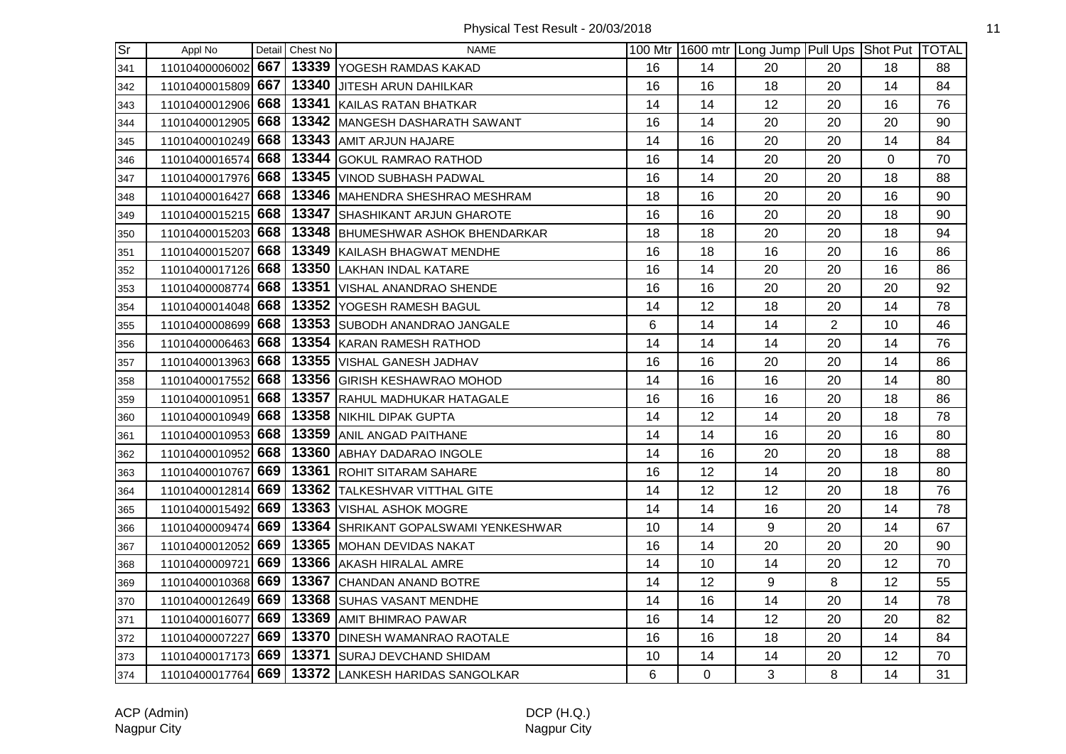Physical Test Result - 20/03/2018

| Sr | Appl No | Detail | Chest No | NAME | 100 Mtr | 1600 mtr | Long Jump | Pull Ups | Shot Put | TOTAL |
|---|---|---|---|---|---|---|---|---|---|---|
| 341 | 11010400006002 | 667 | 13339 | YOGESH RAMDAS KAKAD | 16 | 14 | 20 | 20 | 18 | 88 |
| 342 | 11010400015809 | 667 | 13340 | JITESH ARUN DAHILKAR | 16 | 16 | 18 | 20 | 14 | 84 |
| 343 | 11010400012906 | 668 | 13341 | KAILAS RATAN BHATKAR | 14 | 14 | 12 | 20 | 16 | 76 |
| 344 | 11010400012905 | 668 | 13342 | MANGESH DASHARATH SAWANT | 16 | 14 | 20 | 20 | 20 | 90 |
| 345 | 11010400010249 | 668 | 13343 | AMIT ARJUN HAJARE | 14 | 16 | 20 | 20 | 14 | 84 |
| 346 | 11010400016574 | 668 | 13344 | GOKUL RAMRAO RATHOD | 16 | 14 | 20 | 20 | 0 | 70 |
| 347 | 11010400017976 | 668 | 13345 | VINOD SUBHASH PADWAL | 16 | 14 | 20 | 20 | 18 | 88 |
| 348 | 11010400016427 | 668 | 13346 | MAHENDRA SHESHRAO MESHRAM | 18 | 16 | 20 | 20 | 16 | 90 |
| 349 | 11010400015215 | 668 | 13347 | SHASHIKANT ARJUN GHAROTE | 16 | 16 | 20 | 20 | 18 | 90 |
| 350 | 11010400015203 | 668 | 13348 | BHUMESHWAR ASHOK BHENDARKAR | 18 | 18 | 20 | 20 | 18 | 94 |
| 351 | 11010400015207 | 668 | 13349 | KAILASH BHAGWAT MENDHE | 16 | 18 | 16 | 20 | 16 | 86 |
| 352 | 11010400017126 | 668 | 13350 | LAKHAN INDAL KATARE | 16 | 14 | 20 | 20 | 16 | 86 |
| 353 | 11010400008774 | 668 | 13351 | VISHAL ANANDRAO SHENDE | 16 | 16 | 20 | 20 | 20 | 92 |
| 354 | 11010400014048 | 668 | 13352 | YOGESH RAMESH BAGUL | 14 | 12 | 18 | 20 | 14 | 78 |
| 355 | 11010400008699 | 668 | 13353 | SUBODH ANANDRAO JANGALE | 6 | 14 | 14 | 2 | 10 | 46 |
| 356 | 11010400006463 | 668 | 13354 | KARAN RAMESH RATHOD | 14 | 14 | 14 | 20 | 14 | 76 |
| 357 | 11010400013963 | 668 | 13355 | VISHAL GANESH JADHAV | 16 | 16 | 20 | 20 | 14 | 86 |
| 358 | 11010400017552 | 668 | 13356 | GIRISH KESHAWRAO MOHOD | 14 | 16 | 16 | 20 | 14 | 80 |
| 359 | 11010400010951 | 668 | 13357 | RAHUL MADHUKAR HATAGALE | 16 | 16 | 16 | 20 | 18 | 86 |
| 360 | 11010400010949 | 668 | 13358 | NIKHIL DIPAK GUPTA | 14 | 12 | 14 | 20 | 18 | 78 |
| 361 | 11010400010953 | 668 | 13359 | ANIL ANGAD PAITHANE | 14 | 14 | 16 | 20 | 16 | 80 |
| 362 | 11010400010952 | 668 | 13360 | ABHAY DADARAO INGOLE | 14 | 16 | 20 | 20 | 18 | 88 |
| 363 | 11010400010767 | 669 | 13361 | ROHIT SITARAM SAHARE | 16 | 12 | 14 | 20 | 18 | 80 |
| 364 | 11010400012814 | 669 | 13362 | TALKESHVAR VITTHAL GITE | 14 | 12 | 12 | 20 | 18 | 76 |
| 365 | 11010400015492 | 669 | 13363 | VISHAL ASHOK MOGRE | 14 | 14 | 16 | 20 | 14 | 78 |
| 366 | 11010400009474 | 669 | 13364 | SHRIKANT GOPALSWAMI YENKESHWAR | 10 | 14 | 9 | 20 | 14 | 67 |
| 367 | 11010400012052 | 669 | 13365 | MOHAN DEVIDAS NAKAT | 16 | 14 | 20 | 20 | 20 | 90 |
| 368 | 11010400009721 | 669 | 13366 | AKASH HIRALAL AMRE | 14 | 10 | 14 | 20 | 12 | 70 |
| 369 | 11010400010368 | 669 | 13367 | CHANDAN ANAND BOTRE | 14 | 12 | 9 | 8 | 12 | 55 |
| 370 | 11010400012649 | 669 | 13368 | SUHAS VASANT MENDHE | 14 | 16 | 14 | 20 | 14 | 78 |
| 371 | 11010400016077 | 669 | 13369 | AMIT BHIMRAO PAWAR | 16 | 14 | 12 | 20 | 20 | 82 |
| 372 | 11010400007227 | 669 | 13370 | DINESH WAMANRAO RAOTALE | 16 | 16 | 18 | 20 | 14 | 84 |
| 373 | 11010400017173 | 669 | 13371 | SURAJ DEVCHAND SHIDAM | 10 | 14 | 14 | 20 | 12 | 70 |
| 374 | 11010400017764 | 669 | 13372 | LANKESH HARIDAS SANGOLKAR | 6 | 0 | 3 | 8 | 14 | 31 |

ACP (Admin)
Nagpur City

DCP (H.Q.)
Nagpur City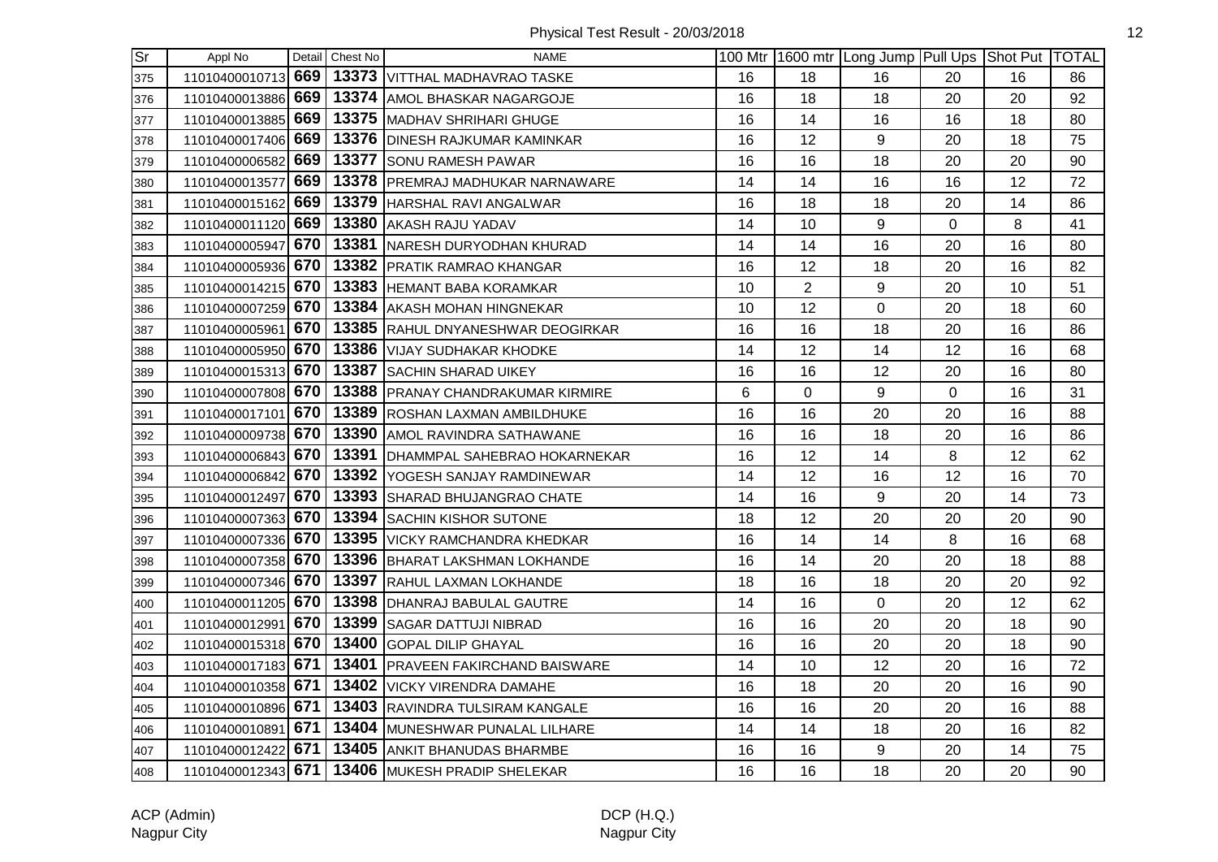Physical Test Result - 20/03/2018

| Sr | Appl No | Detail | Chest No | NAME | 100 Mtr | 1600 mtr | Long Jump | Pull Ups | Shot Put | TOTAL |
|---|---|---|---|---|---|---|---|---|---|---|
| 375 | 11010400010713 | 669 | 13373 | VITTHAL MADHAVRAO TASKE | 16 | 18 | 16 | 20 | 16 | 86 |
| 376 | 11010400013886 | 669 | 13374 | AMOL BHASKAR NAGARGOJE | 16 | 18 | 18 | 20 | 20 | 92 |
| 377 | 11010400013885 | 669 | 13375 | MADHAV SHRIHARI GHUGE | 16 | 14 | 16 | 16 | 18 | 80 |
| 378 | 11010400017406 | 669 | 13376 | DINESH RAJKUMAR KAMINKAR | 16 | 12 | 9 | 20 | 18 | 75 |
| 379 | 11010400006582 | 669 | 13377 | SONU RAMESH PAWAR | 16 | 16 | 18 | 20 | 20 | 90 |
| 380 | 11010400013577 | 669 | 13378 | PREMRAJ MADHUKAR NARNAWARE | 14 | 14 | 16 | 16 | 12 | 72 |
| 381 | 11010400015162 | 669 | 13379 | HARSHAL RAVI ANGALWAR | 16 | 18 | 18 | 20 | 14 | 86 |
| 382 | 11010400011120 | 669 | 13380 | AKASH RAJU YADAV | 14 | 10 | 9 | 0 | 8 | 41 |
| 383 | 11010400005947 | 670 | 13381 | NARESH DURYODHAN KHURAD | 14 | 14 | 16 | 20 | 16 | 80 |
| 384 | 11010400005936 | 670 | 13382 | PRATIK RAMRAO KHANGAR | 16 | 12 | 18 | 20 | 16 | 82 |
| 385 | 11010400014215 | 670 | 13383 | HEMANT BABA KORAMKAR | 10 | 2 | 9 | 20 | 10 | 51 |
| 386 | 11010400007259 | 670 | 13384 | AKASH MOHAN HINGNEKAR | 10 | 12 | 0 | 20 | 18 | 60 |
| 387 | 11010400005961 | 670 | 13385 | RAHUL DNYANESHWAR DEOGIRKAR | 16 | 16 | 18 | 20 | 16 | 86 |
| 388 | 11010400005950 | 670 | 13386 | VIJAY SUDHAKAR KHODKE | 14 | 12 | 14 | 12 | 16 | 68 |
| 389 | 11010400015313 | 670 | 13387 | SACHIN SHARAD UIKEY | 16 | 16 | 12 | 20 | 16 | 80 |
| 390 | 11010400007808 | 670 | 13388 | PRANAY CHANDRAKUMAR KIRMIRE | 6 | 0 | 9 | 0 | 16 | 31 |
| 391 | 11010400017101 | 670 | 13389 | ROSHAN LAXMAN AMBILDHUKE | 16 | 16 | 20 | 20 | 16 | 88 |
| 392 | 11010400009738 | 670 | 13390 | AMOL RAVINDRA SATHAWANE | 16 | 16 | 18 | 20 | 16 | 86 |
| 393 | 11010400006843 | 670 | 13391 | DHAMMPAL SAHEBRAO HOKARNEKAR | 16 | 12 | 14 | 8 | 12 | 62 |
| 394 | 11010400006842 | 670 | 13392 | YOGESH SANJAY RAMDINEWAR | 14 | 12 | 16 | 12 | 16 | 70 |
| 395 | 11010400012497 | 670 | 13393 | SHARAD BHUJANGRAO CHATE | 14 | 16 | 9 | 20 | 14 | 73 |
| 396 | 11010400007363 | 670 | 13394 | SACHIN KISHOR SUTONE | 18 | 12 | 20 | 20 | 20 | 90 |
| 397 | 11010400007336 | 670 | 13395 | VICKY RAMCHANDRA KHEDKAR | 16 | 14 | 14 | 8 | 16 | 68 |
| 398 | 11010400007358 | 670 | 13396 | BHARAT LAKSHMAN LOKHANDE | 16 | 14 | 20 | 20 | 18 | 88 |
| 399 | 11010400007346 | 670 | 13397 | RAHUL LAXMAN LOKHANDE | 18 | 16 | 18 | 20 | 20 | 92 |
| 400 | 11010400011205 | 670 | 13398 | DHANRAJ BABULAL GAUTRE | 14 | 16 | 0 | 20 | 12 | 62 |
| 401 | 11010400012991 | 670 | 13399 | SAGAR DATTUJI NIBRAD | 16 | 16 | 20 | 20 | 18 | 90 |
| 402 | 11010400015318 | 670 | 13400 | GOPAL DILIP GHAYAL | 16 | 16 | 20 | 20 | 18 | 90 |
| 403 | 11010400017183 | 671 | 13401 | PRAVEEN FAKIRCHAND BAISWARE | 14 | 10 | 12 | 20 | 16 | 72 |
| 404 | 11010400010358 | 671 | 13402 | VICKY VIRENDRA DAMAHE | 16 | 18 | 20 | 20 | 16 | 90 |
| 405 | 11010400010896 | 671 | 13403 | RAVINDRA TULSIRAM KANGALE | 16 | 16 | 20 | 20 | 16 | 88 |
| 406 | 11010400010891 | 671 | 13404 | MUNESHWAR PUNALAL LILHARE | 14 | 14 | 18 | 20 | 16 | 82 |
| 407 | 11010400012422 | 671 | 13405 | ANKIT BHANUDAS BHARMBE | 16 | 16 | 9 | 20 | 14 | 75 |
| 408 | 11010400012343 | 671 | 13406 | MUKESH PRADIP SHELEKAR | 16 | 16 | 18 | 20 | 20 | 90 |

ACP (Admin)
Nagpur City

DCP (H.Q.)
Nagpur City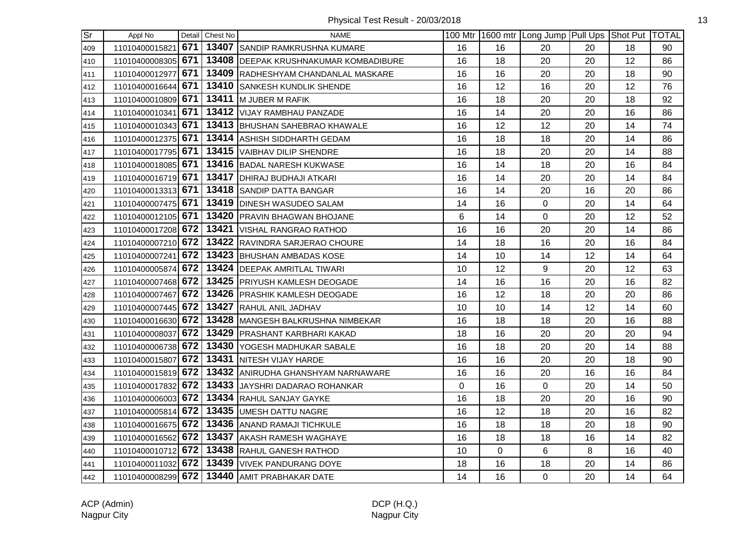Physical Test Result - 20/03/2018

| Sr | Appl No | Detail | Chest No | NAME | 100 Mtr | 1600 mtr | Long Jump | Pull Ups | Shot Put | TOTAL |
|---|---|---|---|---|---|---|---|---|---|---|
| 409 | 11010400015821 | 671 | 13407 | SANDIP RAMKRUSHNA KUMARE | 16 | 16 | 20 | 20 | 18 | 90 |
| 410 | 11010400008305 | 671 | 13408 | DEEPAK KRUSHNAKUMAR KOMBADIBURE | 16 | 18 | 20 | 20 | 12 | 86 |
| 411 | 11010400012977 | 671 | 13409 | RADHESHYAM CHANDANLAL MASKARE | 16 | 16 | 20 | 20 | 18 | 90 |
| 412 | 11010400016644 | 671 | 13410 | SANKESH KUNDLIK SHENDE | 16 | 12 | 16 | 20 | 12 | 76 |
| 413 | 11010400010809 | 671 | 13411 | M JUBER M RAFIK | 16 | 18 | 20 | 20 | 18 | 92 |
| 414 | 11010400010341 | 671 | 13412 | VIJAY RAMBHAU PANZADE | 16 | 14 | 20 | 20 | 16 | 86 |
| 415 | 11010400010343 | 671 | 13413 | BHUSHAN SAHEBRAO KHAWALE | 16 | 12 | 12 | 20 | 14 | 74 |
| 416 | 11010400012375 | 671 | 13414 | ASHISH SIDDHARTH GEDAM | 16 | 18 | 18 | 20 | 14 | 86 |
| 417 | 11010400017795 | 671 | 13415 | VAIBHAV DILIP SHENDRE | 16 | 18 | 20 | 20 | 14 | 88 |
| 418 | 11010400018085 | 671 | 13416 | BADAL NARESH KUKWASE | 16 | 14 | 18 | 20 | 16 | 84 |
| 419 | 11010400016719 | 671 | 13417 | DHIRAJ BUDHAJI ATKARI | 16 | 14 | 20 | 20 | 14 | 84 |
| 420 | 11010400013313 | 671 | 13418 | SANDIP DATTA BANGAR | 16 | 14 | 20 | 16 | 20 | 86 |
| 421 | 11010400007475 | 671 | 13419 | DINESH WASUDEO SALAM | 14 | 16 | 0 | 20 | 14 | 64 |
| 422 | 11010400012105 | 671 | 13420 | PRAVIN BHAGWAN BHOJANE | 6 | 14 | 0 | 20 | 12 | 52 |
| 423 | 11010400017208 | 672 | 13421 | VISHAL RANGRAO RATHOD | 16 | 16 | 20 | 20 | 14 | 86 |
| 424 | 11010400007210 | 672 | 13422 | RAVINDRA SARJERAO CHOURE | 14 | 18 | 16 | 20 | 16 | 84 |
| 425 | 11010400007241 | 672 | 13423 | BHUSHAN AMBADAS KOSE | 14 | 10 | 14 | 12 | 14 | 64 |
| 426 | 11010400005874 | 672 | 13424 | DEEPAK AMRITLAL TIWARI | 10 | 12 | 9 | 20 | 12 | 63 |
| 427 | 11010400007468 | 672 | 13425 | PRIYUSH KAMLESH DEOGADE | 14 | 16 | 16 | 20 | 16 | 82 |
| 428 | 11010400007467 | 672 | 13426 | PRASHIK KAMLESH DEOGADE | 16 | 12 | 18 | 20 | 20 | 86 |
| 429 | 11010400007445 | 672 | 13427 | RAHUL ANIL JADHAV | 10 | 10 | 14 | 12 | 14 | 60 |
| 430 | 11010400016630 | 672 | 13428 | MANGESH BALKRUSHNA NIMBEKAR | 16 | 18 | 18 | 20 | 16 | 88 |
| 431 | 11010400008037 | 672 | 13429 | PRASHANT KARBHARI KAKAD | 18 | 16 | 20 | 20 | 20 | 94 |
| 432 | 11010400006738 | 672 | 13430 | YOGESH MADHUKAR SABALE | 16 | 18 | 20 | 20 | 14 | 88 |
| 433 | 11010400015807 | 672 | 13431 | NITESH VIJAY HARDE | 16 | 16 | 20 | 20 | 18 | 90 |
| 434 | 11010400015819 | 672 | 13432 | ANIRUDHA GHANSHYAM NARNAWARE | 16 | 16 | 20 | 16 | 16 | 84 |
| 435 | 11010400017832 | 672 | 13433 | JAYSHRI DADARAO ROHANKAR | 0 | 16 | 0 | 20 | 14 | 50 |
| 436 | 11010400006003 | 672 | 13434 | RAHUL SANJAY GAYKE | 16 | 18 | 20 | 20 | 16 | 90 |
| 437 | 11010400005814 | 672 | 13435 | UMESH DATTU NAGRE | 16 | 12 | 18 | 20 | 16 | 82 |
| 438 | 11010400016675 | 672 | 13436 | ANAND RAMAJI TICHKULE | 16 | 18 | 18 | 20 | 18 | 90 |
| 439 | 11010400016562 | 672 | 13437 | AKASH RAMESH WAGHAYE | 16 | 18 | 18 | 16 | 14 | 82 |
| 440 | 11010400010712 | 672 | 13438 | RAHUL GANESH RATHOD | 10 | 0 | 6 | 8 | 16 | 40 |
| 441 | 11010400011032 | 672 | 13439 | VIVEK PANDURANG DOYE | 18 | 16 | 18 | 20 | 14 | 86 |
| 442 | 11010400008299 | 672 | 13440 | AMIT PRABHAKAR DATE | 14 | 16 | 0 | 20 | 14 | 64 |

ACP (Admin)
Nagpur City

DCP (H.Q.)
Nagpur City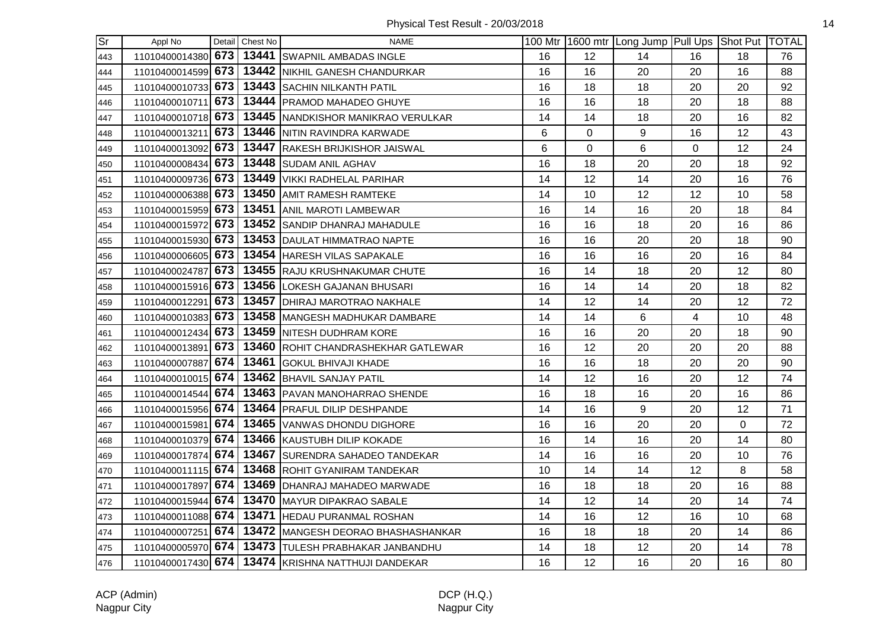Physical Test Result - 20/03/2018

| Sr | Appl No | Detail | Chest No | NAME | 100 Mtr | 1600 mtr | Long Jump | Pull Ups | Shot Put | TOTAL |
|---|---|---|---|---|---|---|---|---|---|---|
| 443 | 11010400014380 | 673 | 13441 | SWAPNIL AMBADAS INGLE | 16 | 12 | 14 | 16 | 18 | 76 |
| 444 | 11010400014599 | 673 | 13442 | NIKHIL GANESH CHANDURKAR | 16 | 16 | 20 | 20 | 16 | 88 |
| 445 | 11010400010733 | 673 | 13443 | SACHIN NILKANTH PATIL | 16 | 18 | 18 | 20 | 20 | 92 |
| 446 | 11010400010711 | 673 | 13444 | PRAMOD MAHADEO GHUYE | 16 | 16 | 18 | 20 | 18 | 88 |
| 447 | 11010400010718 | 673 | 13445 | NANDKISHOR MANIKRAO VERULKAR | 14 | 14 | 18 | 20 | 16 | 82 |
| 448 | 11010400013211 | 673 | 13446 | NITIN RAVINDRA KARWADE | 6 | 0 | 9 | 16 | 12 | 43 |
| 449 | 11010400013092 | 673 | 13447 | RAKESH BRIJKISHOR JAISWAL | 6 | 0 | 6 | 0 | 12 | 24 |
| 450 | 11010400008434 | 673 | 13448 | SUDAM ANIL AGHAV | 16 | 18 | 20 | 20 | 18 | 92 |
| 451 | 11010400009736 | 673 | 13449 | VIKKI RADHELAL PARIHAR | 14 | 12 | 14 | 20 | 16 | 76 |
| 452 | 11010400006388 | 673 | 13450 | AMIT RAMESH RAMTEKE | 14 | 10 | 12 | 12 | 10 | 58 |
| 453 | 11010400015959 | 673 | 13451 | ANIL MAROTI LAMBEWAR | 16 | 14 | 16 | 20 | 18 | 84 |
| 454 | 11010400015972 | 673 | 13452 | SANDIP DHANRAJ MAHADULE | 16 | 16 | 18 | 20 | 16 | 86 |
| 455 | 11010400015930 | 673 | 13453 | DAULAT HIMMATRAO NAPTE | 16 | 16 | 20 | 20 | 18 | 90 |
| 456 | 11010400006605 | 673 | 13454 | HARESH VILAS SAPAKALE | 16 | 16 | 16 | 20 | 16 | 84 |
| 457 | 11010400024787 | 673 | 13455 | RAJU KRUSHNAKUMAR CHUTE | 16 | 14 | 18 | 20 | 12 | 80 |
| 458 | 11010400015916 | 673 | 13456 | LOKESH GAJANAN BHUSARI | 16 | 14 | 14 | 20 | 18 | 82 |
| 459 | 11010400012291 | 673 | 13457 | DHIRAJ MAROTRAO NAKHALE | 14 | 12 | 14 | 20 | 12 | 72 |
| 460 | 11010400010383 | 673 | 13458 | MANGESH MADHUKAR DAMBARE | 14 | 14 | 6 | 4 | 10 | 48 |
| 461 | 11010400012434 | 673 | 13459 | NITESH DUDHRAM KORE | 16 | 16 | 20 | 20 | 18 | 90 |
| 462 | 11010400013891 | 673 | 13460 | ROHIT CHANDRASHEKHAR GATLEWAR | 16 | 12 | 20 | 20 | 20 | 88 |
| 463 | 11010400007887 | 674 | 13461 | GOKUL BHIVAJI KHADE | 16 | 16 | 18 | 20 | 20 | 90 |
| 464 | 11010400010015 | 674 | 13462 | BHAVIL SANJAY PATIL | 14 | 12 | 16 | 20 | 12 | 74 |
| 465 | 11010400014544 | 674 | 13463 | PAVAN MANOHARRAO SHENDE | 16 | 18 | 16 | 20 | 16 | 86 |
| 466 | 11010400015956 | 674 | 13464 | PRAFUL DILIP DESHPANDE | 14 | 16 | 9 | 20 | 12 | 71 |
| 467 | 11010400015981 | 674 | 13465 | VANWAS DHONDU DIGHORE | 16 | 16 | 20 | 20 | 0 | 72 |
| 468 | 11010400010379 | 674 | 13466 | KAUSTUBH DILIP KOKADE | 16 | 14 | 16 | 20 | 14 | 80 |
| 469 | 11010400017874 | 674 | 13467 | SURENDRA SAHADEO TANDEKAR | 14 | 16 | 16 | 20 | 10 | 76 |
| 470 | 11010400011115 | 674 | 13468 | ROHIT GYANIRAM TANDEKAR | 10 | 14 | 14 | 12 | 8 | 58 |
| 471 | 11010400017897 | 674 | 13469 | DHANRAJ MAHADEO MARWADE | 16 | 18 | 18 | 20 | 16 | 88 |
| 472 | 11010400015944 | 674 | 13470 | MAYUR DIPAKRAO SABALE | 14 | 12 | 14 | 20 | 14 | 74 |
| 473 | 11010400011088 | 674 | 13471 | HEDAU PURANMAL ROSHAN | 14 | 16 | 12 | 16 | 10 | 68 |
| 474 | 11010400007251 | 674 | 13472 | MANGESH DEORAO BHASHASHANKAR | 16 | 18 | 18 | 20 | 14 | 86 |
| 475 | 11010400005970 | 674 | 13473 | TULESH PRABHAKAR JANBANDHU | 14 | 18 | 12 | 20 | 14 | 78 |
| 476 | 11010400017430 | 674 | 13474 | KRISHNA NATTHUJI DANDEKAR | 16 | 12 | 16 | 20 | 16 | 80 |

ACP (Admin)
Nagpur City

DCP (H.Q.)
Nagpur City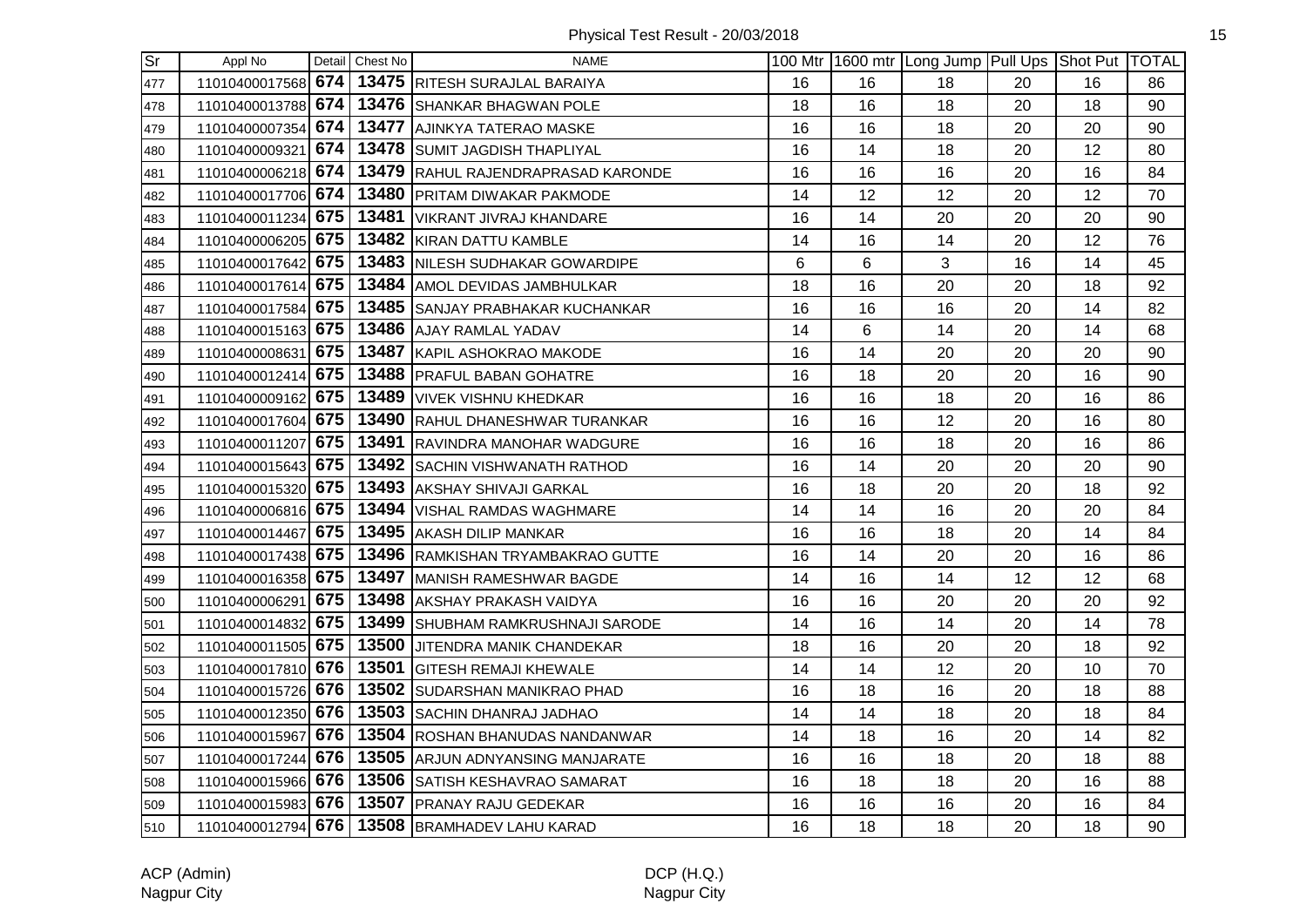Physical Test Result - 20/03/2018

| Sr | Appl No | Detail | Chest No | NAME | 100 Mtr | 1600 mtr | Long Jump | Pull Ups | Shot Put | TOTAL |
|---|---|---|---|---|---|---|---|---|---|---|
| 477 | 11010400017568 | 674 | 13475 | RITESH SURAJLAL BARAIYA | 16 | 16 | 18 | 20 | 16 | 86 |
| 478 | 11010400013788 | 674 | 13476 | SHANKAR BHAGWAN POLE | 18 | 16 | 18 | 20 | 18 | 90 |
| 479 | 11010400007354 | 674 | 13477 | AJINKYA TATERAO MASKE | 16 | 16 | 18 | 20 | 20 | 90 |
| 480 | 11010400009321 | 674 | 13478 | SUMIT JAGDISH THAPLIYAL | 16 | 14 | 18 | 20 | 12 | 80 |
| 481 | 11010400006218 | 674 | 13479 | RAHUL RAJENDRAPRASAD KARONDE | 16 | 16 | 16 | 20 | 16 | 84 |
| 482 | 11010400017706 | 674 | 13480 | PRITAM DIWAKAR PAKMODE | 14 | 12 | 12 | 20 | 12 | 70 |
| 483 | 11010400011234 | 675 | 13481 | VIKRANT JIVRAJ KHANDARE | 16 | 14 | 20 | 20 | 20 | 90 |
| 484 | 11010400006205 | 675 | 13482 | KIRAN DATTU KAMBLE | 14 | 16 | 14 | 20 | 12 | 76 |
| 485 | 11010400017642 | 675 | 13483 | NILESH SUDHAKAR GOWARDIPE | 6 | 6 | 3 | 16 | 14 | 45 |
| 486 | 11010400017614 | 675 | 13484 | AMOL DEVIDAS JAMBHULKAR | 18 | 16 | 20 | 20 | 18 | 92 |
| 487 | 11010400017584 | 675 | 13485 | SANJAY PRABHAKAR KUCHANKAR | 16 | 16 | 16 | 20 | 14 | 82 |
| 488 | 11010400015163 | 675 | 13486 | AJAY RAMLAL YADAV | 14 | 6 | 14 | 20 | 14 | 68 |
| 489 | 11010400008631 | 675 | 13487 | KAPIL ASHOKRAO MAKODE | 16 | 14 | 20 | 20 | 20 | 90 |
| 490 | 11010400012414 | 675 | 13488 | PRAFUL BABAN GOHATRE | 16 | 18 | 20 | 20 | 16 | 90 |
| 491 | 11010400009162 | 675 | 13489 | VIVEK VISHNU KHEDKAR | 16 | 16 | 18 | 20 | 16 | 86 |
| 492 | 11010400017604 | 675 | 13490 | RAHUL DHANESHWAR TURANKAR | 16 | 16 | 12 | 20 | 16 | 80 |
| 493 | 11010400011207 | 675 | 13491 | RAVINDRA MANOHAR WADGURE | 16 | 16 | 18 | 20 | 16 | 86 |
| 494 | 11010400015643 | 675 | 13492 | SACHIN VISHWANATH RATHOD | 16 | 14 | 20 | 20 | 20 | 90 |
| 495 | 11010400015320 | 675 | 13493 | AKSHAY SHIVAJI GARKAL | 16 | 18 | 20 | 20 | 18 | 92 |
| 496 | 11010400006816 | 675 | 13494 | VISHAL RAMDAS WAGHMARE | 14 | 14 | 16 | 20 | 20 | 84 |
| 497 | 11010400014467 | 675 | 13495 | AKASH DILIP MANKAR | 16 | 16 | 18 | 20 | 14 | 84 |
| 498 | 11010400017438 | 675 | 13496 | RAMKISHAN TRYAMBAKRAO GUTTE | 16 | 14 | 20 | 20 | 16 | 86 |
| 499 | 11010400016358 | 675 | 13497 | MANISH RAMESHWAR BAGDE | 14 | 16 | 14 | 12 | 12 | 68 |
| 500 | 11010400006291 | 675 | 13498 | AKSHAY PRAKASH VAIDYA | 16 | 16 | 20 | 20 | 20 | 92 |
| 501 | 11010400014832 | 675 | 13499 | SHUBHAM RAMKRUSHNAJI SARODE | 14 | 16 | 14 | 20 | 14 | 78 |
| 502 | 11010400011505 | 675 | 13500 | JITENDRA MANIK CHANDEKAR | 18 | 16 | 20 | 20 | 18 | 92 |
| 503 | 11010400017810 | 676 | 13501 | GITESH REMAJI KHEWALE | 14 | 14 | 12 | 20 | 10 | 70 |
| 504 | 11010400015726 | 676 | 13502 | SUDARSHAN MANIKRAO PHAD | 16 | 18 | 16 | 20 | 18 | 88 |
| 505 | 11010400012350 | 676 | 13503 | SACHIN DHANRAJ JADHAO | 14 | 14 | 18 | 20 | 18 | 84 |
| 506 | 11010400015967 | 676 | 13504 | ROSHAN BHANUDAS NANDANWAR | 14 | 18 | 16 | 20 | 14 | 82 |
| 507 | 11010400017244 | 676 | 13505 | ARJUN ADNYANSING MANJARATE | 16 | 16 | 18 | 20 | 18 | 88 |
| 508 | 11010400015966 | 676 | 13506 | SATISH KESHAVRAO SAMARAT | 16 | 18 | 18 | 20 | 16 | 88 |
| 509 | 11010400015983 | 676 | 13507 | PRANAY RAJU GEDEKAR | 16 | 16 | 16 | 20 | 16 | 84 |
| 510 | 11010400012794 | 676 | 13508 | BRAMHADEV LAHU KARAD | 16 | 18 | 18 | 20 | 18 | 90 |

ACP (Admin)
Nagpur City

DCP (H.Q.)
Nagpur City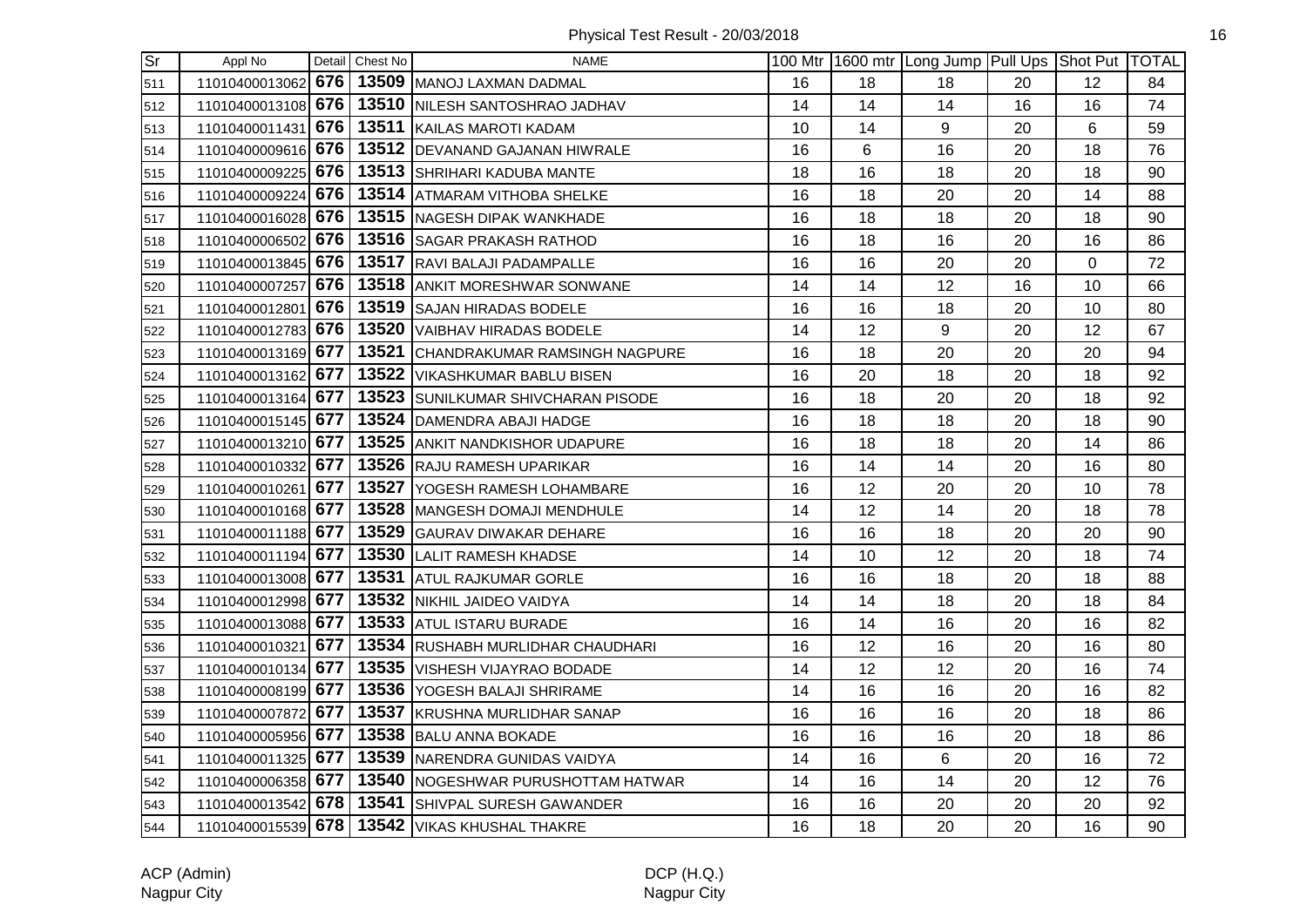Physical Test Result - 20/03/2018

| Sr | Appl No | Detail | Chest No | NAME | 100 Mtr | 1600 mtr | Long Jump | Pull Ups | Shot Put | TOTAL |
|---|---|---|---|---|---|---|---|---|---|---|
| 511 | 11010400013062 | 676 | 13509 | MANOJ LAXMAN DADMAL | 16 | 18 | 18 | 20 | 12 | 84 |
| 512 | 11010400013108 | 676 | 13510 | NILESH SANTOSHRAO JADHAV | 14 | 14 | 14 | 16 | 16 | 74 |
| 513 | 11010400011431 | 676 | 13511 | KAILAS MAROTI KADAM | 10 | 14 | 9 | 20 | 6 | 59 |
| 514 | 11010400009616 | 676 | 13512 | DEVANAND GAJANAN HIWRALE | 16 | 6 | 16 | 20 | 18 | 76 |
| 515 | 11010400009225 | 676 | 13513 | SHRIHARI KADUBA MANTE | 18 | 16 | 18 | 20 | 18 | 90 |
| 516 | 11010400009224 | 676 | 13514 | ATMARAM VITHOBA SHELKE | 16 | 18 | 20 | 20 | 14 | 88 |
| 517 | 11010400016028 | 676 | 13515 | NAGESH DIPAK WANKHADE | 16 | 18 | 18 | 20 | 18 | 90 |
| 518 | 11010400006502 | 676 | 13516 | SAGAR PRAKASH RATHOD | 16 | 18 | 16 | 20 | 16 | 86 |
| 519 | 11010400013845 | 676 | 13517 | RAVI BALAJI PADAMPALLE | 16 | 16 | 20 | 20 | 0 | 72 |
| 520 | 11010400007257 | 676 | 13518 | ANKIT MORESHWAR SONWANE | 14 | 14 | 12 | 16 | 10 | 66 |
| 521 | 11010400012801 | 676 | 13519 | SAJAN HIRADAS BODELE | 16 | 16 | 18 | 20 | 10 | 80 |
| 522 | 11010400012783 | 676 | 13520 | VAIBHAV HIRADAS BODELE | 14 | 12 | 9 | 20 | 12 | 67 |
| 523 | 11010400013169 | 677 | 13521 | CHANDRAKUMAR RAMSINGH NAGPURE | 16 | 18 | 20 | 20 | 20 | 94 |
| 524 | 11010400013162 | 677 | 13522 | VIKASHKUMAR BABLU BISEN | 16 | 20 | 18 | 20 | 18 | 92 |
| 525 | 11010400013164 | 677 | 13523 | SUNILKUMAR SHIVCHARAN PISODE | 16 | 18 | 20 | 20 | 18 | 92 |
| 526 | 11010400015145 | 677 | 13524 | DAMENDRA ABAJI HADGE | 16 | 18 | 18 | 20 | 18 | 90 |
| 527 | 11010400013210 | 677 | 13525 | ANKIT NANDKISHOR UDAPURE | 16 | 18 | 18 | 20 | 14 | 86 |
| 528 | 11010400010332 | 677 | 13526 | RAJU RAMESH UPARIKAR | 16 | 14 | 14 | 20 | 16 | 80 |
| 529 | 11010400010261 | 677 | 13527 | YOGESH RAMESH LOHAMBARE | 16 | 12 | 20 | 20 | 10 | 78 |
| 530 | 11010400010168 | 677 | 13528 | MANGESH DOMAJI MENDHULE | 14 | 12 | 14 | 20 | 18 | 78 |
| 531 | 11010400011188 | 677 | 13529 | GAURAV DIWAKAR DEHARE | 16 | 16 | 18 | 20 | 20 | 90 |
| 532 | 11010400011194 | 677 | 13530 | LALIT RAMESH KHADSE | 14 | 10 | 12 | 20 | 18 | 74 |
| 533 | 11010400013008 | 677 | 13531 | ATUL RAJKUMAR GORLE | 16 | 16 | 18 | 20 | 18 | 88 |
| 534 | 11010400012998 | 677 | 13532 | NIKHIL JAIDEO VAIDYA | 14 | 14 | 18 | 20 | 18 | 84 |
| 535 | 11010400013088 | 677 | 13533 | ATUL ISTARU BURADE | 16 | 14 | 16 | 20 | 16 | 82 |
| 536 | 11010400010321 | 677 | 13534 | RUSHABH MURLIDHAR CHAUDHARI | 16 | 12 | 16 | 20 | 16 | 80 |
| 537 | 11010400010134 | 677 | 13535 | VISHESH VIJAYRAO BODADE | 14 | 12 | 12 | 20 | 16 | 74 |
| 538 | 11010400008199 | 677 | 13536 | YOGESH BALAJI SHRIRAME | 14 | 16 | 16 | 20 | 16 | 82 |
| 539 | 11010400007872 | 677 | 13537 | KRUSHNA MURLIDHAR SANAP | 16 | 16 | 16 | 20 | 18 | 86 |
| 540 | 11010400005956 | 677 | 13538 | BALU ANNA BOKADE | 16 | 16 | 16 | 20 | 18 | 86 |
| 541 | 11010400011325 | 677 | 13539 | NARENDRA GUNIDAS VAIDYA | 14 | 16 | 6 | 20 | 16 | 72 |
| 542 | 11010400006358 | 677 | 13540 | NOGESHWAR PURUSHOTTAM HATWAR | 14 | 16 | 14 | 20 | 12 | 76 |
| 543 | 11010400013542 | 678 | 13541 | SHIVPAL SURESH GAWANDER | 16 | 16 | 20 | 20 | 20 | 92 |
| 544 | 11010400015539 | 678 | 13542 | VIKAS KHUSHAL THAKRE | 16 | 18 | 20 | 20 | 16 | 90 |

ACP (Admin)
Nagpur City

DCP (H.Q.)
Nagpur City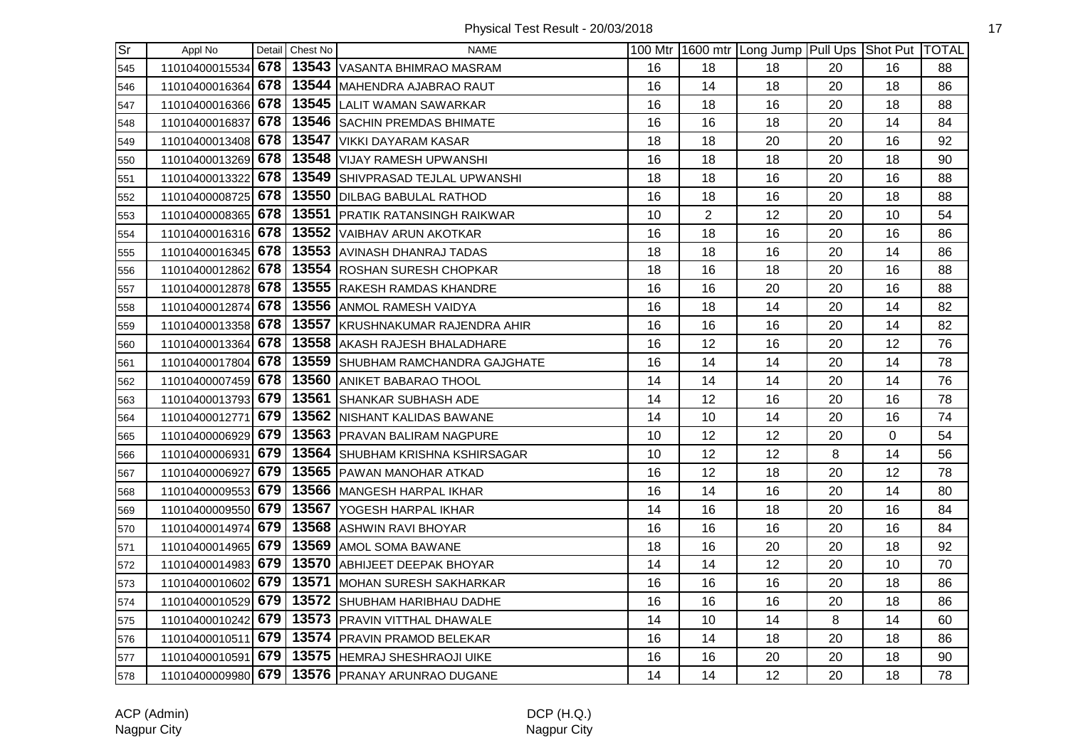Physical Test Result - 20/03/2018

| Sr | Appl No | Detail | Chest No | NAME | 100 Mtr | 1600 mtr | Long Jump | Pull Ups | Shot Put | TOTAL |
|---|---|---|---|---|---|---|---|---|---|---|
| 545 | 11010400015534 | 678 | 13543 | VASANTA BHIMRAO MASRAM | 16 | 18 | 18 | 20 | 16 | 88 |
| 546 | 11010400016364 | 678 | 13544 | MAHENDRA AJABRAO RAUT | 16 | 14 | 18 | 20 | 18 | 86 |
| 547 | 11010400016366 | 678 | 13545 | LALIT WAMAN SAWARKAR | 16 | 18 | 16 | 20 | 18 | 88 |
| 548 | 11010400016837 | 678 | 13546 | SACHIN PREMDAS BHIMATE | 16 | 16 | 18 | 20 | 14 | 84 |
| 549 | 11010400013408 | 678 | 13547 | VIKKI DAYARAM KASAR | 18 | 18 | 20 | 20 | 16 | 92 |
| 550 | 11010400013269 | 678 | 13548 | VIJAY RAMESH UPWANSHI | 16 | 18 | 18 | 20 | 18 | 90 |
| 551 | 11010400013322 | 678 | 13549 | SHIVPRASAD TEJLAL UPWANSHI | 18 | 18 | 16 | 20 | 16 | 88 |
| 552 | 11010400008725 | 678 | 13550 | DILBAG BABULAL RATHOD | 16 | 18 | 16 | 20 | 18 | 88 |
| 553 | 11010400008365 | 678 | 13551 | PRATIK RATANSINGH RAIKWAR | 10 | 2 | 12 | 20 | 10 | 54 |
| 554 | 11010400016316 | 678 | 13552 | VAIBHAV ARUN AKOTKAR | 16 | 18 | 16 | 20 | 16 | 86 |
| 555 | 11010400016345 | 678 | 13553 | AVINASH DHANRAJ TADAS | 18 | 18 | 16 | 20 | 14 | 86 |
| 556 | 11010400012862 | 678 | 13554 | ROSHAN SURESH CHOPKAR | 18 | 16 | 18 | 20 | 16 | 88 |
| 557 | 11010400012878 | 678 | 13555 | RAKESH RAMDAS KHANDRE | 16 | 16 | 20 | 20 | 16 | 88 |
| 558 | 11010400012874 | 678 | 13556 | ANMOL RAMESH VAIDYA | 16 | 18 | 14 | 20 | 14 | 82 |
| 559 | 11010400013358 | 678 | 13557 | KRUSHNAKUMAR RAJENDRA AHIR | 16 | 16 | 16 | 20 | 14 | 82 |
| 560 | 11010400013364 | 678 | 13558 | AKASH RAJESH BHALADHARE | 16 | 12 | 16 | 20 | 12 | 76 |
| 561 | 11010400017804 | 678 | 13559 | SHUBHAM RAMCHANDRA GAJGHATE | 16 | 14 | 14 | 20 | 14 | 78 |
| 562 | 11010400007459 | 678 | 13560 | ANIKET BABARAO THOOL | 14 | 14 | 14 | 20 | 14 | 76 |
| 563 | 11010400013793 | 679 | 13561 | SHANKAR SUBHASH ADE | 14 | 12 | 16 | 20 | 16 | 78 |
| 564 | 11010400012771 | 679 | 13562 | NISHANT KALIDAS BAWANE | 14 | 10 | 14 | 20 | 16 | 74 |
| 565 | 11010400006929 | 679 | 13563 | PRAVAN BALIRAM NAGPURE | 10 | 12 | 12 | 20 | 0 | 54 |
| 566 | 11010400006931 | 679 | 13564 | SHUBHAM KRISHNA KSHIRSAGAR | 10 | 12 | 12 | 8 | 14 | 56 |
| 567 | 11010400006927 | 679 | 13565 | PAWAN MANOHAR ATKAD | 16 | 12 | 18 | 20 | 12 | 78 |
| 568 | 11010400009553 | 679 | 13566 | MANGESH HARPAL IKHAR | 16 | 14 | 16 | 20 | 14 | 80 |
| 569 | 11010400009550 | 679 | 13567 | YOGESH HARPAL IKHAR | 14 | 16 | 18 | 20 | 16 | 84 |
| 570 | 11010400014974 | 679 | 13568 | ASHWIN RAVI BHOYAR | 16 | 16 | 16 | 20 | 16 | 84 |
| 571 | 11010400014965 | 679 | 13569 | AMOL SOMA BAWANE | 18 | 16 | 20 | 20 | 18 | 92 |
| 572 | 11010400014983 | 679 | 13570 | ABHIJEET DEEPAK BHOYAR | 14 | 14 | 12 | 20 | 10 | 70 |
| 573 | 11010400010602 | 679 | 13571 | MOHAN SURESH SAKHARKAR | 16 | 16 | 16 | 20 | 18 | 86 |
| 574 | 11010400010529 | 679 | 13572 | SHUBHAM HARIBHAU DADHE | 16 | 16 | 16 | 20 | 18 | 86 |
| 575 | 11010400010242 | 679 | 13573 | PRAVIN VITTHAL DHAWALE | 14 | 10 | 14 | 8 | 14 | 60 |
| 576 | 11010400010511 | 679 | 13574 | PRAVIN PRAMOD BELEKAR | 16 | 14 | 18 | 20 | 18 | 86 |
| 577 | 11010400010591 | 679 | 13575 | HEMRAJ SHESHRAOJI UIKE | 16 | 16 | 20 | 20 | 18 | 90 |
| 578 | 11010400009980 | 679 | 13576 | PRANAY ARUNRAO DUGANE | 14 | 14 | 12 | 20 | 18 | 78 |

ACP (Admin)
Nagpur City

DCP (H.Q.)
Nagpur City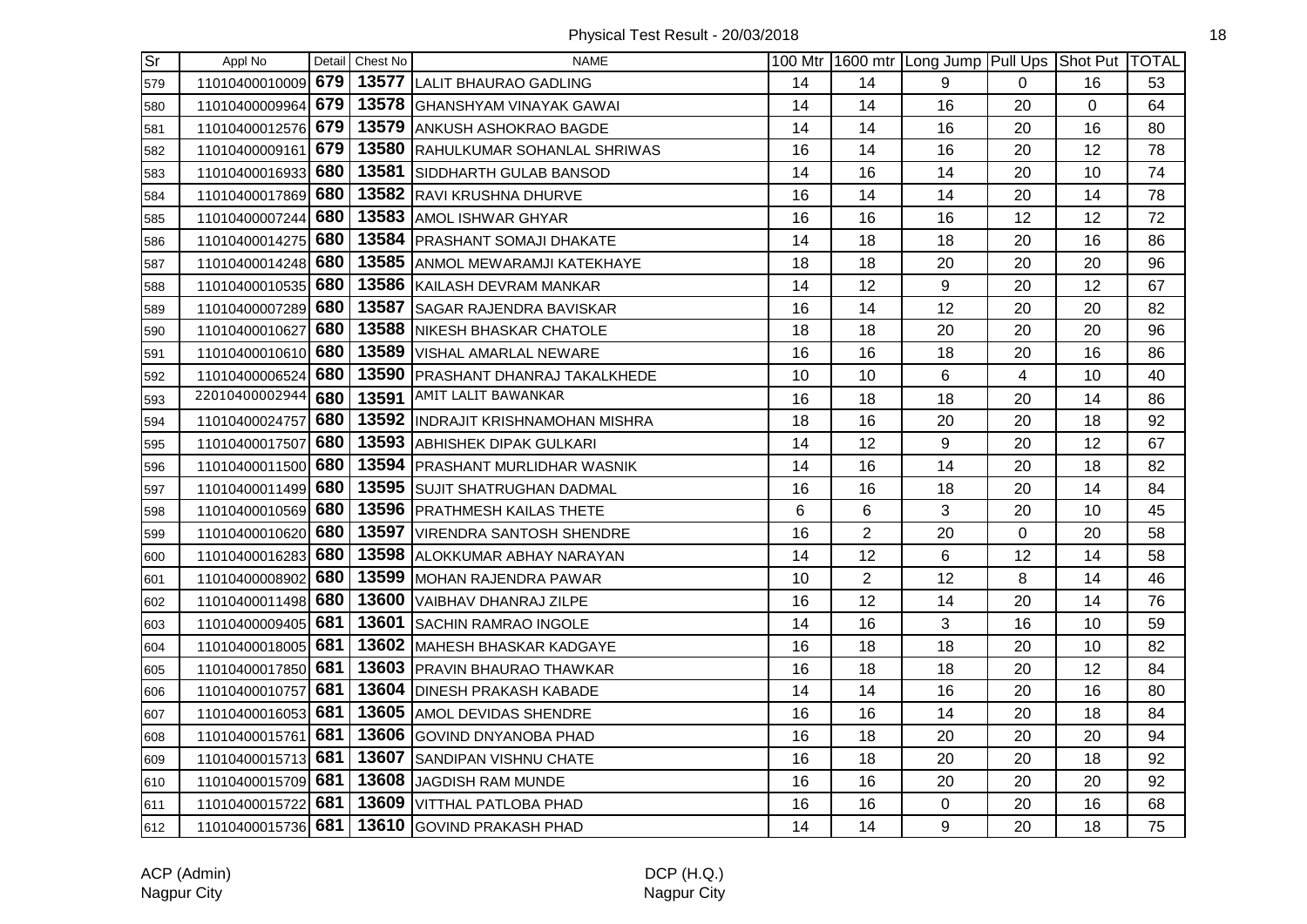Physical Test Result - 20/03/2018

| Sr | Appl No | Detail | Chest No | NAME | 100 Mtr | 1600 mtr | Long Jump | Pull Ups | Shot Put | TOTAL |
|---|---|---|---|---|---|---|---|---|---|---|
| 579 | 11010400010009 | 679 | 13577 | LALIT BHAURAO GADLING | 14 | 14 | 9 | 0 | 16 | 53 |
| 580 | 11010400009964 | 679 | 13578 | GHANSHYAM VINAYAK GAWAI | 14 | 14 | 16 | 20 | 0 | 64 |
| 581 | 11010400012576 | 679 | 13579 | ANKUSH ASHOKRAO BAGDE | 14 | 14 | 16 | 20 | 16 | 80 |
| 582 | 11010400009161 | 679 | 13580 | RAHULKUMAR SOHANLAL SHRIWAS | 16 | 14 | 16 | 20 | 12 | 78 |
| 583 | 11010400016933 | 680 | 13581 | SIDDHARTH GULAB BANSOD | 14 | 16 | 14 | 20 | 10 | 74 |
| 584 | 11010400017869 | 680 | 13582 | RAVI KRUSHNA DHURVE | 16 | 14 | 14 | 20 | 14 | 78 |
| 585 | 11010400007244 | 680 | 13583 | AMOL ISHWAR GHYAR | 16 | 16 | 16 | 12 | 12 | 72 |
| 586 | 11010400014275 | 680 | 13584 | PRASHANT SOMAJI DHAKATE | 14 | 18 | 18 | 20 | 16 | 86 |
| 587 | 11010400014248 | 680 | 13585 | ANMOL MEWARAMJI KATEKHAYE | 18 | 18 | 20 | 20 | 20 | 96 |
| 588 | 11010400010535 | 680 | 13586 | KAILASH DEVRAM MANKAR | 14 | 12 | 9 | 20 | 12 | 67 |
| 589 | 11010400007289 | 680 | 13587 | SAGAR RAJENDRA BAVISKAR | 16 | 14 | 12 | 20 | 20 | 82 |
| 590 | 11010400010627 | 680 | 13588 | NIKESH BHASKAR CHATOLE | 18 | 18 | 20 | 20 | 20 | 96 |
| 591 | 11010400010610 | 680 | 13589 | VISHAL AMARLAL NEWARE | 16 | 16 | 18 | 20 | 16 | 86 |
| 592 | 11010400006524 | 680 | 13590 | PRASHANT DHANRAJ TAKALKHEDE | 10 | 10 | 6 | 4 | 10 | 40 |
| 593 | 22010400002944 | 680 | 13591 | AMIT LALIT BAWANKAR | 16 | 18 | 18 | 20 | 14 | 86 |
| 594 | 11010400024757 | 680 | 13592 | INDRAJIT KRISHNAMOHAN MISHRA | 18 | 16 | 20 | 20 | 18 | 92 |
| 595 | 11010400017507 | 680 | 13593 | ABHISHEK DIPAK GULKARI | 14 | 12 | 9 | 20 | 12 | 67 |
| 596 | 11010400011500 | 680 | 13594 | PRASHANT MURLIDHAR WASNIK | 14 | 16 | 14 | 20 | 18 | 82 |
| 597 | 11010400011499 | 680 | 13595 | SUJIT SHATRUGHAN DADMAL | 16 | 16 | 18 | 20 | 14 | 84 |
| 598 | 11010400010569 | 680 | 13596 | PRATHMESH KAILAS THETE | 6 | 6 | 3 | 20 | 10 | 45 |
| 599 | 11010400010620 | 680 | 13597 | VIRENDRA SANTOSH SHENDRE | 16 | 2 | 20 | 0 | 20 | 58 |
| 600 | 11010400016283 | 680 | 13598 | ALOKKUMAR ABHAY NARAYAN | 14 | 12 | 6 | 12 | 14 | 58 |
| 601 | 11010400008902 | 680 | 13599 | MOHAN RAJENDRA PAWAR | 10 | 2 | 12 | 8 | 14 | 46 |
| 602 | 11010400011498 | 680 | 13600 | VAIBHAV DHANRAJ ZILPE | 16 | 12 | 14 | 20 | 14 | 76 |
| 603 | 11010400009405 | 681 | 13601 | SACHIN RAMRAO INGOLE | 14 | 16 | 3 | 16 | 10 | 59 |
| 604 | 11010400018005 | 681 | 13602 | MAHESH BHASKAR KADGAYE | 16 | 18 | 18 | 20 | 10 | 82 |
| 605 | 11010400017850 | 681 | 13603 | PRAVIN BHAURAO THAWKAR | 16 | 18 | 18 | 20 | 12 | 84 |
| 606 | 11010400010757 | 681 | 13604 | DINESH PRAKASH KABADE | 14 | 14 | 16 | 20 | 16 | 80 |
| 607 | 11010400016053 | 681 | 13605 | AMOL DEVIDAS SHENDRE | 16 | 16 | 14 | 20 | 18 | 84 |
| 608 | 11010400015761 | 681 | 13606 | GOVIND DNYANOBA PHAD | 16 | 18 | 20 | 20 | 20 | 94 |
| 609 | 11010400015713 | 681 | 13607 | SANDIPAN VISHNU CHATE | 16 | 18 | 20 | 20 | 18 | 92 |
| 610 | 11010400015709 | 681 | 13608 | JAGDISH RAM MUNDE | 16 | 16 | 20 | 20 | 20 | 92 |
| 611 | 11010400015722 | 681 | 13609 | VITTHAL PATLOBA PHAD | 16 | 16 | 0 | 20 | 16 | 68 |
| 612 | 11010400015736 | 681 | 13610 | GOVIND PRAKASH PHAD | 14 | 14 | 9 | 20 | 18 | 75 |

ACP (Admin)
Nagpur City

DCP (H.Q.)
Nagpur City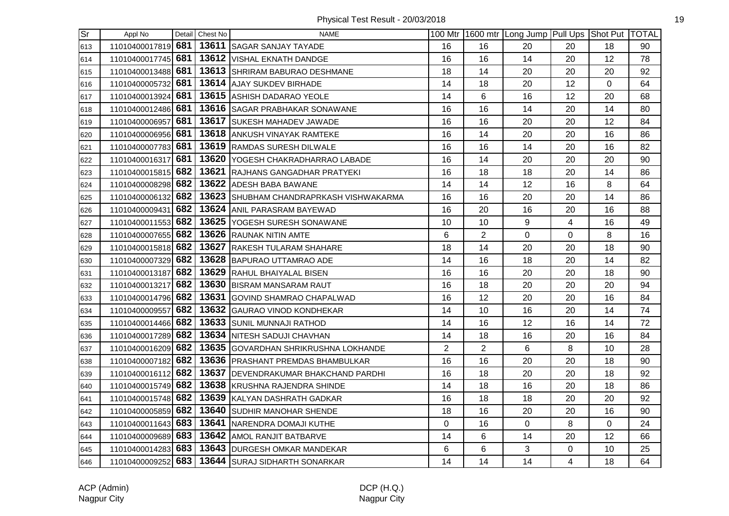Physical Test Result - 20/03/2018

| Sr | Appl No | Detail | Chest No | NAME | 100 Mtr | 1600 mtr | Long Jump | Pull Ups | Shot Put | TOTAL |
|---|---|---|---|---|---|---|---|---|---|---|
| 613 | 11010400017819 | **681** | **13611** | SAGAR SANJAY TAYADE | 16 | 16 | 20 | 20 | 18 | 90 |
| 614 | 11010400017745 | **681** | **13612** | VISHAL EKNATH DANDGE | 16 | 16 | 14 | 20 | 12 | 78 |
| 615 | 11010400013488 | **681** | **13613** | SHRIRAM BABURAO DESHMANE | 18 | 14 | 20 | 20 | 20 | 92 |
| 616 | 11010400005732 | **681** | **13614** | AJAY SUKDEV BIRHADE | 14 | 18 | 20 | 12 | 0 | 64 |
| 617 | 11010400013924 | **681** | **13615** | ASHISH DADARAO YEOLE | 14 | 6 | 16 | 12 | 20 | 68 |
| 618 | 11010400012486 | **681** | **13616** | SAGAR PRABHAKAR SONAWANE | 16 | 16 | 14 | 20 | 14 | 80 |
| 619 | 11010400006957 | **681** | **13617** | SUKESH MAHADEV JAWADE | 16 | 16 | 20 | 20 | 12 | 84 |
| 620 | 11010400006956 | **681** | **13618** | ANKUSH VINAYAK RAMTEKE | 16 | 14 | 20 | 20 | 16 | 86 |
| 621 | 11010400007783 | **681** | **13619** | RAMDAS SURESH DILWALE | 16 | 16 | 14 | 20 | 16 | 82 |
| 622 | 11010400016317 | **681** | **13620** | YOGESH CHAKRADHARRAO LABADE | 16 | 14 | 20 | 20 | 20 | 90 |
| 623 | 11010400015815 | **682** | **13621** | RAJHANS GANGADHAR PRATYEKI | 16 | 18 | 18 | 20 | 14 | 86 |
| 624 | 11010400008298 | **682** | **13622** | ADESH BABA BAWANE | 14 | 14 | 12 | 16 | 8 | 64 |
| 625 | 11010400006132 | **682** | **13623** | SHUBHAM CHANDRAPRKASH VISHWAKARMA | 16 | 16 | 20 | 20 | 14 | 86 |
| 626 | 11010400009431 | **682** | **13624** | ANIL PARASRAM BAYEWAD | 16 | 20 | 16 | 20 | 16 | 88 |
| 627 | 11010400011553 | **682** | **13625** | YOGESH SURESH SONAWANE | 10 | 10 | 9 | 4 | 16 | 49 |
| 628 | 11010400007655 | **682** | **13626** | RAUNAK NITIN AMTE | 6 | 2 | 0 | 0 | 8 | 16 |
| 629 | 11010400015818 | **682** | **13627** | RAKESH TULARAM SHAHARE | 18 | 14 | 20 | 20 | 18 | 90 |
| 630 | 11010400007329 | **682** | **13628** | BAPURAO UTTAMRAO ADE | 14 | 16 | 18 | 20 | 14 | 82 |
| 631 | 11010400013187 | **682** | **13629** | RAHUL BHAIYALAL BISEN | 16 | 16 | 20 | 20 | 18 | 90 |
| 632 | 11010400013217 | **682** | **13630** | BISRAM MANSARAM RAUT | 16 | 18 | 20 | 20 | 20 | 94 |
| 633 | 11010400014796 | **682** | **13631** | GOVIND SHAMRAO CHAPALWAD | 16 | 12 | 20 | 20 | 16 | 84 |
| 634 | 11010400009557 | **682** | **13632** | GAURAO VINOD KONDHEKAR | 14 | 10 | 16 | 20 | 14 | 74 |
| 635 | 11010400014466 | **682** | **13633** | SUNIL MUNNAJI RATHOD | 14 | 16 | 12 | 16 | 14 | 72 |
| 636 | 11010400017289 | **682** | **13634** | NITESH SADUJI CHAVHAN | 14 | 18 | 16 | 20 | 16 | 84 |
| 637 | 11010400016209 | **682** | **13635** | GOVARDHAN SHRIKRUSHNA LOKHANDE | 2 | 2 | 6 | 8 | 10 | 28 |
| 638 | 11010400007182 | **682** | **13636** | PRASHANT PREMDAS BHAMBULKAR | 16 | 16 | 20 | 20 | 18 | 90 |
| 639 | 11010400016112 | **682** | **13637** | DEVENDRAKUMAR BHAKCHAND PARDHI | 16 | 18 | 20 | 20 | 18 | 92 |
| 640 | 11010400015749 | **682** | **13638** | KRUSHNA RAJENDRA SHINDE | 14 | 18 | 16 | 20 | 18 | 86 |
| 641 | 11010400015748 | **682** | **13639** | KALYAN DASHRATH GADKAR | 16 | 18 | 18 | 20 | 20 | 92 |
| 642 | 11010400005859 | **682** | **13640** | SUDHIR MANOHAR SHENDE | 18 | 16 | 20 | 20 | 16 | 90 |
| 643 | 11010400011643 | **683** | **13641** | NARENDRA DOMAJI KUTHE | 0 | 16 | 0 | 8 | 0 | 24 |
| 644 | 11010400009689 | **683** | **13642** | AMOL RANJIT BATBARVE | 14 | 6 | 14 | 20 | 12 | 66 |
| 645 | 11010400014283 | **683** | **13643** | DURGESH OMKAR MANDEKAR | 6 | 6 | 3 | 0 | 10 | 25 |
| 646 | 11010400009252 | **683** | **13644** | SURAJ SIDHARTH SONARKAR | 14 | 14 | 14 | 4 | 18 | 64 |

ACP (Admin)
Nagpur City

DCP (H.Q.)
Nagpur City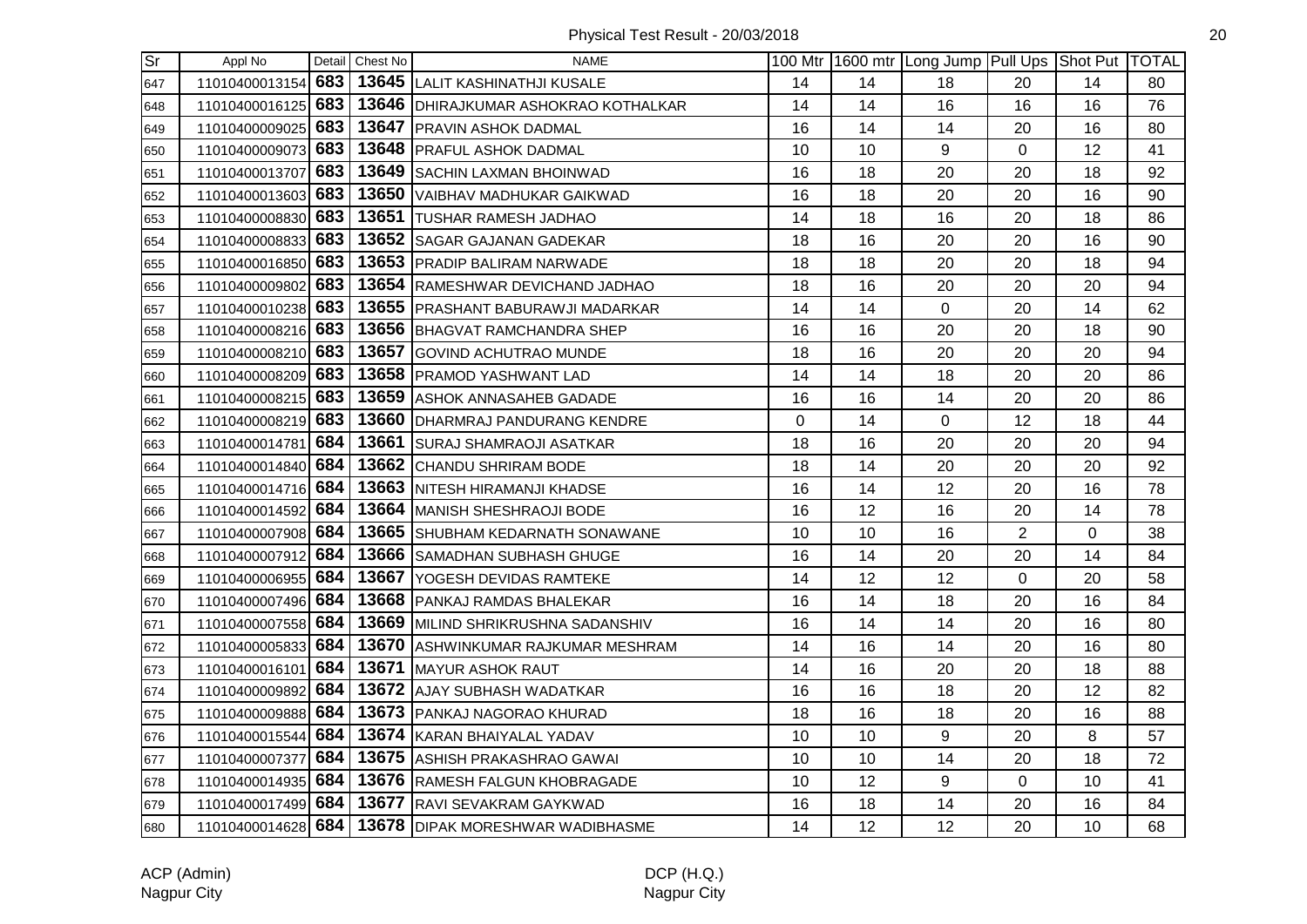Physical Test Result - 20/03/2018

| Sr | Appl No | Detail | Chest No | NAME | 100 Mtr | 1600 mtr | Long Jump | Pull Ups | Shot Put | TOTAL |
|---|---|---|---|---|---|---|---|---|---|---|
| 647 | 11010400013154 | 683 | 13645 | LALIT KASHINATHJI KUSALE | 14 | 14 | 18 | 20 | 14 | 80 |
| 648 | 11010400016125 | 683 | 13646 | DHIRAJKUMAR ASHOKRAO KOTHALKAR | 14 | 14 | 16 | 16 | 16 | 76 |
| 649 | 11010400009025 | 683 | 13647 | PRAVIN ASHOK DADMAL | 16 | 14 | 14 | 20 | 16 | 80 |
| 650 | 11010400009073 | 683 | 13648 | PRAFUL ASHOK DADMAL | 10 | 10 | 9 | 0 | 12 | 41 |
| 651 | 11010400013707 | 683 | 13649 | SACHIN LAXMAN BHOINWAD | 16 | 18 | 20 | 20 | 18 | 92 |
| 652 | 11010400013603 | 683 | 13650 | VAIBHAV MADHUKAR GAIKWAD | 16 | 18 | 20 | 20 | 16 | 90 |
| 653 | 11010400008830 | 683 | 13651 | TUSHAR RAMESH JADHAO | 14 | 18 | 16 | 20 | 18 | 86 |
| 654 | 11010400008833 | 683 | 13652 | SAGAR GAJANAN GADEKAR | 18 | 16 | 20 | 20 | 16 | 90 |
| 655 | 11010400016850 | 683 | 13653 | PRADIP BALIRAM NARWADE | 18 | 18 | 20 | 20 | 18 | 94 |
| 656 | 11010400009802 | 683 | 13654 | RAMESHWAR DEVICHAND JADHAO | 18 | 16 | 20 | 20 | 20 | 94 |
| 657 | 11010400010238 | 683 | 13655 | PRASHANT BABURAWJI MADARKAR | 14 | 14 | 0 | 20 | 14 | 62 |
| 658 | 11010400008216 | 683 | 13656 | BHAGVAT RAMCHANDRA SHEP | 16 | 16 | 20 | 20 | 18 | 90 |
| 659 | 11010400008210 | 683 | 13657 | GOVIND ACHUTRAO MUNDE | 18 | 16 | 20 | 20 | 20 | 94 |
| 660 | 11010400008209 | 683 | 13658 | PRAMOD YASHWANT LAD | 14 | 14 | 18 | 20 | 20 | 86 |
| 661 | 11010400008215 | 683 | 13659 | ASHOK ANNASAHEB GADADE | 16 | 16 | 14 | 20 | 20 | 86 |
| 662 | 11010400008219 | 683 | 13660 | DHARMRAJ PANDURANG KENDRE | 0 | 14 | 0 | 12 | 18 | 44 |
| 663 | 11010400014781 | 684 | 13661 | SURAJ SHAMRAOJI ASATKAR | 18 | 16 | 20 | 20 | 20 | 94 |
| 664 | 11010400014840 | 684 | 13662 | CHANDU SHRIRAM BODE | 18 | 14 | 20 | 20 | 20 | 92 |
| 665 | 11010400014716 | 684 | 13663 | NITESH HIRAMANJI KHADSE | 16 | 14 | 12 | 20 | 16 | 78 |
| 666 | 11010400014592 | 684 | 13664 | MANISH SHESHRAOJI BODE | 16 | 12 | 16 | 20 | 14 | 78 |
| 667 | 11010400007908 | 684 | 13665 | SHUBHAM KEDARNATH SONAWANE | 10 | 10 | 16 | 2 | 0 | 38 |
| 668 | 11010400007912 | 684 | 13666 | SAMADHAN SUBHASH GHUGE | 16 | 14 | 20 | 20 | 14 | 84 |
| 669 | 11010400006955 | 684 | 13667 | YOGESH DEVIDAS RAMTEKE | 14 | 12 | 12 | 0 | 20 | 58 |
| 670 | 11010400007496 | 684 | 13668 | PANKAJ RAMDAS BHALEKAR | 16 | 14 | 18 | 20 | 16 | 84 |
| 671 | 11010400007558 | 684 | 13669 | MILIND SHRIKRUSHNA SADANSHIV | 16 | 14 | 14 | 20 | 16 | 80 |
| 672 | 11010400005833 | 684 | 13670 | ASHWINKUMAR RAJKUMAR MESHRAM | 14 | 16 | 14 | 20 | 16 | 80 |
| 673 | 11010400016101 | 684 | 13671 | MAYUR ASHOK RAUT | 14 | 16 | 20 | 20 | 18 | 88 |
| 674 | 11010400009892 | 684 | 13672 | AJAY SUBHASH WADATKAR | 16 | 16 | 18 | 20 | 12 | 82 |
| 675 | 11010400009888 | 684 | 13673 | PANKAJ NAGORAO KHURAD | 18 | 16 | 18 | 20 | 16 | 88 |
| 676 | 11010400015544 | 684 | 13674 | KARAN BHAIYALAL YADAV | 10 | 10 | 9 | 20 | 8 | 57 |
| 677 | 11010400007377 | 684 | 13675 | ASHISH PRAKASHRAO GAWAI | 10 | 10 | 14 | 20 | 18 | 72 |
| 678 | 11010400014935 | 684 | 13676 | RAMESH FALGUN KHOBRAGADE | 10 | 12 | 9 | 0 | 10 | 41 |
| 679 | 11010400017499 | 684 | 13677 | RAVI SEVAKRAM GAYKWAD | 16 | 18 | 14 | 20 | 16 | 84 |
| 680 | 11010400014628 | 684 | 13678 | DIPAK MORESHWAR WADIBHASME | 14 | 12 | 12 | 20 | 10 | 68 |

ACP (Admin)
Nagpur City

DCP (H.Q.)
Nagpur City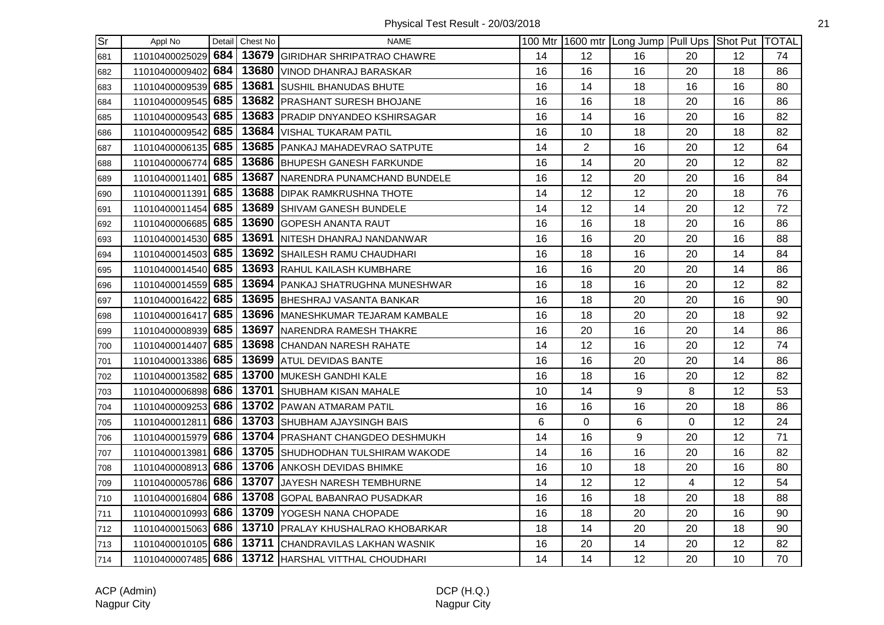# Physical Test Result - 20/03/2018

| Sr | Appl No | Detail | Chest No | NAME | 100 Mtr | 1600 mtr | Long Jump | Pull Ups | Shot Put | TOTAL |
|---|---|---|---|---|---|---|---|---|---|---|
| 681 | 11010400025029 | **684** | **13679** | GIRIDHAR SHRIPATRAO CHAWRE | 14 | 12 | 16 | 20 | 12 | 74 |
| 682 | 11010400009402 | **684** | **13680** | VINOD DHANRAJ BARASKAR | 16 | 16 | 16 | 20 | 18 | 86 |
| 683 | 11010400009539 | **685** | **13681** | SUSHIL BHANUDAS BHUTE | 16 | 14 | 18 | 16 | 16 | 80 |
| 684 | 11010400009545 | **685** | **13682** | PRASHANT SURESH BHOJANE | 16 | 16 | 18 | 20 | 16 | 86 |
| 685 | 11010400009543 | **685** | **13683** | PRADIP DNYANDEO KSHIRSAGAR | 16 | 14 | 16 | 20 | 16 | 82 |
| 686 | 11010400009542 | **685** | **13684** | VISHAL TUKARAM PATIL | 16 | 10 | 18 | 20 | 18 | 82 |
| 687 | 11010400006135 | **685** | **13685** | PANKAJ MAHADEVRAO SATPUTE | 14 | 2 | 16 | 20 | 12 | 64 |
| 688 | 11010400006774 | **685** | **13686** | BHUPESH GANESH FARKUNDE | 16 | 14 | 20 | 20 | 12 | 82 |
| 689 | 11010400011401 | **685** | **13687** | NARENDRA PUNAMCHAND BUNDELE | 16 | 12 | 20 | 20 | 16 | 84 |
| 690 | 11010400011391 | **685** | **13688** | DIPAK RAMKRUSHNA THOTE | 14 | 12 | 12 | 20 | 18 | 76 |
| 691 | 11010400011454 | **685** | **13689** | SHIVAM GANESH BUNDELE | 14 | 12 | 14 | 20 | 12 | 72 |
| 692 | 11010400006685 | **685** | **13690** | GOPESH ANANTA RAUT | 16 | 16 | 18 | 20 | 16 | 86 |
| 693 | 11010400014530 | **685** | **13691** | NITESH DHANRAJ NANDANWAR | 16 | 16 | 20 | 20 | 16 | 88 |
| 694 | 11010400014503 | **685** | **13692** | SHAILESH RAMU CHAUDHARI | 16 | 18 | 16 | 20 | 14 | 84 |
| 695 | 11010400014540 | **685** | **13693** | RAHUL KAILASH KUMBHARE | 16 | 16 | 20 | 20 | 14 | 86 |
| 696 | 11010400014559 | **685** | **13694** | PANKAJ SHATRUGHNA MUNESHWAR | 16 | 18 | 16 | 20 | 12 | 82 |
| 697 | 11010400016422 | **685** | **13695** | BHESHRAJ VASANTA BANKAR | 16 | 18 | 20 | 20 | 16 | 90 |
| 698 | 11010400016417 | **685** | **13696** | MANESHKUMAR TEJARAM KAMBALE | 16 | 18 | 20 | 20 | 18 | 92 |
| 699 | 11010400008939 | **685** | **13697** | NARENDRA RAMESH THAKRE | 16 | 20 | 16 | 20 | 14 | 86 |
| 700 | 11010400014407 | **685** | **13698** | CHANDAN NARESH RAHATE | 14 | 12 | 16 | 20 | 12 | 74 |
| 701 | 11010400013386 | **685** | **13699** | ATUL DEVIDAS BANTE | 16 | 16 | 20 | 20 | 14 | 86 |
| 702 | 11010400013582 | **685** | **13700** | MUKESH GANDHI KALE | 16 | 18 | 16 | 20 | 12 | 82 |
| 703 | 11010400006898 | **686** | **13701** | SHUBHAM KISAN MAHALE | 10 | 14 | 9 | 8 | 12 | 53 |
| 704 | 11010400009253 | **686** | **13702** | PAWAN ATMARAM PATIL | 16 | 16 | 16 | 20 | 18 | 86 |
| 705 | 11010400012811 | **686** | **13703** | SHUBHAM AJAYSINGH BAIS | 6 | 0 | 6 | 0 | 12 | 24 |
| 706 | 11010400015979 | **686** | **13704** | PRASHANT CHANGDEO DESHMUKH | 14 | 16 | 9 | 20 | 12 | 71 |
| 707 | 11010400013981 | **686** | **13705** | SHUDHODHAN TULSHIRAM WAKODE | 14 | 16 | 16 | 20 | 16 | 82 |
| 708 | 11010400008913 | **686** | **13706** | ANKOSH DEVIDAS BHIMKE | 16 | 10 | 18 | 20 | 16 | 80 |
| 709 | 11010400005786 | **686** | **13707** | JAYESH NARESH TEMBHURNE | 14 | 12 | 12 | 4 | 12 | 54 |
| 710 | 11010400016804 | **686** | **13708** | GOPAL BABANRAO PUSADKAR | 16 | 16 | 18 | 20 | 18 | 88 |
| 711 | 11010400010993 | **686** | **13709** | YOGESH NANA CHOPADE | 16 | 18 | 20 | 20 | 16 | 90 |
| 712 | 11010400015063 | **686** | **13710** | PRALAY KHUSHALRAO KHOBARKAR | 18 | 14 | 20 | 20 | 18 | 90 |
| 713 | 11010400010105 | **686** | **13711** | CHANDRAVILAS LAKHAN WASNIK | 16 | 20 | 14 | 20 | 12 | 82 |
| 714 | 11010400007485 | **686** | **13712** | HARSHAL VITTHAL CHOUDHARI | 14 | 14 | 12 | 20 | 10 | 70 |

ACP (Admin)
Nagpur City

DCP (H.Q.)
Nagpur City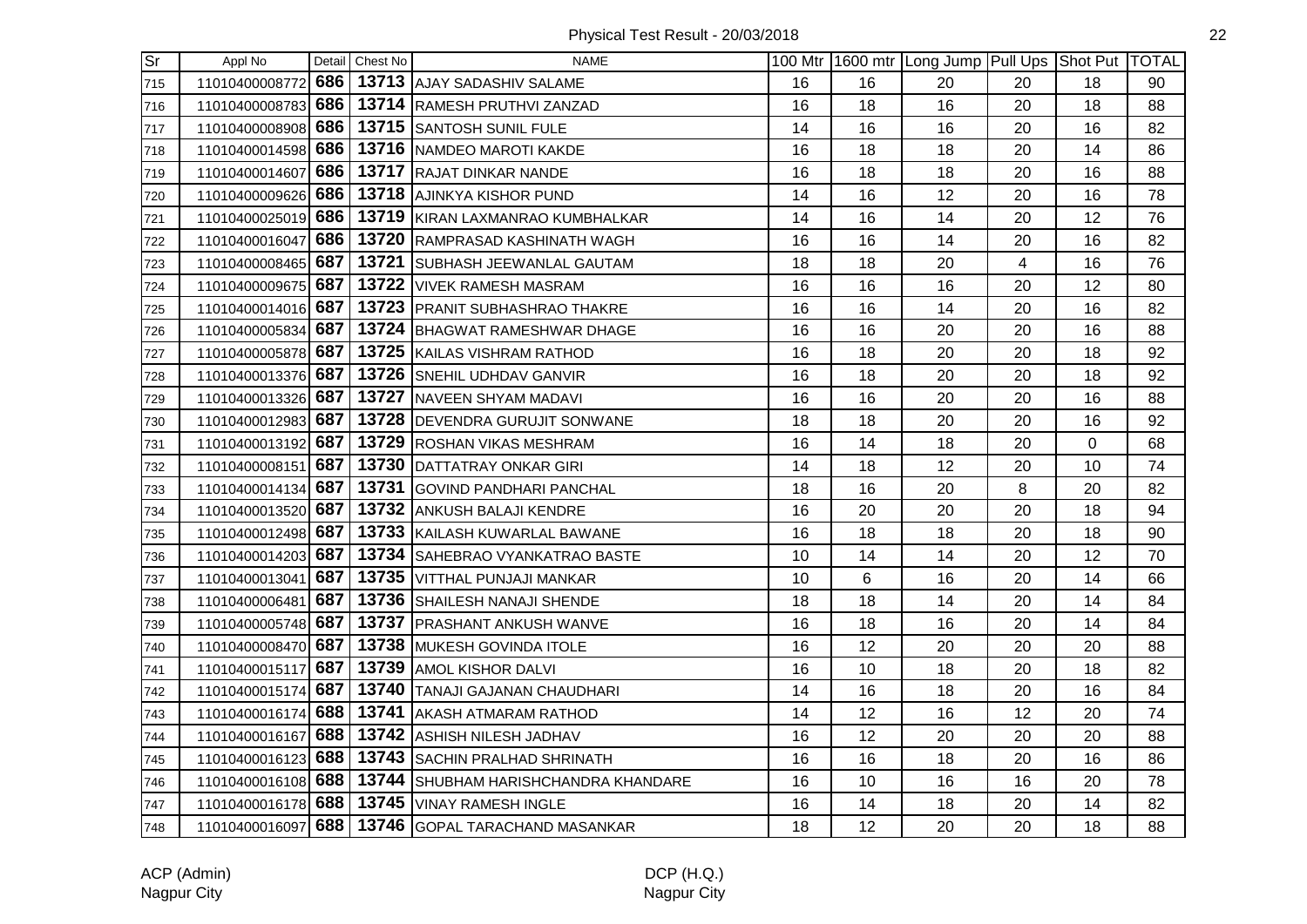# Physical Test Result - 20/03/2018

| Sr | Appl No | Detail | Chest No | NAME | 100 Mtr | 1600 mtr | Long Jump | Pull Ups | Shot Put | TOTAL |
|---|---|---|---|---|---|---|---|---|---|---|
| 715 | 11010400008772 | 686 | 13713 | AJAY SADASHIV SALAME | 16 | 16 | 20 | 20 | 18 | 90 |
| 716 | 11010400008783 | 686 | 13714 | RAMESH PRUTHVI ZANZAD | 16 | 18 | 16 | 20 | 18 | 88 |
| 717 | 11010400008908 | 686 | 13715 | SANTOSH SUNIL FULE | 14 | 16 | 16 | 20 | 16 | 82 |
| 718 | 11010400014598 | 686 | 13716 | NAMDEO MAROTI KAKDE | 16 | 18 | 18 | 20 | 14 | 86 |
| 719 | 11010400014607 | 686 | 13717 | RAJAT DINKAR NANDE | 16 | 18 | 18 | 20 | 16 | 88 |
| 720 | 11010400009626 | 686 | 13718 | AJINKYA KISHOR PUND | 14 | 16 | 12 | 20 | 16 | 78 |
| 721 | 11010400025019 | 686 | 13719 | KIRAN LAXMANRAO KUMBHALKAR | 14 | 16 | 14 | 20 | 12 | 76 |
| 722 | 11010400016047 | 686 | 13720 | RAMPRASAD KASHINATH WAGH | 16 | 16 | 14 | 20 | 16 | 82 |
| 723 | 11010400008465 | 687 | 13721 | SUBHASH JEEWANLAL GAUTAM | 18 | 18 | 20 | 4 | 16 | 76 |
| 724 | 11010400009675 | 687 | 13722 | VIVEK RAMESH MASRAM | 16 | 16 | 16 | 20 | 12 | 80 |
| 725 | 11010400014016 | 687 | 13723 | PRANIT SUBHASHRAO THAKRE | 16 | 16 | 14 | 20 | 16 | 82 |
| 726 | 11010400005834 | 687 | 13724 | BHAGWAT RAMESHWAR DHAGE | 16 | 16 | 20 | 20 | 16 | 88 |
| 727 | 11010400005878 | 687 | 13725 | KAILAS VISHRAM RATHOD | 16 | 18 | 20 | 20 | 18 | 92 |
| 728 | 11010400013376 | 687 | 13726 | SNEHIL UDHDAV GANVIR | 16 | 18 | 20 | 20 | 18 | 92 |
| 729 | 11010400013326 | 687 | 13727 | NAVEEN SHYAM MADAVI | 16 | 16 | 20 | 20 | 16 | 88 |
| 730 | 11010400012983 | 687 | 13728 | DEVENDRA GURUJIT SONWANE | 18 | 18 | 20 | 20 | 16 | 92 |
| 731 | 11010400013192 | 687 | 13729 | ROSHAN VIKAS MESHRAM | 16 | 14 | 18 | 20 | 0 | 68 |
| 732 | 11010400008151 | 687 | 13730 | DATTATRAY ONKAR GIRI | 14 | 18 | 12 | 20 | 10 | 74 |
| 733 | 11010400014134 | 687 | 13731 | GOVIND PANDHARI PANCHAL | 18 | 16 | 20 | 8 | 20 | 82 |
| 734 | 11010400013520 | 687 | 13732 | ANKUSH BALAJI KENDRE | 16 | 20 | 20 | 20 | 18 | 94 |
| 735 | 11010400012498 | 687 | 13733 | KAILASH KUWARLAL BAWANE | 16 | 18 | 18 | 20 | 18 | 90 |
| 736 | 11010400014203 | 687 | 13734 | SAHEBRAO VYANKATRAO BASTE | 10 | 14 | 14 | 20 | 12 | 70 |
| 737 | 11010400013041 | 687 | 13735 | VITTHAL PUNJAJI MANKAR | 10 | 6 | 16 | 20 | 14 | 66 |
| 738 | 11010400006481 | 687 | 13736 | SHAILESH NANAJI SHENDE | 18 | 18 | 14 | 20 | 14 | 84 |
| 739 | 11010400005748 | 687 | 13737 | PRASHANT ANKUSH WANVE | 16 | 18 | 16 | 20 | 14 | 84 |
| 740 | 11010400008470 | 687 | 13738 | MUKESH GOVINDA ITOLE | 16 | 12 | 20 | 20 | 20 | 88 |
| 741 | 11010400015117 | 687 | 13739 | AMOL KISHOR DALVI | 16 | 10 | 18 | 20 | 18 | 82 |
| 742 | 11010400015174 | 687 | 13740 | TANAJI GAJANAN CHAUDHARI | 14 | 16 | 18 | 20 | 16 | 84 |
| 743 | 11010400016174 | 688 | 13741 | AKASH ATMARAM RATHOD | 14 | 12 | 16 | 12 | 20 | 74 |
| 744 | 11010400016167 | 688 | 13742 | ASHISH NILESH JADHAV | 16 | 12 | 20 | 20 | 20 | 88 |
| 745 | 11010400016123 | 688 | 13743 | SACHIN PRALHAD SHRINATH | 16 | 16 | 18 | 20 | 16 | 86 |
| 746 | 11010400016108 | 688 | 13744 | SHUBHAM HARISHCHANDRA KHANDARE | 16 | 10 | 16 | 16 | 20 | 78 |
| 747 | 11010400016178 | 688 | 13745 | VINAY RAMESH INGLE | 16 | 14 | 18 | 20 | 14 | 82 |
| 748 | 11010400016097 | 688 | 13746 | GOPAL TARACHAND MASANKAR | 18 | 12 | 20 | 20 | 18 | 88 |

ACP (Admin)
Nagpur City

DCP (H.Q.)
Nagpur City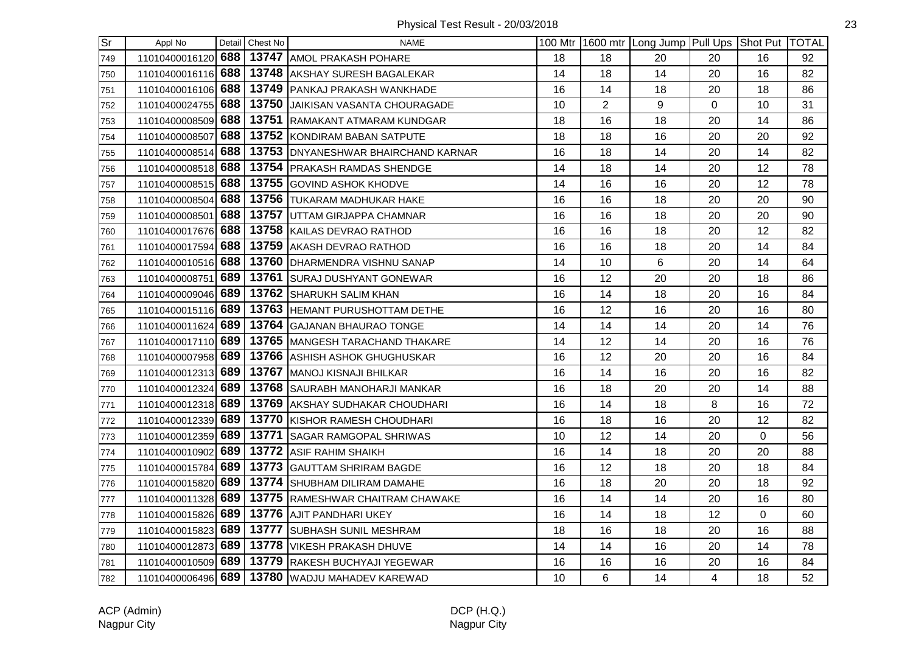Physical Test Result - 20/03/2018

| Sr | Appl No | Detail | Chest No | NAME | 100 Mtr | 1600 mtr | Long Jump | Pull Ups | Shot Put | TOTAL |
|---|---|---|---|---|---|---|---|---|---|---|
| 749 | 11010400016120 | **688** | **13747** | AMOL PRAKASH POHARE | 18 | 18 | 20 | 20 | 16 | 92 |
| 750 | 11010400016116 | **688** | **13748** | AKSHAY SURESH BAGALEKAR | 14 | 18 | 14 | 20 | 16 | 82 |
| 751 | 11010400016106 | **688** | **13749** | PANKAJ PRAKASH WANKHADE | 16 | 14 | 18 | 20 | 18 | 86 |
| 752 | 11010400024755 | **688** | **13750** | JAIKISAN VASANTA CHOURAGADE | 10 | 2 | 9 | 0 | 10 | 31 |
| 753 | 11010400008509 | **688** | **13751** | RAMAKANT ATMARAM KUNDGAR | 18 | 16 | 18 | 20 | 14 | 86 |
| 754 | 11010400008507 | **688** | **13752** | KONDIRAM BABAN SATPUTE | 18 | 18 | 16 | 20 | 20 | 92 |
| 755 | 11010400008514 | **688** | **13753** | DNYANESHWAR BHAIRCHAND KARNAR | 16 | 18 | 14 | 20 | 14 | 82 |
| 756 | 11010400008518 | **688** | **13754** | PRAKASH RAMDAS SHENDGE | 14 | 18 | 14 | 20 | 12 | 78 |
| 757 | 11010400008515 | **688** | **13755** | GOVIND ASHOK KHODVE | 14 | 16 | 16 | 20 | 12 | 78 |
| 758 | 11010400008504 | **688** | **13756** | TUKARAM MADHUKAR HAKE | 16 | 16 | 18 | 20 | 20 | 90 |
| 759 | 11010400008501 | **688** | **13757** | UTTAM GIRJAPPA CHAMNAR | 16 | 16 | 18 | 20 | 20 | 90 |
| 760 | 11010400017676 | **688** | **13758** | KAILAS DEVRAO RATHOD | 16 | 16 | 18 | 20 | 12 | 82 |
| 761 | 11010400017594 | **688** | **13759** | AKASH DEVRAO RATHOD | 16 | 16 | 18 | 20 | 14 | 84 |
| 762 | 11010400010516 | **688** | **13760** | DHARMENDRA VISHNU SANAP | 14 | 10 | 6 | 20 | 14 | 64 |
| 763 | 11010400008751 | **689** | **13761** | SURAJ DUSHYANT GONEWAR | 16 | 12 | 20 | 20 | 18 | 86 |
| 764 | 11010400009046 | **689** | **13762** | SHARUKH SALIM KHAN | 16 | 14 | 18 | 20 | 16 | 84 |
| 765 | 11010400015116 | **689** | **13763** | HEMANT PURUSHOTTAM DETHE | 16 | 12 | 16 | 20 | 16 | 80 |
| 766 | 11010400011624 | **689** | **13764** | GAJANAN BHAURAO TONGE | 14 | 14 | 14 | 20 | 14 | 76 |
| 767 | 11010400017110 | **689** | **13765** | MANGESH TARACHAND THAKARE | 14 | 12 | 14 | 20 | 16 | 76 |
| 768 | 11010400007958 | **689** | **13766** | ASHISH ASHOK GHUGHUSKAR | 16 | 12 | 20 | 20 | 16 | 84 |
| 769 | 11010400012313 | **689** | **13767** | MANOJ KISNAJI BHILKAR | 16 | 14 | 16 | 20 | 16 | 82 |
| 770 | 11010400012324 | **689** | **13768** | SAURABH MANOHARJI MANKAR | 16 | 18 | 20 | 20 | 14 | 88 |
| 771 | 11010400012318 | **689** | **13769** | AKSHAY SUDHAKAR CHOUDHARI | 16 | 14 | 18 | 8 | 16 | 72 |
| 772 | 11010400012339 | **689** | **13770** | KISHOR RAMESH CHOUDHARI | 16 | 18 | 16 | 20 | 12 | 82 |
| 773 | 11010400012359 | **689** | **13771** | SAGAR RAMGOPAL SHRIWAS | 10 | 12 | 14 | 20 | 0 | 56 |
| 774 | 11010400010902 | **689** | **13772** | ASIF RAHIM SHAIKH | 16 | 14 | 18 | 20 | 20 | 88 |
| 775 | 11010400015784 | **689** | **13773** | GAUTTAM SHRIRAM BAGDE | 16 | 12 | 18 | 20 | 18 | 84 |
| 776 | 11010400015820 | **689** | **13774** | SHUBHAM DILIRAM DAMAHE | 16 | 18 | 20 | 20 | 18 | 92 |
| 777 | 11010400011328 | **689** | **13775** | RAMESHWAR CHAITRAM CHAWAKE | 16 | 14 | 14 | 20 | 16 | 80 |
| 778 | 11010400015826 | **689** | **13776** | AJIT PANDHARI UKEY | 16 | 14 | 18 | 12 | 0 | 60 |
| 779 | 11010400015823 | **689** | **13777** | SUBHASH SUNIL MESHRAM | 18 | 16 | 18 | 20 | 16 | 88 |
| 780 | 11010400012873 | **689** | **13778** | VIKESH PRAKASH DHUVE | 14 | 14 | 16 | 20 | 14 | 78 |
| 781 | 11010400010509 | **689** | **13779** | RAKESH BUCHYAJI YEGEWAR | 16 | 16 | 16 | 20 | 16 | 84 |
| 782 | 11010400006496 | **689** | **13780** | WADJU MAHADEV KAREWAD | 10 | 6 | 14 | 4 | 18 | 52 |

ACP (Admin)
Nagpur City

DCP (H.Q.)
Nagpur City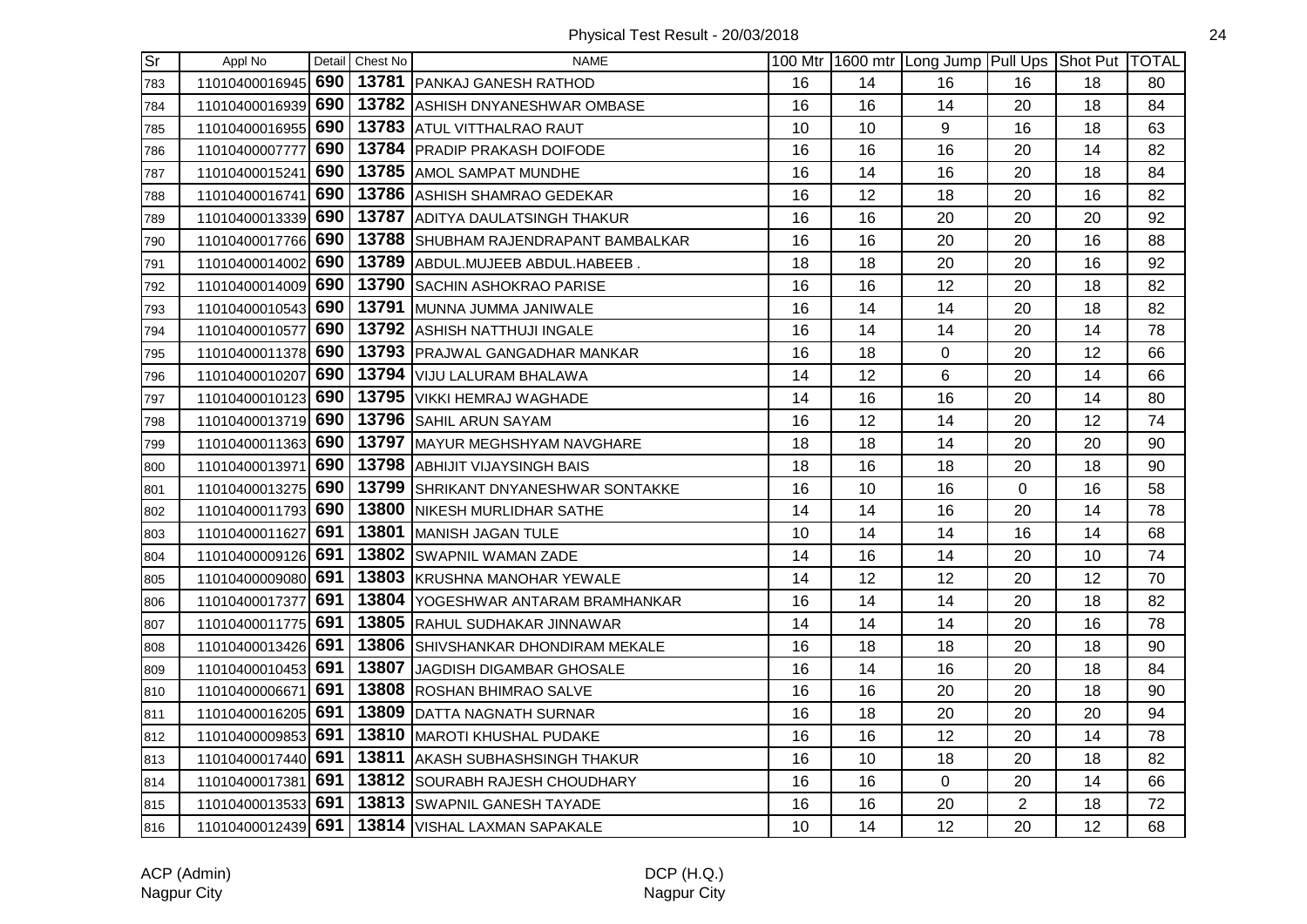Physical Test Result - 20/03/2018

| Sr | Appl No | Detail | Chest No | NAME | 100 Mtr | 1600 mtr | Long Jump | Pull Ups | Shot Put | TOTAL |
|---|---|---|---|---|---|---|---|---|---|---|
| 783 | 11010400016945 | 690 | 13781 | PANKAJ GANESH RATHOD | 16 | 14 | 16 | 16 | 18 | 80 |
| 784 | 11010400016939 | 690 | 13782 | ASHISH DNYANESHWAR OMBASE | 16 | 16 | 14 | 20 | 18 | 84 |
| 785 | 11010400016955 | 690 | 13783 | ATUL VITTHALRAO RAUT | 10 | 10 | 9 | 16 | 18 | 63 |
| 786 | 11010400007777 | 690 | 13784 | PRADIP PRAKASH DOIFODE | 16 | 16 | 16 | 20 | 14 | 82 |
| 787 | 11010400015241 | 690 | 13785 | AMOL SAMPAT MUNDHE | 16 | 14 | 16 | 20 | 18 | 84 |
| 788 | 11010400016741 | 690 | 13786 | ASHISH SHAMRAO GEDEKAR | 16 | 12 | 18 | 20 | 16 | 82 |
| 789 | 11010400013339 | 690 | 13787 | ADITYA DAULATSINGH THAKUR | 16 | 16 | 20 | 20 | 20 | 92 |
| 790 | 11010400017766 | 690 | 13788 | SHUBHAM RAJENDRAPANT BAMBALKAR | 16 | 16 | 20 | 20 | 16 | 88 |
| 791 | 11010400014002 | 690 | 13789 | ABDUL.MUJEEB ABDUL.HABEEB . | 18 | 18 | 20 | 20 | 16 | 92 |
| 792 | 11010400014009 | 690 | 13790 | SACHIN ASHOKRAO PARISE | 16 | 16 | 12 | 20 | 18 | 82 |
| 793 | 11010400010543 | 690 | 13791 | MUNNA JUMMA JANIWALE | 16 | 14 | 14 | 20 | 18 | 82 |
| 794 | 11010400010577 | 690 | 13792 | ASHISH NATTHUJI INGALE | 16 | 14 | 14 | 20 | 14 | 78 |
| 795 | 11010400011378 | 690 | 13793 | PRAJWAL GANGADHAR MANKAR | 16 | 18 | 0 | 20 | 12 | 66 |
| 796 | 11010400010207 | 690 | 13794 | VIJU LALURAM BHALAWA | 14 | 12 | 6 | 20 | 14 | 66 |
| 797 | 11010400010123 | 690 | 13795 | VIKKI HEMRAJ WAGHADE | 14 | 16 | 16 | 20 | 14 | 80 |
| 798 | 11010400013719 | 690 | 13796 | SAHIL ARUN SAYAM | 16 | 12 | 14 | 20 | 12 | 74 |
| 799 | 11010400011363 | 690 | 13797 | MAYUR MEGHSHYAM NAVGHARE | 18 | 18 | 14 | 20 | 20 | 90 |
| 800 | 11010400013971 | 690 | 13798 | ABHIJIT VIJAYSINGH BAIS | 18 | 16 | 18 | 20 | 18 | 90 |
| 801 | 11010400013275 | 690 | 13799 | SHRIKANT DNYANESHWAR SONTAKKE | 16 | 10 | 16 | 0 | 16 | 58 |
| 802 | 11010400011793 | 690 | 13800 | NIKESH MURLIDHAR SATHE | 14 | 14 | 16 | 20 | 14 | 78 |
| 803 | 11010400011627 | 691 | 13801 | MANISH JAGAN TULE | 10 | 14 | 14 | 16 | 14 | 68 |
| 804 | 11010400009126 | 691 | 13802 | SWAPNIL WAMAN ZADE | 14 | 16 | 14 | 20 | 10 | 74 |
| 805 | 11010400009080 | 691 | 13803 | KRUSHNA MANOHAR YEWALE | 14 | 12 | 12 | 20 | 12 | 70 |
| 806 | 11010400017377 | 691 | 13804 | YOGESHWAR ANTARAM BRAMHANKAR | 16 | 14 | 14 | 20 | 18 | 82 |
| 807 | 11010400011775 | 691 | 13805 | RAHUL SUDHAKAR JINNAWAR | 14 | 14 | 14 | 20 | 16 | 78 |
| 808 | 11010400013426 | 691 | 13806 | SHIVSHANKAR DHONDIRAM MEKALE | 16 | 18 | 18 | 20 | 18 | 90 |
| 809 | 11010400010453 | 691 | 13807 | JAGDISH DIGAMBAR GHOSALE | 16 | 14 | 16 | 20 | 18 | 84 |
| 810 | 11010400006671 | 691 | 13808 | ROSHAN BHIMRAO SALVE | 16 | 16 | 20 | 20 | 18 | 90 |
| 811 | 11010400016205 | 691 | 13809 | DATTA NAGNATH SURNAR | 16 | 18 | 20 | 20 | 20 | 94 |
| 812 | 11010400009853 | 691 | 13810 | MAROTI KHUSHAL PUDAKE | 16 | 16 | 12 | 20 | 14 | 78 |
| 813 | 11010400017440 | 691 | 13811 | AKASH SUBHASHSINGH THAKUR | 16 | 10 | 18 | 20 | 18 | 82 |
| 814 | 11010400017381 | 691 | 13812 | SOURABH RAJESH CHOUDHARY | 16 | 16 | 0 | 20 | 14 | 66 |
| 815 | 11010400013533 | 691 | 13813 | SWAPNIL GANESH TAYADE | 16 | 16 | 20 | 2 | 18 | 72 |
| 816 | 11010400012439 | 691 | 13814 | VISHAL LAXMAN SAPAKALE | 10 | 14 | 12 | 20 | 12 | 68 |

ACP (Admin)
Nagpur City

DCP (H.Q.)
Nagpur City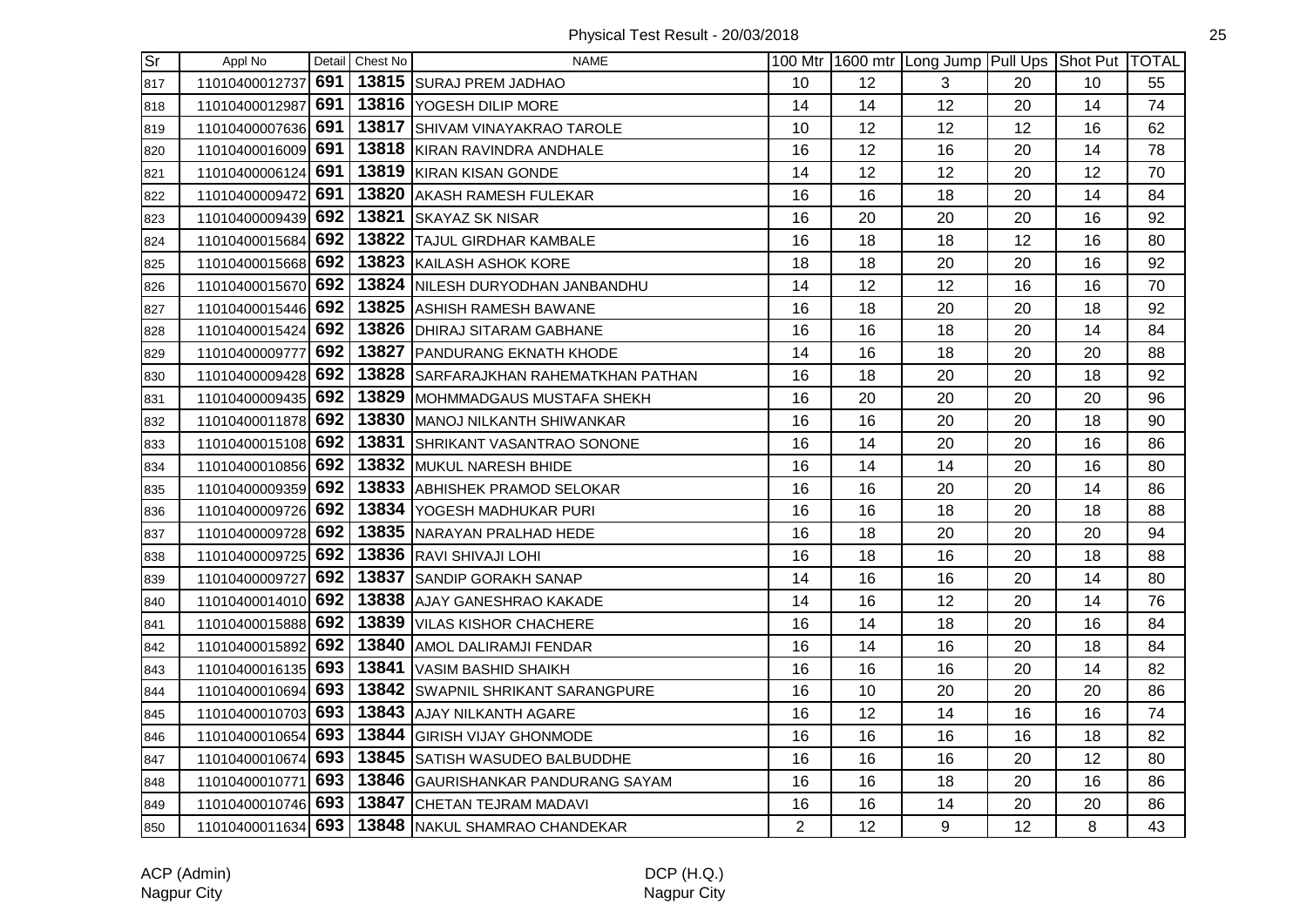Physical Test Result - 20/03/2018

| Sr | Appl No | Detail | Chest No | NAME | 100 Mtr | 1600 mtr | Long Jump | Pull Ups | Shot Put | TOTAL |
|---|---|---|---|---|---|---|---|---|---|---|
| 817 | 11010400012737 | 691 | 13815 | SURAJ PREM JADHAO | 10 | 12 | 3 | 20 | 10 | 55 |
| 818 | 11010400012987 | 691 | 13816 | YOGESH DILIP MORE | 14 | 14 | 12 | 20 | 14 | 74 |
| 819 | 11010400007636 | 691 | 13817 | SHIVAM VINAYAKRAO TAROLE | 10 | 12 | 12 | 12 | 16 | 62 |
| 820 | 11010400016009 | 691 | 13818 | KIRAN RAVINDRA ANDHALE | 16 | 12 | 16 | 20 | 14 | 78 |
| 821 | 11010400006124 | 691 | 13819 | KIRAN KISAN GONDE | 14 | 12 | 12 | 20 | 12 | 70 |
| 822 | 11010400009472 | 691 | 13820 | AKASH RAMESH FULEKAR | 16 | 16 | 18 | 20 | 14 | 84 |
| 823 | 11010400009439 | 692 | 13821 | SKAYAZ SK NISAR | 16 | 20 | 20 | 20 | 16 | 92 |
| 824 | 11010400015684 | 692 | 13822 | TAJUL GIRDHAR KAMBALE | 16 | 18 | 18 | 12 | 16 | 80 |
| 825 | 11010400015668 | 692 | 13823 | KAILASH ASHOK KORE | 18 | 18 | 20 | 20 | 16 | 92 |
| 826 | 11010400015670 | 692 | 13824 | NILESH DURYODHAN JANBANDHU | 14 | 12 | 12 | 16 | 16 | 70 |
| 827 | 11010400015446 | 692 | 13825 | ASHISH RAMESH BAWANE | 16 | 18 | 20 | 20 | 18 | 92 |
| 828 | 11010400015424 | 692 | 13826 | DHIRAJ SITARAM GABHANE | 16 | 16 | 18 | 20 | 14 | 84 |
| 829 | 11010400009777 | 692 | 13827 | PANDURANG EKNATH KHODE | 14 | 16 | 18 | 20 | 20 | 88 |
| 830 | 11010400009428 | 692 | 13828 | SARFARAJKHAN RAHEMATKHAN PATHAN | 16 | 18 | 20 | 20 | 18 | 92 |
| 831 | 11010400009435 | 692 | 13829 | MOHMMADGAUS MUSTAFA SHEKH | 16 | 20 | 20 | 20 | 20 | 96 |
| 832 | 11010400011878 | 692 | 13830 | MANOJ NILKANTH SHIWANKAR | 16 | 16 | 20 | 20 | 18 | 90 |
| 833 | 11010400015108 | 692 | 13831 | SHRIKANT VASANTRAO SONONE | 16 | 14 | 20 | 20 | 16 | 86 |
| 834 | 11010400010856 | 692 | 13832 | MUKUL NARESH BHIDE | 16 | 14 | 14 | 20 | 16 | 80 |
| 835 | 11010400009359 | 692 | 13833 | ABHISHEK PRAMOD SELOKAR | 16 | 16 | 20 | 20 | 14 | 86 |
| 836 | 11010400009726 | 692 | 13834 | YOGESH MADHUKAR PURI | 16 | 16 | 18 | 20 | 18 | 88 |
| 837 | 11010400009728 | 692 | 13835 | NARAYAN PRALHAD HEDE | 16 | 18 | 20 | 20 | 20 | 94 |
| 838 | 11010400009725 | 692 | 13836 | RAVI SHIVAJI LOHI | 16 | 18 | 16 | 20 | 18 | 88 |
| 839 | 11010400009727 | 692 | 13837 | SANDIP GORAKH SANAP | 14 | 16 | 16 | 20 | 14 | 80 |
| 840 | 11010400014010 | 692 | 13838 | AJAY GANESHRAO KAKADE | 14 | 16 | 12 | 20 | 14 | 76 |
| 841 | 11010400015888 | 692 | 13839 | VILAS KISHOR CHACHERE | 16 | 14 | 18 | 20 | 16 | 84 |
| 842 | 11010400015892 | 692 | 13840 | AMOL DALIRAMJI FENDAR | 16 | 14 | 16 | 20 | 18 | 84 |
| 843 | 11010400016135 | 693 | 13841 | VASIM BASHID SHAIKH | 16 | 16 | 16 | 20 | 14 | 82 |
| 844 | 11010400010694 | 693 | 13842 | SWAPNIL SHRIKANT SARANGPURE | 16 | 10 | 20 | 20 | 20 | 86 |
| 845 | 11010400010703 | 693 | 13843 | AJAY NILKANTH AGARE | 16 | 12 | 14 | 16 | 16 | 74 |
| 846 | 11010400010654 | 693 | 13844 | GIRISH VIJAY GHONMODE | 16 | 16 | 16 | 16 | 18 | 82 |
| 847 | 11010400010674 | 693 | 13845 | SATISH WASUDEO BALBUDDHE | 16 | 16 | 16 | 20 | 12 | 80 |
| 848 | 11010400010771 | 693 | 13846 | GAURISHANKAR PANDURANG SAYAM | 16 | 16 | 18 | 20 | 16 | 86 |
| 849 | 11010400010746 | 693 | 13847 | CHETAN TEJRAM MADAVI | 16 | 16 | 14 | 20 | 20 | 86 |
| 850 | 11010400011634 | 693 | 13848 | NAKUL SHAMRAO CHANDEKAR | 2 | 12 | 9 | 12 | 8 | 43 |

ACP (Admin)
Nagpur City

DCP (H.Q.)
Nagpur City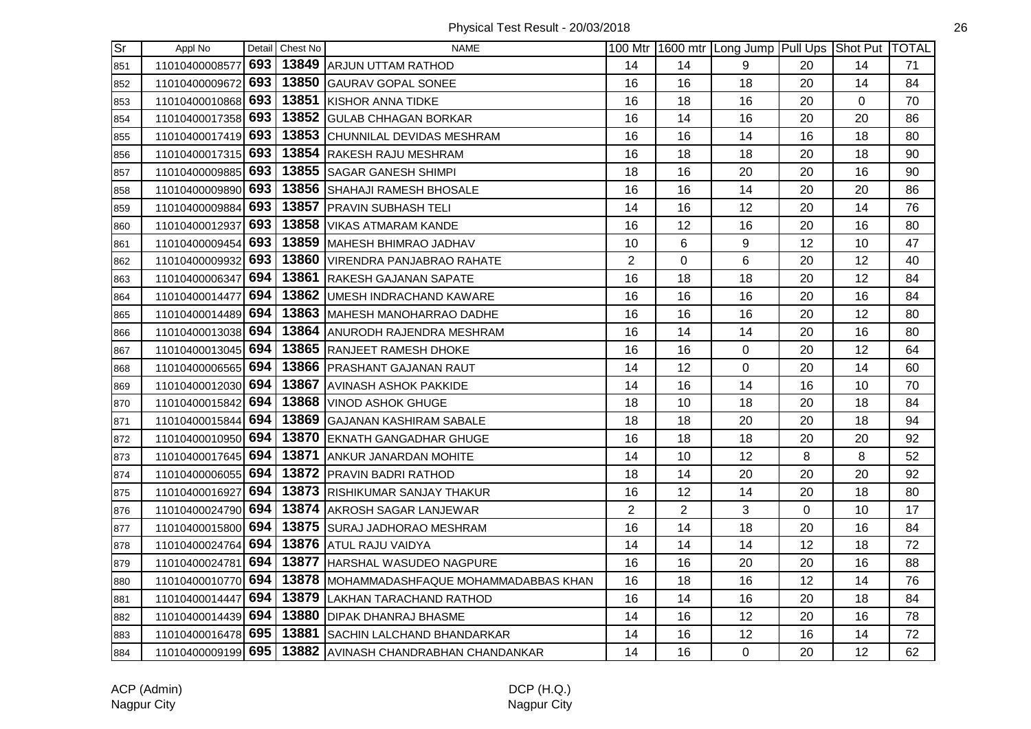Physical Test Result - 20/03/2018

| Sr | Appl No | Detail | Chest No | NAME | 100 Mtr | 1600 mtr | Long Jump | Pull Ups | Shot Put | TOTAL |
|---|---|---|---|---|---|---|---|---|---|---|
| 851 | 11010400008577 | 693 | 13849 | ARJUN UTTAM RATHOD | 14 | 14 | 9 | 20 | 14 | 71 |
| 852 | 11010400009672 | 693 | 13850 | GAURAV GOPAL SONEE | 16 | 16 | 18 | 20 | 14 | 84 |
| 853 | 11010400010868 | 693 | 13851 | KISHOR ANNA TIDKE | 16 | 18 | 16 | 20 | 0 | 70 |
| 854 | 11010400017358 | 693 | 13852 | GULAB CHHAGAN BORKAR | 16 | 14 | 16 | 20 | 20 | 86 |
| 855 | 11010400017419 | 693 | 13853 | CHUNNILAL DEVIDAS MESHRAM | 16 | 16 | 14 | 16 | 18 | 80 |
| 856 | 11010400017315 | 693 | 13854 | RAKESH RAJU MESHRAM | 16 | 18 | 18 | 20 | 18 | 90 |
| 857 | 11010400009885 | 693 | 13855 | SAGAR GANESH SHIMPI | 18 | 16 | 20 | 20 | 16 | 90 |
| 858 | 11010400009890 | 693 | 13856 | SHAHAJI RAMESH BHOSALE | 16 | 16 | 14 | 20 | 20 | 86 |
| 859 | 11010400009884 | 693 | 13857 | PRAVIN SUBHASH TELI | 14 | 16 | 12 | 20 | 14 | 76 |
| 860 | 11010400012937 | 693 | 13858 | VIKAS ATMARAM KANDE | 16 | 12 | 16 | 20 | 16 | 80 |
| 861 | 11010400009454 | 693 | 13859 | MAHESH BHIMRAO JADHAV | 10 | 6 | 9 | 12 | 10 | 47 |
| 862 | 11010400009932 | 693 | 13860 | VIRENDRA PANJABRAO RAHATE | 2 | 0 | 6 | 20 | 12 | 40 |
| 863 | 11010400006347 | 694 | 13861 | RAKESH GAJANAN SAPATE | 16 | 18 | 18 | 20 | 12 | 84 |
| 864 | 11010400014477 | 694 | 13862 | UMESH INDRACHAND KAWARE | 16 | 16 | 16 | 20 | 16 | 84 |
| 865 | 11010400014489 | 694 | 13863 | MAHESH MANOHARRAO DADHE | 16 | 16 | 16 | 20 | 12 | 80 |
| 866 | 11010400013038 | 694 | 13864 | ANURODH RAJENDRA MESHRAM | 16 | 14 | 14 | 20 | 16 | 80 |
| 867 | 11010400013045 | 694 | 13865 | RANJEET RAMESH DHOKE | 16 | 16 | 0 | 20 | 12 | 64 |
| 868 | 11010400006565 | 694 | 13866 | PRASHANT GAJANAN RAUT | 14 | 12 | 0 | 20 | 14 | 60 |
| 869 | 11010400012030 | 694 | 13867 | AVINASH ASHOK PAKKIDE | 14 | 16 | 14 | 16 | 10 | 70 |
| 870 | 11010400015842 | 694 | 13868 | VINOD ASHOK GHUGE | 18 | 10 | 18 | 20 | 18 | 84 |
| 871 | 11010400015844 | 694 | 13869 | GAJANAN KASHIRAM SABALE | 18 | 18 | 20 | 20 | 18 | 94 |
| 872 | 11010400010950 | 694 | 13870 | EKNATH GANGADHAR GHUGE | 16 | 18 | 18 | 20 | 20 | 92 |
| 873 | 11010400017645 | 694 | 13871 | ANKUR JANARDAN MOHITE | 14 | 10 | 12 | 8 | 8 | 52 |
| 874 | 11010400006055 | 694 | 13872 | PRAVIN BADRI RATHOD | 18 | 14 | 20 | 20 | 20 | 92 |
| 875 | 11010400016927 | 694 | 13873 | RISHIKUMAR SANJAY THAKUR | 16 | 12 | 14 | 20 | 18 | 80 |
| 876 | 11010400024790 | 694 | 13874 | AKROSH SAGAR LANJEWAR | 2 | 2 | 3 | 0 | 10 | 17 |
| 877 | 11010400015800 | 694 | 13875 | SURAJ JADHORAO MESHRAM | 16 | 14 | 18 | 20 | 16 | 84 |
| 878 | 11010400024764 | 694 | 13876 | ATUL RAJU VAIDYA | 14 | 14 | 14 | 12 | 18 | 72 |
| 879 | 11010400024781 | 694 | 13877 | HARSHAL WASUDEO NAGPURE | 16 | 16 | 20 | 20 | 16 | 88 |
| 880 | 11010400010770 | 694 | 13878 | MOHAMMADASHFAQUE MOHAMMADABBAS KHAN | 16 | 18 | 16 | 12 | 14 | 76 |
| 881 | 11010400014447 | 694 | 13879 | LAKHAN TARACHAND RATHOD | 16 | 14 | 16 | 20 | 18 | 84 |
| 882 | 11010400014439 | 694 | 13880 | DIPAK DHANRAJ BHASME | 14 | 16 | 12 | 20 | 16 | 78 |
| 883 | 11010400016478 | 695 | 13881 | SACHIN LALCHAND BHANDARKAR | 14 | 16 | 12 | 16 | 14 | 72 |
| 884 | 11010400009199 | 695 | 13882 | AVINASH CHANDRABHAN CHANDANKAR | 14 | 16 | 0 | 20 | 12 | 62 |

ACP (Admin)
Nagpur City

DCP (H.Q.)
Nagpur City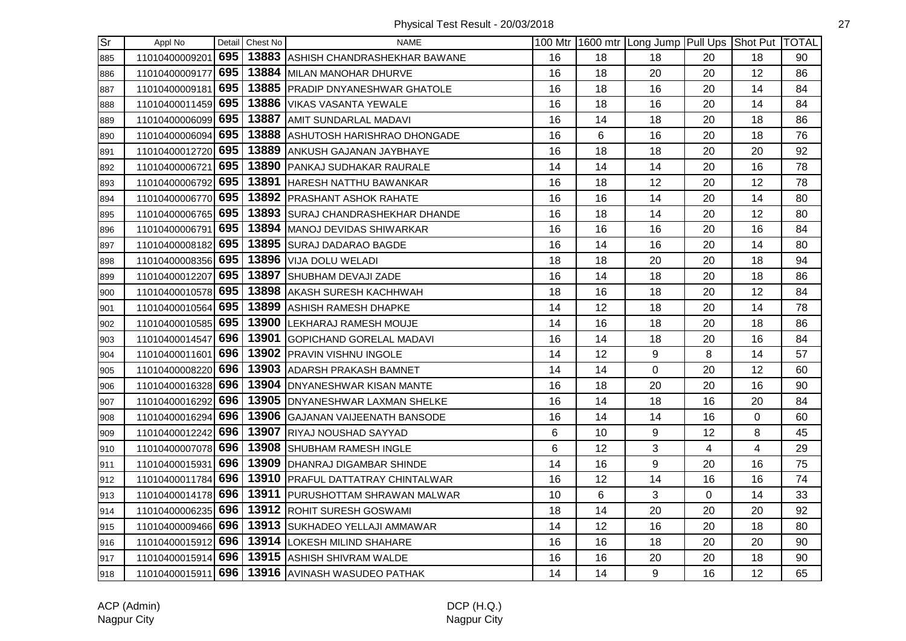Physical Test Result - 20/03/2018

| Sr | Appl No | Detail | Chest No | NAME | 100 Mtr | 1600 mtr | Long Jump | Pull Ups | Shot Put | TOTAL |
|---|---|---|---|---|---|---|---|---|---|---|
| 885 | 11010400009201 | 695 | 13883 | ASHISH CHANDRASHEKHAR BAWANE | 16 | 18 | 18 | 20 | 18 | 90 |
| 886 | 11010400009177 | 695 | 13884 | MILAN MANOHAR DHURVE | 16 | 18 | 20 | 20 | 12 | 86 |
| 887 | 11010400009181 | 695 | 13885 | PRADIP DNYANESHWAR GHATOLE | 16 | 18 | 16 | 20 | 14 | 84 |
| 888 | 11010400011459 | 695 | 13886 | VIKAS VASANTA YEWALE | 16 | 18 | 16 | 20 | 14 | 84 |
| 889 | 11010400006099 | 695 | 13887 | AMIT SUNDARLAL MADAVI | 16 | 14 | 18 | 20 | 18 | 86 |
| 890 | 11010400006094 | 695 | 13888 | ASHUTOSH HARISHRAO DHONGADE | 16 | 6 | 16 | 20 | 18 | 76 |
| 891 | 11010400012720 | 695 | 13889 | ANKUSH GAJANAN JAYBHAYE | 16 | 18 | 18 | 20 | 20 | 92 |
| 892 | 11010400006721 | 695 | 13890 | PANKAJ SUDHAKAR RAURALE | 14 | 14 | 14 | 20 | 16 | 78 |
| 893 | 11010400006792 | 695 | 13891 | HARESH NATTHU BAWANKAR | 16 | 18 | 12 | 20 | 12 | 78 |
| 894 | 11010400006770 | 695 | 13892 | PRASHANT ASHOK RAHATE | 16 | 16 | 14 | 20 | 14 | 80 |
| 895 | 11010400006765 | 695 | 13893 | SURAJ CHANDRASHEKHAR DHANDE | 16 | 18 | 14 | 20 | 12 | 80 |
| 896 | 11010400006791 | 695 | 13894 | MANOJ DEVIDAS SHIWARKAR | 16 | 16 | 16 | 20 | 16 | 84 |
| 897 | 11010400008182 | 695 | 13895 | SURAJ DADARAO BAGDE | 16 | 14 | 16 | 20 | 14 | 80 |
| 898 | 11010400008356 | 695 | 13896 | VIJA DOLU WELADI | 18 | 18 | 20 | 20 | 18 | 94 |
| 899 | 11010400012207 | 695 | 13897 | SHUBHAM DEVAJI ZADE | 16 | 14 | 18 | 20 | 18 | 86 |
| 900 | 11010400010578 | 695 | 13898 | AKASH SURESH KACHHWAH | 18 | 16 | 18 | 20 | 12 | 84 |
| 901 | 11010400010564 | 695 | 13899 | ASHISH RAMESH DHAPKE | 14 | 12 | 18 | 20 | 14 | 78 |
| 902 | 11010400010585 | 695 | 13900 | LEKHARAJ RAMESH MOUJE | 14 | 16 | 18 | 20 | 18 | 86 |
| 903 | 11010400014547 | 696 | 13901 | GOPICHAND GORELAL MADAVI | 16 | 14 | 18 | 20 | 16 | 84 |
| 904 | 11010400011601 | 696 | 13902 | PRAVIN VISHNU INGOLE | 14 | 12 | 9 | 8 | 14 | 57 |
| 905 | 11010400008220 | 696 | 13903 | ADARSH PRAKASH BAMNET | 14 | 14 | 0 | 20 | 12 | 60 |
| 906 | 11010400016328 | 696 | 13904 | DNYANESHWAR KISAN MANTE | 16 | 18 | 20 | 20 | 16 | 90 |
| 907 | 11010400016292 | 696 | 13905 | DNYANESHWAR LAXMAN SHELKE | 16 | 14 | 18 | 16 | 20 | 84 |
| 908 | 11010400016294 | 696 | 13906 | GAJANAN VAIJEENATH BANSODE | 16 | 14 | 14 | 16 | 0 | 60 |
| 909 | 11010400012242 | 696 | 13907 | RIYAJ NOUSHAD SAYYAD | 6 | 10 | 9 | 12 | 8 | 45 |
| 910 | 11010400007078 | 696 | 13908 | SHUBHAM RAMESH INGLE | 6 | 12 | 3 | 4 | 4 | 29 |
| 911 | 11010400015931 | 696 | 13909 | DHANRAJ DIGAMBAR SHINDE | 14 | 16 | 9 | 20 | 16 | 75 |
| 912 | 11010400011784 | 696 | 13910 | PRAFUL DATTATRAY CHINTALWAR | 16 | 12 | 14 | 16 | 16 | 74 |
| 913 | 11010400014178 | 696 | 13911 | PURUSHOTTAM SHRAWAN MALWAR | 10 | 6 | 3 | 0 | 14 | 33 |
| 914 | 11010400006235 | 696 | 13912 | ROHIT SURESH GOSWAMI | 18 | 14 | 20 | 20 | 20 | 92 |
| 915 | 11010400009466 | 696 | 13913 | SUKHADEO YELLAJI AMMAWAR | 14 | 12 | 16 | 20 | 18 | 80 |
| 916 | 11010400015912 | 696 | 13914 | LOKESH MILIND SHAHARE | 16 | 16 | 18 | 20 | 20 | 90 |
| 917 | 11010400015914 | 696 | 13915 | ASHISH SHIVRAM WALDE | 16 | 16 | 20 | 20 | 18 | 90 |
| 918 | 11010400015911 | 696 | 13916 | AVINASH WASUDEO PATHAK | 14 | 14 | 9 | 16 | 12 | 65 |

ACP (Admin)
Nagpur City

DCP (H.Q.)
Nagpur City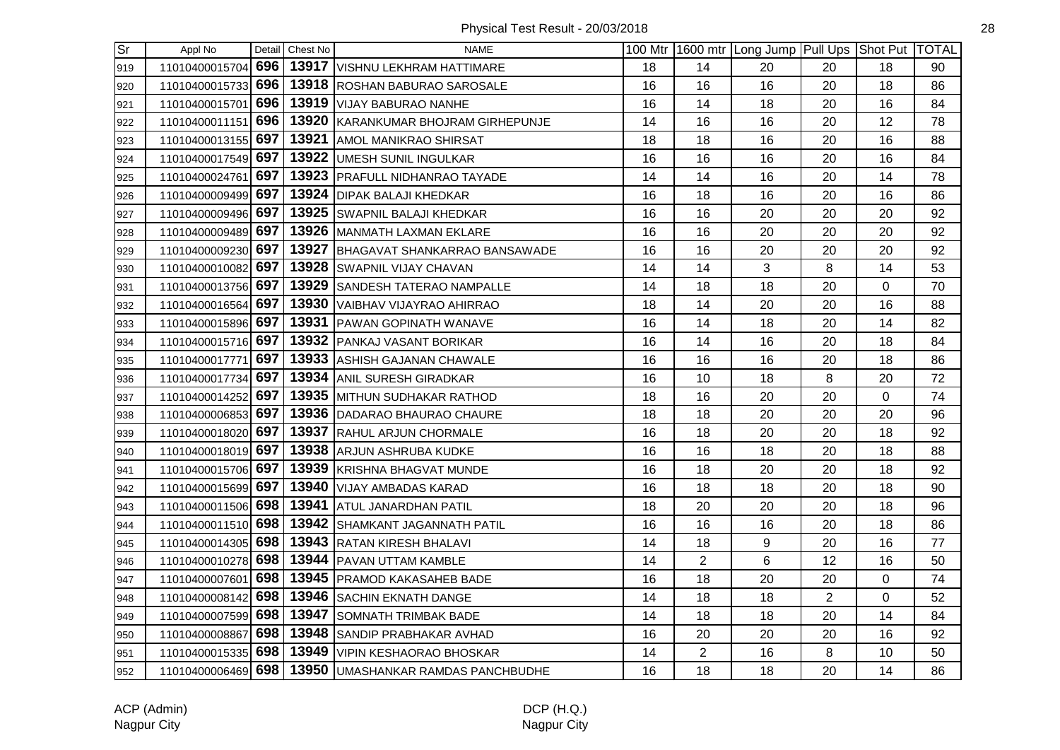Physical Test Result - 20/03/2018

| Sr | Appl No | Detail | Chest No | NAME | 100 Mtr | 1600 mtr | Long Jump | Pull Ups | Shot Put | TOTAL |
|---|---|---|---|---|---|---|---|---|---|---|
| 919 | 11010400015704 | 696 | 13917 | VISHNU LEKHRAM HATTIMARE | 18 | 14 | 20 | 20 | 18 | 90 |
| 920 | 11010400015733 | 696 | 13918 | ROSHAN BABURAO SAROSALE | 16 | 16 | 16 | 20 | 18 | 86 |
| 921 | 11010400015701 | 696 | 13919 | VIJAY BABURAO NANHE | 16 | 14 | 18 | 20 | 16 | 84 |
| 922 | 11010400011151 | 696 | 13920 | KARANKUMAR BHOJRAM GIRHEPUNJE | 14 | 16 | 16 | 20 | 12 | 78 |
| 923 | 11010400013155 | 697 | 13921 | AMOL MANIKRAO SHIRSAT | 18 | 18 | 16 | 20 | 16 | 88 |
| 924 | 11010400017549 | 697 | 13922 | UMESH SUNIL INGULKAR | 16 | 16 | 16 | 20 | 16 | 84 |
| 925 | 11010400024761 | 697 | 13923 | PRAFULL NIDHANRAO TAYADE | 14 | 14 | 16 | 20 | 14 | 78 |
| 926 | 11010400009499 | 697 | 13924 | DIPAK BALAJI KHEDKAR | 16 | 18 | 16 | 20 | 16 | 86 |
| 927 | 11010400009496 | 697 | 13925 | SWAPNIL BALAJI KHEDKAR | 16 | 16 | 20 | 20 | 20 | 92 |
| 928 | 11010400009489 | 697 | 13926 | MANMATH LAXMAN EKLARE | 16 | 16 | 20 | 20 | 20 | 92 |
| 929 | 11010400009230 | 697 | 13927 | BHAGAVAT SHANKARRAO BANSAWADE | 16 | 16 | 20 | 20 | 20 | 92 |
| 930 | 11010400010082 | 697 | 13928 | SWAPNIL VIJAY CHAVAN | 14 | 14 | 3 | 8 | 14 | 53 |
| 931 | 11010400013756 | 697 | 13929 | SANDESH TATERAO NAMPALLE | 14 | 18 | 18 | 20 | 0 | 70 |
| 932 | 11010400016564 | 697 | 13930 | VAIBHAV VIJAYRAO AHIRRAO | 18 | 14 | 20 | 20 | 16 | 88 |
| 933 | 11010400015896 | 697 | 13931 | PAWAN GOPINATH WANAVE | 16 | 14 | 18 | 20 | 14 | 82 |
| 934 | 11010400015716 | 697 | 13932 | PANKAJ VASANT BORIKAR | 16 | 14 | 16 | 20 | 18 | 84 |
| 935 | 11010400017771 | 697 | 13933 | ASHISH GAJANAN CHAWALE | 16 | 16 | 16 | 20 | 18 | 86 |
| 936 | 11010400017734 | 697 | 13934 | ANIL SURESH GIRADKAR | 16 | 10 | 18 | 8 | 20 | 72 |
| 937 | 11010400014252 | 697 | 13935 | MITHUN SUDHAKAR RATHOD | 18 | 16 | 20 | 20 | 0 | 74 |
| 938 | 11010400006853 | 697 | 13936 | DADARAO BHAURAO CHAURE | 18 | 18 | 20 | 20 | 20 | 96 |
| 939 | 11010400018020 | 697 | 13937 | RAHUL ARJUN CHORMALE | 16 | 18 | 20 | 20 | 18 | 92 |
| 940 | 11010400018019 | 697 | 13938 | ARJUN ASHRUBA KUDKE | 16 | 16 | 18 | 20 | 18 | 88 |
| 941 | 11010400015706 | 697 | 13939 | KRISHNA BHAGVAT MUNDE | 16 | 18 | 20 | 20 | 18 | 92 |
| 942 | 11010400015699 | 697 | 13940 | VIJAY AMBADAS KARAD | 16 | 18 | 18 | 20 | 18 | 90 |
| 943 | 11010400011506 | 698 | 13941 | ATUL JANARDHAN PATIL | 18 | 20 | 20 | 20 | 18 | 96 |
| 944 | 11010400011510 | 698 | 13942 | SHAMKANT JAGANNATH PATIL | 16 | 16 | 16 | 20 | 18 | 86 |
| 945 | 11010400014305 | 698 | 13943 | RATAN KIRESH BHALAVI | 14 | 18 | 9 | 20 | 16 | 77 |
| 946 | 11010400010278 | 698 | 13944 | PAVAN UTTAM KAMBLE | 14 | 2 | 6 | 12 | 16 | 50 |
| 947 | 11010400007601 | 698 | 13945 | PRAMOD KAKASAHEB BADE | 16 | 18 | 20 | 20 | 0 | 74 |
| 948 | 11010400008142 | 698 | 13946 | SACHIN EKNATH DANGE | 14 | 18 | 18 | 2 | 0 | 52 |
| 949 | 11010400007599 | 698 | 13947 | SOMNATH TRIMBAK BADE | 14 | 18 | 18 | 20 | 14 | 84 |
| 950 | 11010400008867 | 698 | 13948 | SANDIP PRABHAKAR AVHAD | 16 | 20 | 20 | 20 | 16 | 92 |
| 951 | 11010400015335 | 698 | 13949 | VIPIN KESHAORAO BHOSKAR | 14 | 2 | 16 | 8 | 10 | 50 |
| 952 | 11010400006469 | 698 | 13950 | UMASHANKAR RAMDAS PANCHBUDHE | 16 | 18 | 18 | 20 | 14 | 86 |

ACP (Admin)
Nagpur City

DCP (H.Q.)
Nagpur City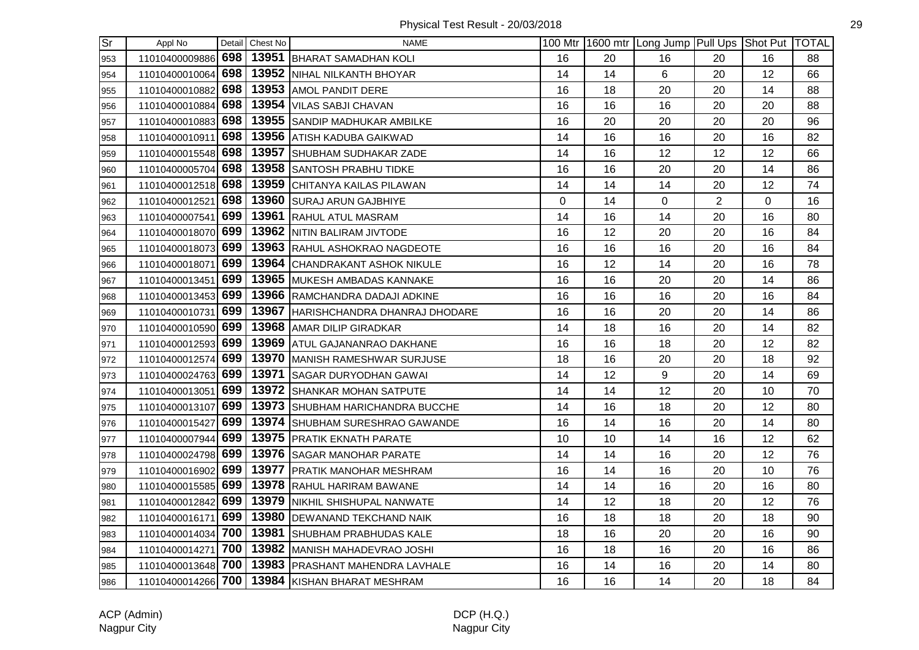Physical Test Result - 20/03/2018

| Sr | Appl No | Detail | Chest No | NAME | 100 Mtr | 1600 mtr | Long Jump | Pull Ups | Shot Put | TOTAL |
|---|---|---|---|---|---|---|---|---|---|---|
| 953 | 11010400009886 | 698 | 13951 | BHARAT SAMADHAN KOLI | 16 | 20 | 16 | 20 | 16 | 88 |
| 954 | 11010400010064 | 698 | 13952 | NIHAL NILKANTH BHOYAR | 14 | 14 | 6 | 20 | 12 | 66 |
| 955 | 11010400010882 | 698 | 13953 | AMOL PANDIT DERE | 16 | 18 | 20 | 20 | 14 | 88 |
| 956 | 11010400010884 | 698 | 13954 | VILAS SABJI CHAVAN | 16 | 16 | 16 | 20 | 20 | 88 |
| 957 | 11010400010883 | 698 | 13955 | SANDIP MADHUKAR AMBILKE | 16 | 20 | 20 | 20 | 20 | 96 |
| 958 | 11010400010911 | 698 | 13956 | ATISH KADUBA GAIKWAD | 14 | 16 | 16 | 20 | 16 | 82 |
| 959 | 11010400015548 | 698 | 13957 | SHUBHAM SUDHAKAR ZADE | 14 | 16 | 12 | 12 | 12 | 66 |
| 960 | 11010400005704 | 698 | 13958 | SANTOSH PRABHU TIDKE | 16 | 16 | 20 | 20 | 14 | 86 |
| 961 | 11010400012518 | 698 | 13959 | CHITANYA KAILAS PILAWAN | 14 | 14 | 14 | 20 | 12 | 74 |
| 962 | 11010400012521 | 698 | 13960 | SURAJ ARUN GAJBHIYE | 0 | 14 | 0 | 2 | 0 | 16 |
| 963 | 11010400007541 | 699 | 13961 | RAHUL ATUL MASRAM | 14 | 16 | 14 | 20 | 16 | 80 |
| 964 | 11010400018070 | 699 | 13962 | NITIN BALIRAM JIVTODE | 16 | 12 | 20 | 20 | 16 | 84 |
| 965 | 11010400018073 | 699 | 13963 | RAHUL ASHOKRAO NAGDEOTE | 16 | 16 | 16 | 20 | 16 | 84 |
| 966 | 11010400018071 | 699 | 13964 | CHANDRAKANT ASHOK NIKULE | 16 | 12 | 14 | 20 | 16 | 78 |
| 967 | 11010400013451 | 699 | 13965 | MUKESH AMBADAS KANNAKE | 16 | 16 | 20 | 20 | 14 | 86 |
| 968 | 11010400013453 | 699 | 13966 | RAMCHANDRA DADAJI ADKINE | 16 | 16 | 16 | 20 | 16 | 84 |
| 969 | 11010400010731 | 699 | 13967 | HARISHCHANDRA DHANRAJ DHODARE | 16 | 16 | 20 | 20 | 14 | 86 |
| 970 | 11010400010590 | 699 | 13968 | AMAR DILIP GIRADKAR | 14 | 18 | 16 | 20 | 14 | 82 |
| 971 | 11010400012593 | 699 | 13969 | ATUL GAJANANRAO DAKHANE | 16 | 16 | 18 | 20 | 12 | 82 |
| 972 | 11010400012574 | 699 | 13970 | MANISH RAMESHWAR SURJUSE | 18 | 16 | 20 | 20 | 18 | 92 |
| 973 | 11010400024763 | 699 | 13971 | SAGAR DURYODHAN GAWAI | 14 | 12 | 9 | 20 | 14 | 69 |
| 974 | 11010400013051 | 699 | 13972 | SHANKAR MOHAN SATPUTE | 14 | 14 | 12 | 20 | 10 | 70 |
| 975 | 11010400013107 | 699 | 13973 | SHUBHAM HARICHANDRA BUCCHE | 14 | 16 | 18 | 20 | 12 | 80 |
| 976 | 11010400015427 | 699 | 13974 | SHUBHAM SURESHRAO GAWANDE | 16 | 14 | 16 | 20 | 14 | 80 |
| 977 | 11010400007944 | 699 | 13975 | PRATIK EKNATH PARATE | 10 | 10 | 14 | 16 | 12 | 62 |
| 978 | 11010400024798 | 699 | 13976 | SAGAR MANOHAR PARATE | 14 | 14 | 16 | 20 | 12 | 76 |
| 979 | 11010400016902 | 699 | 13977 | PRATIK MANOHAR MESHRAM | 16 | 14 | 16 | 20 | 10 | 76 |
| 980 | 11010400015585 | 699 | 13978 | RAHUL HARIRAM BAWANE | 14 | 14 | 16 | 20 | 16 | 80 |
| 981 | 11010400012842 | 699 | 13979 | NIKHIL SHISHUPAL NANWATE | 14 | 12 | 18 | 20 | 12 | 76 |
| 982 | 11010400016171 | 699 | 13980 | DEWANAND TEKCHAND NAIK | 16 | 18 | 18 | 20 | 18 | 90 |
| 983 | 11010400014034 | 700 | 13981 | SHUBHAM PRABHUDAS KALE | 18 | 16 | 20 | 20 | 16 | 90 |
| 984 | 11010400014271 | 700 | 13982 | MANISH MAHADEVRAO JOSHI | 16 | 18 | 16 | 20 | 16 | 86 |
| 985 | 11010400013648 | 700 | 13983 | PRASHANT MAHENDRA LAVHALE | 16 | 14 | 16 | 20 | 14 | 80 |
| 986 | 11010400014266 | 700 | 13984 | KISHAN BHARAT MESHRAM | 16 | 16 | 14 | 20 | 18 | 84 |

ACP (Admin)
Nagpur City

DCP (H.Q.)
Nagpur City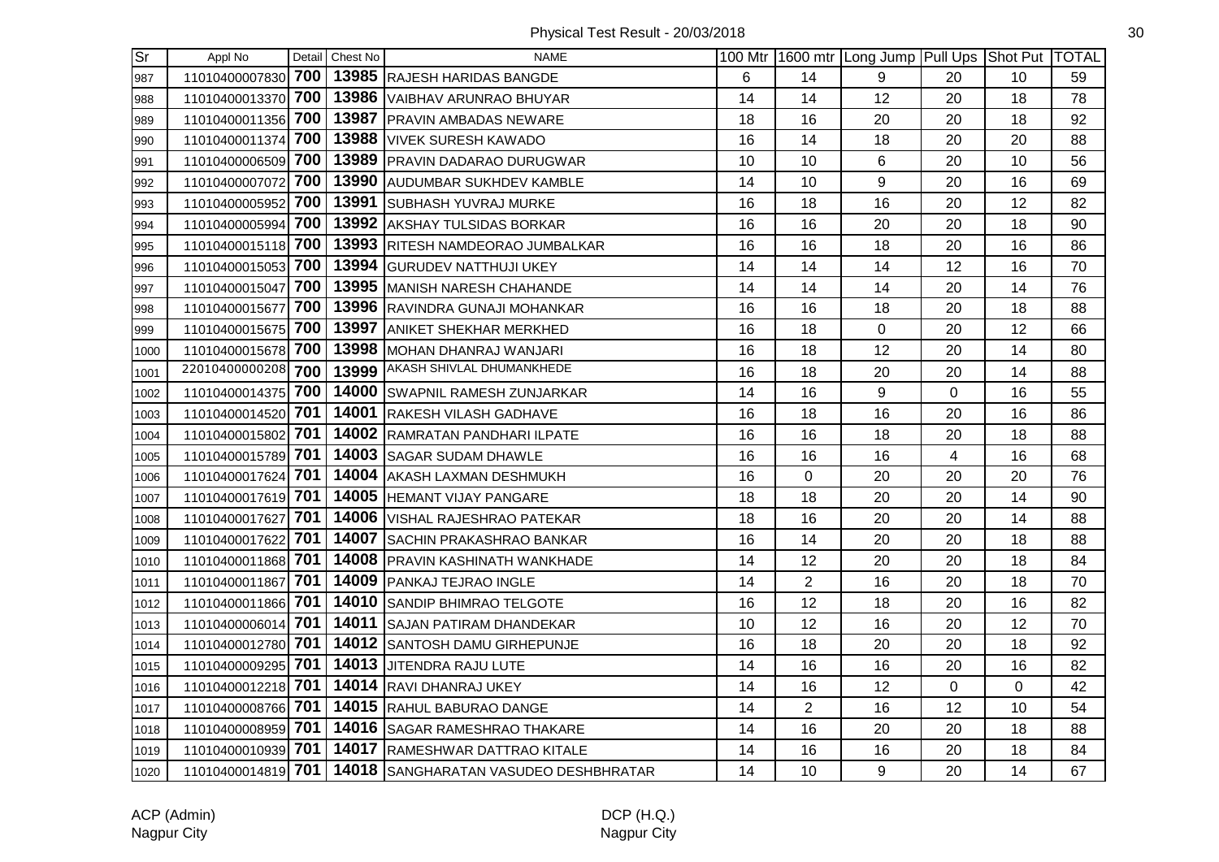Physical Test Result - 20/03/2018

| Sr | Appl No | Detail | Chest No | NAME | 100 Mtr | 1600 mtr | Long Jump | Pull Ups | Shot Put | TOTAL |
|---|---|---|---|---|---|---|---|---|---|---|
| 987 | 11010400007830 | 700 | 13985 | RAJESH HARIDAS BANGDE | 6 | 14 | 9 | 20 | 10 | 59 |
| 988 | 11010400013370 | 700 | 13986 | VAIBHAV ARUNRAO BHUYAR | 14 | 14 | 12 | 20 | 18 | 78 |
| 989 | 11010400011356 | 700 | 13987 | PRAVIN AMBADAS NEWARE | 18 | 16 | 20 | 20 | 18 | 92 |
| 990 | 11010400011374 | 700 | 13988 | VIVEK SURESH KAWADO | 16 | 14 | 18 | 20 | 20 | 88 |
| 991 | 11010400006509 | 700 | 13989 | PRAVIN DADARAO DURUGWAR | 10 | 10 | 6 | 20 | 10 | 56 |
| 992 | 11010400007072 | 700 | 13990 | AUDUMBAR SUKHDEV KAMBLE | 14 | 10 | 9 | 20 | 16 | 69 |
| 993 | 11010400005952 | 700 | 13991 | SUBHASH YUVRAJ MURKE | 16 | 18 | 16 | 20 | 12 | 82 |
| 994 | 11010400005994 | 700 | 13992 | AKSHAY TULSIDAS BORKAR | 16 | 16 | 20 | 20 | 18 | 90 |
| 995 | 11010400015118 | 700 | 13993 | RITESH NAMDEORAO JUMBALKAR | 16 | 16 | 18 | 20 | 16 | 86 |
| 996 | 11010400015053 | 700 | 13994 | GURUDEV NATTHUJI UKEY | 14 | 14 | 14 | 12 | 16 | 70 |
| 997 | 11010400015047 | 700 | 13995 | MANISH NARESH CHAHANDE | 14 | 14 | 14 | 20 | 14 | 76 |
| 998 | 11010400015677 | 700 | 13996 | RAVINDRA GUNAJI MOHANKAR | 16 | 16 | 18 | 20 | 18 | 88 |
| 999 | 11010400015675 | 700 | 13997 | ANIKET SHEKHAR MERKHED | 16 | 18 | 0 | 20 | 12 | 66 |
| 1000 | 11010400015678 | 700 | 13998 | MOHAN DHANRAJ WANJARI | 16 | 18 | 12 | 20 | 14 | 80 |
| 1001 | 22010400000208 | 700 | 13999 | AKASH SHIVLAL DHUMANKHEDE | 16 | 18 | 20 | 20 | 14 | 88 |
| 1002 | 11010400014375 | 700 | 14000 | SWAPNIL RAMESH ZUNJARKAR | 14 | 16 | 9 | 0 | 16 | 55 |
| 1003 | 11010400014520 | 701 | 14001 | RAKESH VILASH GADHAVE | 16 | 18 | 16 | 20 | 16 | 86 |
| 1004 | 11010400015802 | 701 | 14002 | RAMRATAN PANDHARI ILPATE | 16 | 16 | 18 | 20 | 18 | 88 |
| 1005 | 11010400015789 | 701 | 14003 | SAGAR SUDAM DHAWLE | 16 | 16 | 16 | 4 | 16 | 68 |
| 1006 | 11010400017624 | 701 | 14004 | AKASH LAXMAN DESHMUKH | 16 | 0 | 20 | 20 | 20 | 76 |
| 1007 | 11010400017619 | 701 | 14005 | HEMANT VIJAY PANGARE | 18 | 18 | 20 | 20 | 14 | 90 |
| 1008 | 11010400017627 | 701 | 14006 | VISHAL RAJESHRAO PATEKAR | 18 | 16 | 20 | 20 | 14 | 88 |
| 1009 | 11010400017622 | 701 | 14007 | SACHIN PRAKASHRAO BANKAR | 16 | 14 | 20 | 20 | 18 | 88 |
| 1010 | 11010400011868 | 701 | 14008 | PRAVIN KASHINATH WANKHADE | 14 | 12 | 20 | 20 | 18 | 84 |
| 1011 | 11010400011867 | 701 | 14009 | PANKAJ TEJRAO INGLE | 14 | 2 | 16 | 20 | 18 | 70 |
| 1012 | 11010400011866 | 701 | 14010 | SANDIP BHIMRAO TELGOTE | 16 | 12 | 18 | 20 | 16 | 82 |
| 1013 | 11010400006014 | 701 | 14011 | SAJAN PATIRAM DHANDEKAR | 10 | 12 | 16 | 20 | 12 | 70 |
| 1014 | 11010400012780 | 701 | 14012 | SANTOSH DAMU GIRHEPUNJE | 16 | 18 | 20 | 20 | 18 | 92 |
| 1015 | 11010400009295 | 701 | 14013 | JITENDRA RAJU LUTE | 14 | 16 | 16 | 20 | 16 | 82 |
| 1016 | 11010400012218 | 701 | 14014 | RAVI DHANRAJ UKEY | 14 | 16 | 12 | 0 | 0 | 42 |
| 1017 | 11010400008766 | 701 | 14015 | RAHUL BABURAO DANGE | 14 | 2 | 16 | 12 | 10 | 54 |
| 1018 | 11010400008959 | 701 | 14016 | SAGAR RAMESHRAO THAKARE | 14 | 16 | 20 | 20 | 18 | 88 |
| 1019 | 11010400010939 | 701 | 14017 | RAMESHWAR DATTRAO KITALE | 14 | 16 | 16 | 20 | 18 | 84 |
| 1020 | 11010400014819 | 701 | 14018 | SANGHARATAN VASUDEO DESHBHRATAR | 14 | 10 | 9 | 20 | 14 | 67 |

ACP (Admin)
Nagpur City

DCP (H.Q.)
Nagpur City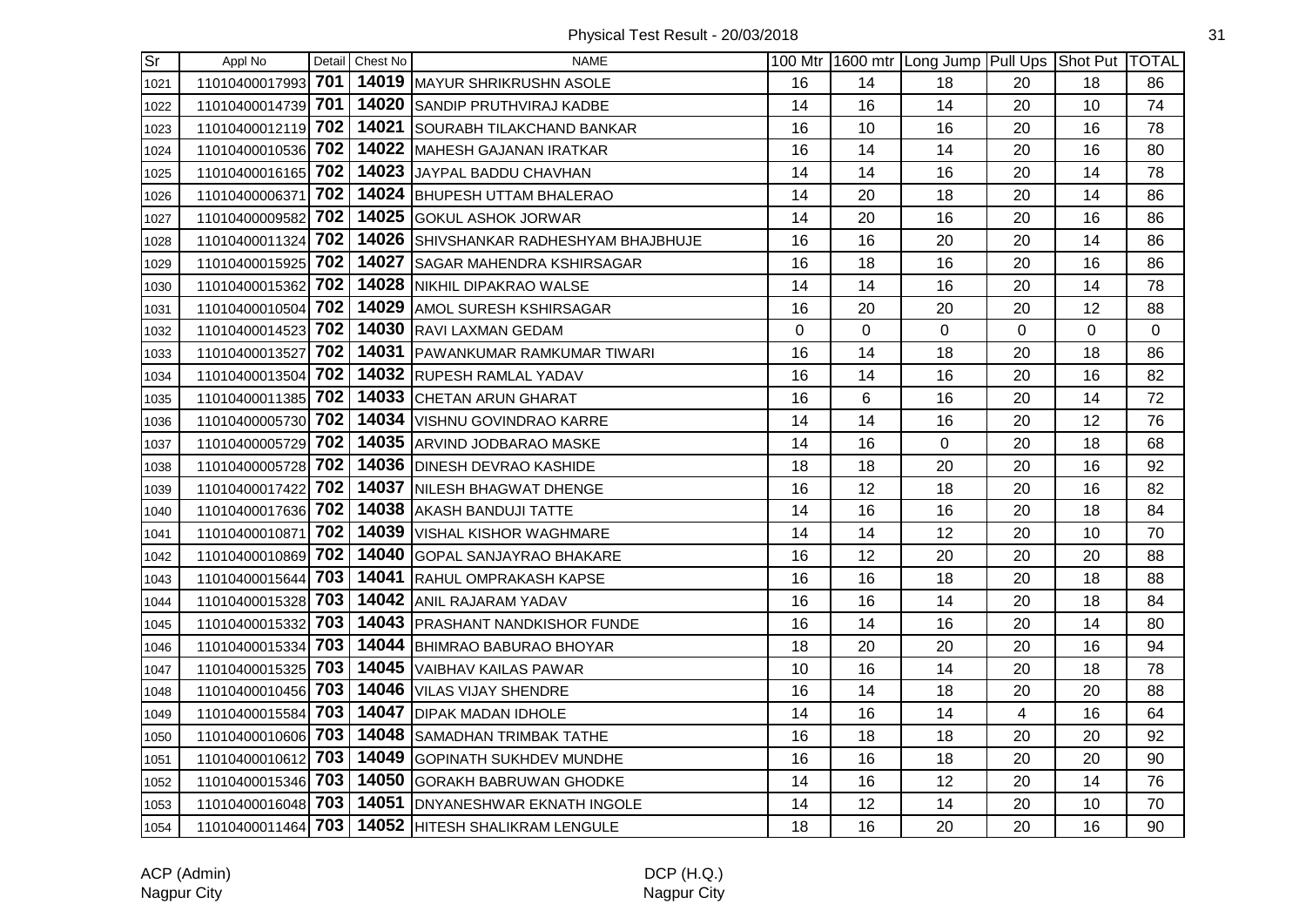| Sr | Appl No | Detail | Chest No | NAME | 100 Mtr | 1600 mtr | Long Jump | Pull Ups | Shot Put | TOTAL |
|---|---|---|---|---|---|---|---|---|---|---|
| 1021 | 11010400017993 | 701 | 14019 | MAYUR SHRIKRUSHN ASOLE | 16 | 14 | 18 | 20 | 18 | 86 |
| 1022 | 11010400014739 | 701 | 14020 | SANDIP PRUTHVIRAJ KADBE | 14 | 16 | 14 | 20 | 10 | 74 |
| 1023 | 11010400012119 | 702 | 14021 | SOURABH TILAKCHAND BANKAR | 16 | 10 | 16 | 20 | 16 | 78 |
| 1024 | 11010400010536 | 702 | 14022 | MAHESH GAJANAN IRATKAR | 16 | 14 | 14 | 20 | 16 | 80 |
| 1025 | 11010400016165 | 702 | 14023 | JAYPAL BADDU CHAVHAN | 14 | 14 | 16 | 20 | 14 | 78 |
| 1026 | 11010400006371 | 702 | 14024 | BHUPESH UTTAM BHALERAO | 14 | 20 | 18 | 20 | 14 | 86 |
| 1027 | 11010400009582 | 702 | 14025 | GOKUL ASHOK JORWAR | 14 | 20 | 16 | 20 | 16 | 86 |
| 1028 | 11010400011324 | 702 | 14026 | SHIVSHANKAR RADHESHYAM BHAJBHUJE | 16 | 16 | 20 | 20 | 14 | 86 |
| 1029 | 11010400015925 | 702 | 14027 | SAGAR MAHENDRA KSHIRSAGAR | 16 | 18 | 16 | 20 | 16 | 86 |
| 1030 | 11010400015362 | 702 | 14028 | NIKHIL DIPAKRAO WALSE | 14 | 14 | 16 | 20 | 14 | 78 |
| 1031 | 11010400010504 | 702 | 14029 | AMOL SURESH KSHIRSAGAR | 16 | 20 | 20 | 20 | 12 | 88 |
| 1032 | 11010400014523 | 702 | 14030 | RAVI LAXMAN GEDAM | 0 | 0 | 0 | 0 | 0 | 0 |
| 1033 | 11010400013527 | 702 | 14031 | PAWANKUMAR RAMKUMAR TIWARI | 16 | 14 | 18 | 20 | 18 | 86 |
| 1034 | 11010400013504 | 702 | 14032 | RUPESH RAMLAL YADAV | 16 | 14 | 16 | 20 | 16 | 82 |
| 1035 | 11010400011385 | 702 | 14033 | CHETAN ARUN GHARAT | 16 | 6 | 16 | 20 | 14 | 72 |
| 1036 | 11010400005730 | 702 | 14034 | VISHNU GOVINDRAO KARRE | 14 | 14 | 16 | 20 | 12 | 76 |
| 1037 | 11010400005729 | 702 | 14035 | ARVIND JODBARAO MASKE | 14 | 16 | 0 | 20 | 18 | 68 |
| 1038 | 11010400005728 | 702 | 14036 | DINESH DEVRAO KASHIDE | 18 | 18 | 20 | 20 | 16 | 92 |
| 1039 | 11010400017422 | 702 | 14037 | NILESH BHAGWAT DHENGE | 16 | 12 | 18 | 20 | 16 | 82 |
| 1040 | 11010400017636 | 702 | 14038 | AKASH BANDUJI TATTE | 14 | 16 | 16 | 20 | 18 | 84 |
| 1041 | 11010400010871 | 702 | 14039 | VISHAL KISHOR WAGHMARE | 14 | 14 | 12 | 20 | 10 | 70 |
| 1042 | 11010400010869 | 702 | 14040 | GOPAL SANJAYRAO BHAKARE | 16 | 12 | 20 | 20 | 20 | 88 |
| 1043 | 11010400015644 | 703 | 14041 | RAHUL OMPRAKASH KAPSE | 16 | 16 | 18 | 20 | 18 | 88 |
| 1044 | 11010400015328 | 703 | 14042 | ANIL RAJARAM YADAV | 16 | 16 | 14 | 20 | 18 | 84 |
| 1045 | 11010400015332 | 703 | 14043 | PRASHANT NANDKISHOR FUNDE | 16 | 14 | 16 | 20 | 14 | 80 |
| 1046 | 11010400015334 | 703 | 14044 | BHIMRAO BABURAO BHOYAR | 18 | 20 | 20 | 20 | 16 | 94 |
| 1047 | 11010400015325 | 703 | 14045 | VAIBHAV KAILAS PAWAR | 10 | 16 | 14 | 20 | 18 | 78 |
| 1048 | 11010400010456 | 703 | 14046 | VILAS VIJAY SHENDRE | 16 | 14 | 18 | 20 | 20 | 88 |
| 1049 | 11010400015584 | 703 | 14047 | DIPAK MADAN IDHOLE | 14 | 16 | 14 | 4 | 16 | 64 |
| 1050 | 11010400010606 | 703 | 14048 | SAMADHAN TRIMBAK TATHE | 16 | 18 | 18 | 20 | 20 | 92 |
| 1051 | 11010400010612 | 703 | 14049 | GOPINATH SUKHDEV MUNDHE | 16 | 16 | 18 | 20 | 20 | 90 |
| 1052 | 11010400015346 | 703 | 14050 | GORAKH BABRUWAN GHODKE | 14 | 16 | 12 | 20 | 14 | 76 |
| 1053 | 11010400016048 | 703 | 14051 | DNYANESHWAR EKNATH INGOLE | 14 | 12 | 14 | 20 | 10 | 70 |
| 1054 | 11010400011464 | 703 | 14052 | HITESH SHALIKRAM LENGULE | 18 | 16 | 20 | 20 | 16 | 90 |

ACP (Admin)
Nagpur City

DCP (H.Q.)
Nagpur City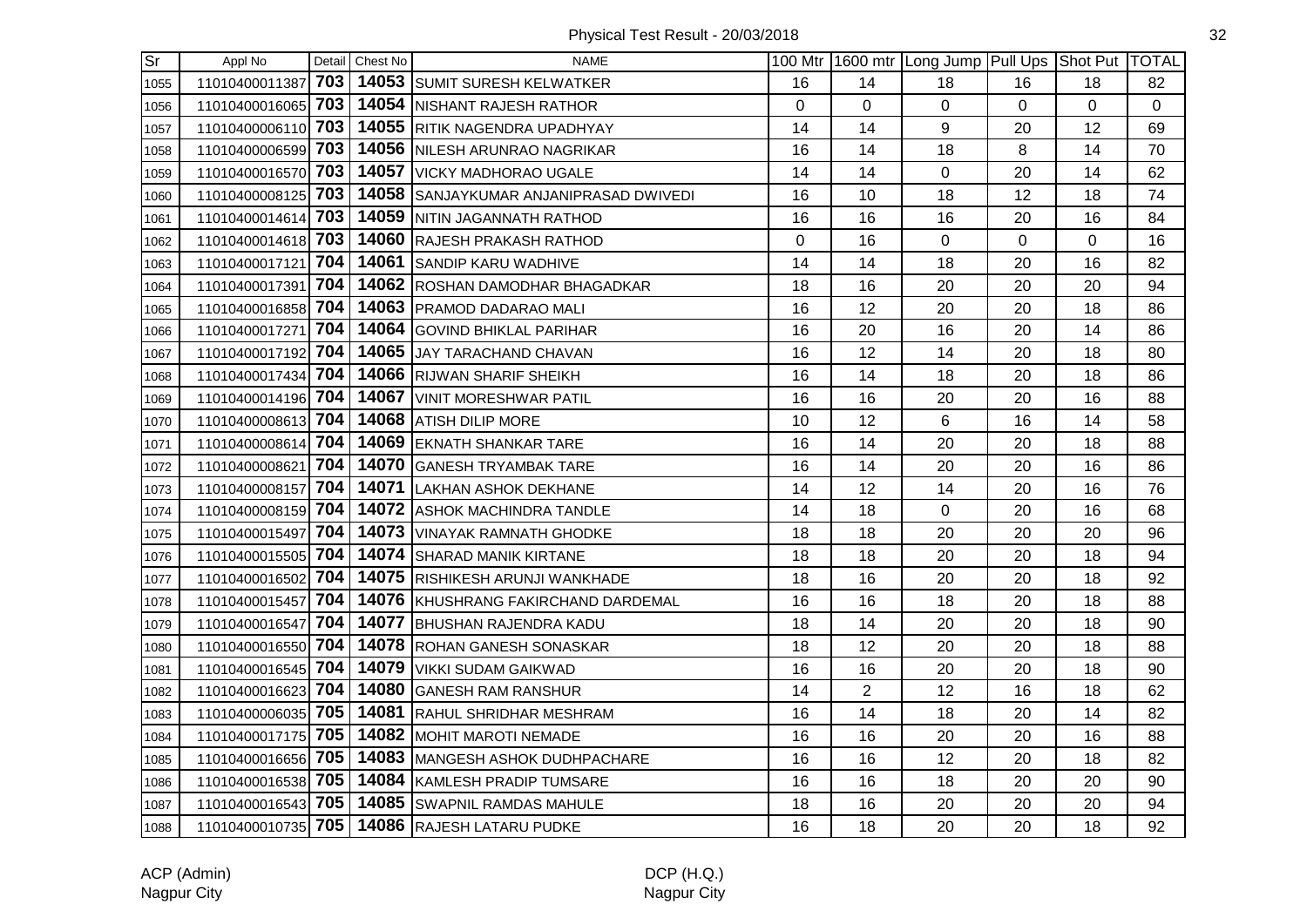Physical Test Result - 20/03/2018

| Sr | Appl No | Detail | Chest No | NAME | 100 Mtr | 1600 mtr | Long Jump | Pull Ups | Shot Put | TOTAL |
|---|---|---|---|---|---|---|---|---|---|---|
| 1055 | 11010400011387 | 703 | 14053 | SUMIT SURESH KELWATKER | 16 | 14 | 18 | 16 | 18 | 82 |
| 1056 | 11010400016065 | 703 | 14054 | NISHANT RAJESH RATHOR | 0 | 0 | 0 | 0 | 0 | 0 |
| 1057 | 11010400006110 | 703 | 14055 | RITIK NAGENDRA UPADHYAY | 14 | 14 | 9 | 20 | 12 | 69 |
| 1058 | 11010400006599 | 703 | 14056 | NILESH ARUNRAO NAGRIKAR | 16 | 14 | 18 | 8 | 14 | 70 |
| 1059 | 11010400016570 | 703 | 14057 | VICKY MADHORAO UGALE | 14 | 14 | 0 | 20 | 14 | 62 |
| 1060 | 11010400008125 | 703 | 14058 | SANJAYKUMAR ANJANIPRASAD DWIVEDI | 16 | 10 | 18 | 12 | 18 | 74 |
| 1061 | 11010400014614 | 703 | 14059 | NITIN JAGANNATH RATHOD | 16 | 16 | 16 | 20 | 16 | 84 |
| 1062 | 11010400014618 | 703 | 14060 | RAJESH PRAKASH RATHOD | 0 | 16 | 0 | 0 | 0 | 16 |
| 1063 | 11010400017121 | 704 | 14061 | SANDIP KARU WADHIVE | 14 | 14 | 18 | 20 | 16 | 82 |
| 1064 | 11010400017391 | 704 | 14062 | ROSHAN DAMODHAR BHAGADKAR | 18 | 16 | 20 | 20 | 20 | 94 |
| 1065 | 11010400016858 | 704 | 14063 | PRAMOD DADARAO MALI | 16 | 12 | 20 | 20 | 18 | 86 |
| 1066 | 11010400017271 | 704 | 14064 | GOVIND BHIKLAL PARIHAR | 16 | 20 | 16 | 20 | 14 | 86 |
| 1067 | 11010400017192 | 704 | 14065 | JAY TARACHAND CHAVAN | 16 | 12 | 14 | 20 | 18 | 80 |
| 1068 | 11010400017434 | 704 | 14066 | RIJWAN SHARIF SHEIKH | 16 | 14 | 18 | 20 | 18 | 86 |
| 1069 | 11010400014196 | 704 | 14067 | VINIT MORESHWAR PATIL | 16 | 16 | 20 | 20 | 16 | 88 |
| 1070 | 11010400008613 | 704 | 14068 | ATISH DILIP MORE | 10 | 12 | 6 | 16 | 14 | 58 |
| 1071 | 11010400008614 | 704 | 14069 | EKNATH SHANKAR TARE | 16 | 14 | 20 | 20 | 18 | 88 |
| 1072 | 11010400008621 | 704 | 14070 | GANESH TRYAMBAK TARE | 16 | 14 | 20 | 20 | 16 | 86 |
| 1073 | 11010400008157 | 704 | 14071 | LAKHAN ASHOK DEKHANE | 14 | 12 | 14 | 20 | 16 | 76 |
| 1074 | 11010400008159 | 704 | 14072 | ASHOK MACHINDRA TANDLE | 14 | 18 | 0 | 20 | 16 | 68 |
| 1075 | 11010400015497 | 704 | 14073 | VINAYAK RAMNATH GHODKE | 18 | 18 | 20 | 20 | 20 | 96 |
| 1076 | 11010400015505 | 704 | 14074 | SHARAD MANIK KIRTANE | 18 | 18 | 20 | 20 | 18 | 94 |
| 1077 | 11010400016502 | 704 | 14075 | RISHIKESH ARUNJI WANKHADE | 18 | 16 | 20 | 20 | 18 | 92 |
| 1078 | 11010400015457 | 704 | 14076 | KHUSHRANG FAKIRCHAND DARDEMAL | 16 | 16 | 18 | 20 | 18 | 88 |
| 1079 | 11010400016547 | 704 | 14077 | BHUSHAN RAJENDRA KADU | 18 | 14 | 20 | 20 | 18 | 90 |
| 1080 | 11010400016550 | 704 | 14078 | ROHAN GANESH SONASKAR | 18 | 12 | 20 | 20 | 18 | 88 |
| 1081 | 11010400016545 | 704 | 14079 | VIKKI SUDAM GAIKWAD | 16 | 16 | 20 | 20 | 18 | 90 |
| 1082 | 11010400016623 | 704 | 14080 | GANESH RAM RANSHUR | 14 | 2 | 12 | 16 | 18 | 62 |
| 1083 | 11010400006035 | 705 | 14081 | RAHUL SHRIDHAR MESHRAM | 16 | 14 | 18 | 20 | 14 | 82 |
| 1084 | 11010400017175 | 705 | 14082 | MOHIT MAROTI NEMADE | 16 | 16 | 20 | 20 | 16 | 88 |
| 1085 | 11010400016656 | 705 | 14083 | MANGESH ASHOK DUDHPACHARE | 16 | 16 | 12 | 20 | 18 | 82 |
| 1086 | 11010400016538 | 705 | 14084 | KAMLESH PRADIP TUMSARE | 16 | 16 | 18 | 20 | 20 | 90 |
| 1087 | 11010400016543 | 705 | 14085 | SWAPNIL RAMDAS MAHULE | 18 | 16 | 20 | 20 | 20 | 94 |
| 1088 | 11010400010735 | 705 | 14086 | RAJESH LATARU PUDKE | 16 | 18 | 20 | 20 | 18 | 92 |

ACP (Admin)
Nagpur City

DCP (H.Q.)
Nagpur City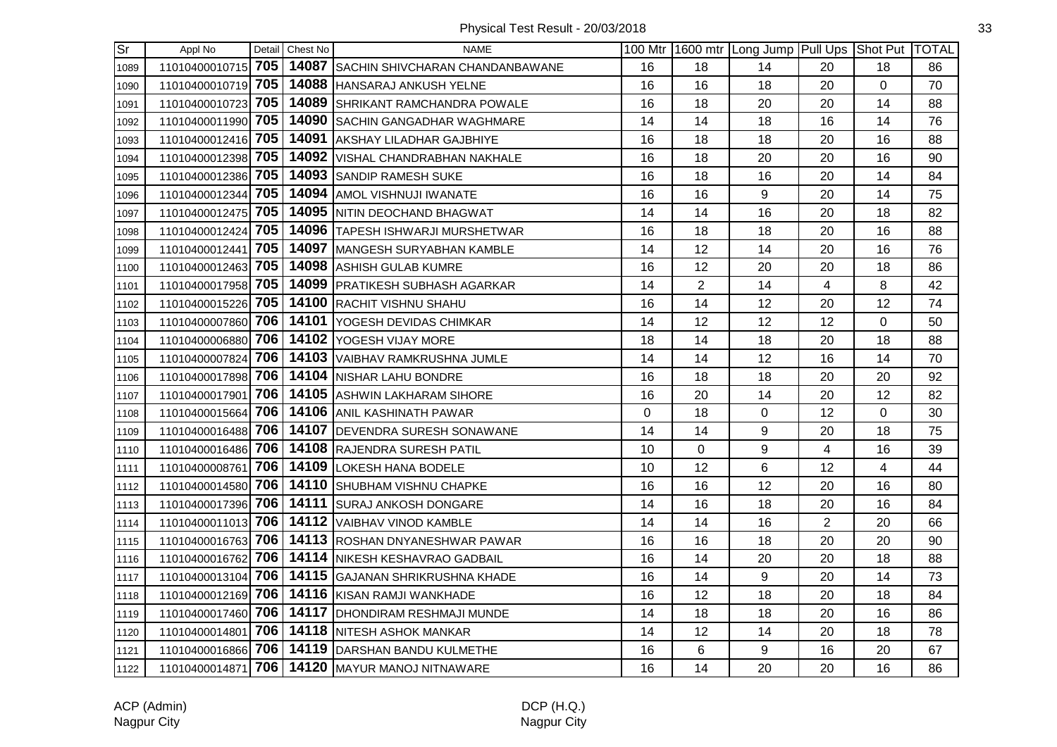Physical Test Result - 20/03/2018

| Sr | Appl No | Detail | Chest No | NAME | 100 Mtr | 1600 mtr | Long Jump | Pull Ups | Shot Put | TOTAL |
|---|---|---|---|---|---|---|---|---|---|---|
| 1089 | 11010400010715 | 705 | 14087 | SACHIN SHIVCHARAN CHANDANBAWANE | 16 | 18 | 14 | 20 | 18 | 86 |
| 1090 | 11010400010719 | 705 | 14088 | HANSARAJ ANKUSH YELNE | 16 | 16 | 18 | 20 | 0 | 70 |
| 1091 | 11010400010723 | 705 | 14089 | SHRIKANT RAMCHANDRA POWALE | 16 | 18 | 20 | 20 | 14 | 88 |
| 1092 | 11010400011990 | 705 | 14090 | SACHIN GANGADHAR WAGHMARE | 14 | 14 | 18 | 16 | 14 | 76 |
| 1093 | 11010400012416 | 705 | 14091 | AKSHAY LILADHAR GAJBHIYE | 16 | 18 | 18 | 20 | 16 | 88 |
| 1094 | 11010400012398 | 705 | 14092 | VISHAL CHANDRABHAN NAKHALE | 16 | 18 | 20 | 20 | 16 | 90 |
| 1095 | 11010400012386 | 705 | 14093 | SANDIP RAMESH SUKE | 16 | 18 | 16 | 20 | 14 | 84 |
| 1096 | 11010400012344 | 705 | 14094 | AMOL VISHNUJI IWANATE | 16 | 16 | 9 | 20 | 14 | 75 |
| 1097 | 11010400012475 | 705 | 14095 | NITIN DEOCHAND BHAGWAT | 14 | 14 | 16 | 20 | 18 | 82 |
| 1098 | 11010400012424 | 705 | 14096 | TAPESH ISHWARJI MURSHETWAR | 16 | 18 | 18 | 20 | 16 | 88 |
| 1099 | 11010400012441 | 705 | 14097 | MANGESH SURYABHAN KAMBLE | 14 | 12 | 14 | 20 | 16 | 76 |
| 1100 | 11010400012463 | 705 | 14098 | ASHISH GULAB KUMRE | 16 | 12 | 20 | 20 | 18 | 86 |
| 1101 | 11010400017958 | 705 | 14099 | PRATIKESH SUBHASH AGARKAR | 14 | 2 | 14 | 4 | 8 | 42 |
| 1102 | 11010400015226 | 705 | 14100 | RACHIT VISHNU SHAHU | 16 | 14 | 12 | 20 | 12 | 74 |
| 1103 | 11010400007860 | 706 | 14101 | YOGESH DEVIDAS CHIMKAR | 14 | 12 | 12 | 12 | 0 | 50 |
| 1104 | 11010400006880 | 706 | 14102 | YOGESH VIJAY MORE | 18 | 14 | 18 | 20 | 18 | 88 |
| 1105 | 11010400007824 | 706 | 14103 | VAIBHAV RAMKRUSHNA JUMLE | 14 | 14 | 12 | 16 | 14 | 70 |
| 1106 | 11010400017898 | 706 | 14104 | NISHAR LAHU BONDRE | 16 | 18 | 18 | 20 | 20 | 92 |
| 1107 | 11010400017901 | 706 | 14105 | ASHWIN LAKHARAM SIHORE | 16 | 20 | 14 | 20 | 12 | 82 |
| 1108 | 11010400015664 | 706 | 14106 | ANIL KASHINATH PAWAR | 0 | 18 | 0 | 12 | 0 | 30 |
| 1109 | 11010400016488 | 706 | 14107 | DEVENDRA SURESH SONAWANE | 14 | 14 | 9 | 20 | 18 | 75 |
| 1110 | 11010400016486 | 706 | 14108 | RAJENDRA SURESH PATIL | 10 | 0 | 9 | 4 | 16 | 39 |
| 1111 | 11010400008761 | 706 | 14109 | LOKESH HANA BODELE | 10 | 12 | 6 | 12 | 4 | 44 |
| 1112 | 11010400014580 | 706 | 14110 | SHUBHAM VISHNU CHAPKE | 16 | 16 | 12 | 20 | 16 | 80 |
| 1113 | 11010400017396 | 706 | 14111 | SURAJ ANKOSH DONGARE | 14 | 16 | 18 | 20 | 16 | 84 |
| 1114 | 11010400011013 | 706 | 14112 | VAIBHAV VINOD KAMBLE | 14 | 14 | 16 | 2 | 20 | 66 |
| 1115 | 11010400016763 | 706 | 14113 | ROSHAN DNYANESHWAR PAWAR | 16 | 16 | 18 | 20 | 20 | 90 |
| 1116 | 11010400016762 | 706 | 14114 | NIKESH KESHAVRAO GADBAIL | 16 | 14 | 20 | 20 | 18 | 88 |
| 1117 | 11010400013104 | 706 | 14115 | GAJANAN SHRIKRUSHNA KHADE | 16 | 14 | 9 | 20 | 14 | 73 |
| 1118 | 11010400012169 | 706 | 14116 | KISAN RAMJI WANKHADE | 16 | 12 | 18 | 20 | 18 | 84 |
| 1119 | 11010400017460 | 706 | 14117 | DHONDIRAM RESHMAJI MUNDE | 14 | 18 | 18 | 20 | 16 | 86 |
| 1120 | 11010400014801 | 706 | 14118 | NITESH ASHOK MANKAR | 14 | 12 | 14 | 20 | 18 | 78 |
| 1121 | 11010400016866 | 706 | 14119 | DARSHAN BANDU KULMETHE | 16 | 6 | 9 | 16 | 20 | 67 |
| 1122 | 11010400014871 | 706 | 14120 | MAYUR MANOJ NITNAWARE | 16 | 14 | 20 | 20 | 16 | 86 |

ACP (Admin)
Nagpur City

DCP (H.Q.)
Nagpur City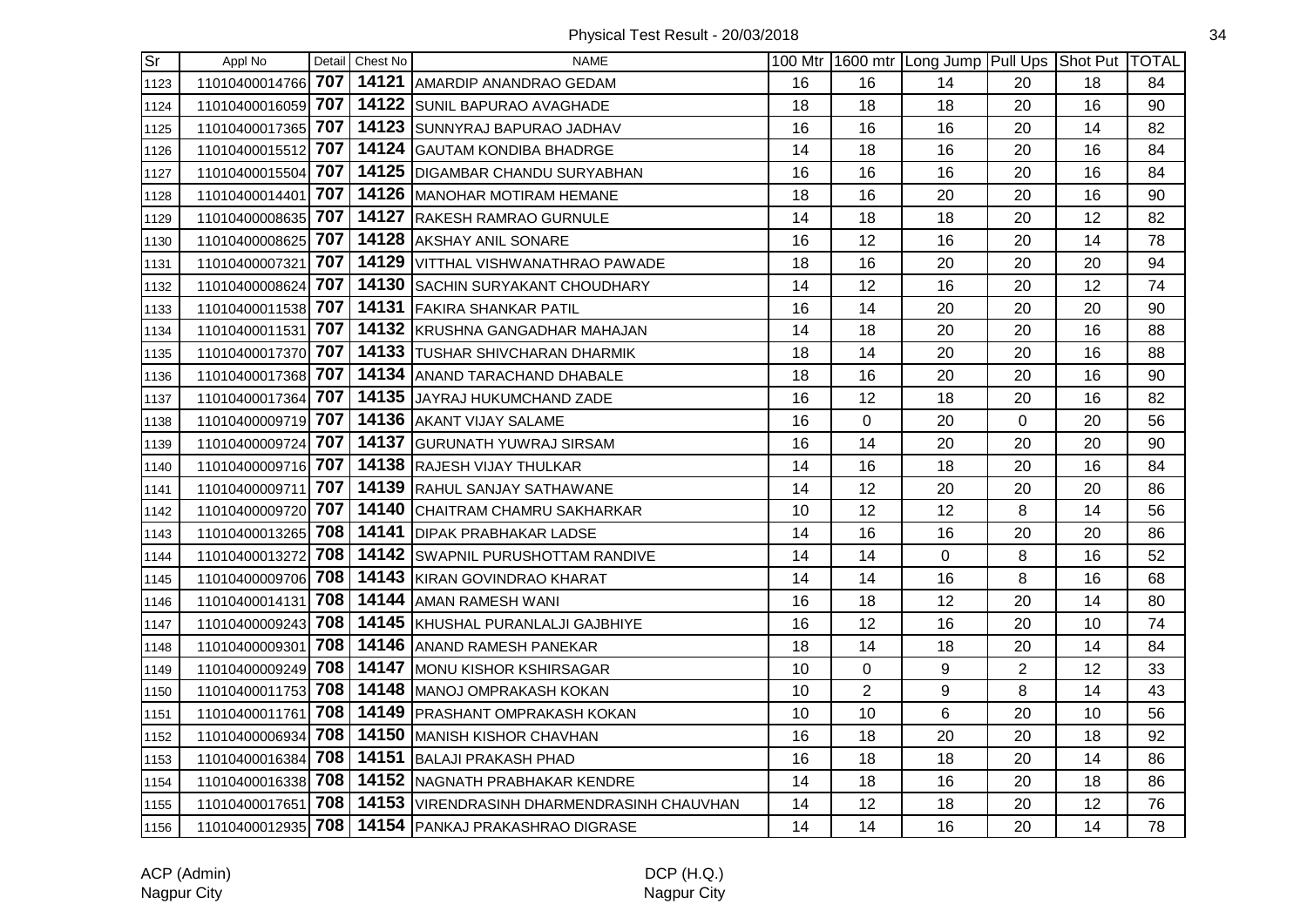Physical Test Result - 20/03/2018

| Sr | Appl No | Detail | Chest No | NAME | 100 Mtr | 1600 mtr | Long Jump | Pull Ups | Shot Put | TOTAL |
|---|---|---|---|---|---|---|---|---|---|---|
| 1123 | 11010400014766 | 707 | 14121 | AMARDIP ANANDRAO GEDAM | 16 | 16 | 14 | 20 | 18 | 84 |
| 1124 | 11010400016059 | 707 | 14122 | SUNIL BAPURAO AVAGHADE | 18 | 18 | 18 | 20 | 16 | 90 |
| 1125 | 11010400017365 | 707 | 14123 | SUNNYRAJ BAPURAO JADHAV | 16 | 16 | 16 | 20 | 14 | 82 |
| 1126 | 11010400015512 | 707 | 14124 | GAUTAM KONDIBA BHADRGE | 14 | 18 | 16 | 20 | 16 | 84 |
| 1127 | 11010400015504 | 707 | 14125 | DIGAMBAR CHANDU SURYABHAN | 16 | 16 | 16 | 20 | 16 | 84 |
| 1128 | 11010400014401 | 707 | 14126 | MANOHAR MOTIRAM HEMANE | 18 | 16 | 20 | 20 | 16 | 90 |
| 1129 | 11010400008635 | 707 | 14127 | RAKESH RAMRAO GURNULE | 14 | 18 | 18 | 20 | 12 | 82 |
| 1130 | 11010400008625 | 707 | 14128 | AKSHAY ANIL SONARE | 16 | 12 | 16 | 20 | 14 | 78 |
| 1131 | 11010400007321 | 707 | 14129 | VITTHAL VISHWANATHRAO PAWADE | 18 | 16 | 20 | 20 | 20 | 94 |
| 1132 | 11010400008624 | 707 | 14130 | SACHIN SURYAKANT CHOUDHARY | 14 | 12 | 16 | 20 | 12 | 74 |
| 1133 | 11010400011538 | 707 | 14131 | FAKIRA SHANKAR PATIL | 16 | 14 | 20 | 20 | 20 | 90 |
| 1134 | 11010400011531 | 707 | 14132 | KRUSHNA GANGADHAR MAHAJAN | 14 | 18 | 20 | 20 | 16 | 88 |
| 1135 | 11010400017370 | 707 | 14133 | TUSHAR SHIVCHARAN DHARMIK | 18 | 14 | 20 | 20 | 16 | 88 |
| 1136 | 11010400017368 | 707 | 14134 | ANAND TARACHAND DHABALE | 18 | 16 | 20 | 20 | 16 | 90 |
| 1137 | 11010400017364 | 707 | 14135 | JAYRAJ HUKUMCHAND ZADE | 16 | 12 | 18 | 20 | 16 | 82 |
| 1138 | 11010400009719 | 707 | 14136 | AKANT VIJAY SALAME | 16 | 0 | 20 | 0 | 20 | 56 |
| 1139 | 11010400009724 | 707 | 14137 | GURUNATH YUWRAJ SIRSAM | 16 | 14 | 20 | 20 | 20 | 90 |
| 1140 | 11010400009716 | 707 | 14138 | RAJESH VIJAY THULKAR | 14 | 16 | 18 | 20 | 16 | 84 |
| 1141 | 11010400009711 | 707 | 14139 | RAHUL SANJAY SATHAWANE | 14 | 12 | 20 | 20 | 20 | 86 |
| 1142 | 11010400009720 | 707 | 14140 | CHAITRAM CHAMRU SAKHARKAR | 10 | 12 | 12 | 8 | 14 | 56 |
| 1143 | 11010400013265 | 708 | 14141 | DIPAK PRABHAKAR LADSE | 14 | 16 | 16 | 20 | 20 | 86 |
| 1144 | 11010400013272 | 708 | 14142 | SWAPNIL PURUSHOTTAM RANDIVE | 14 | 14 | 0 | 8 | 16 | 52 |
| 1145 | 11010400009706 | 708 | 14143 | KIRAN GOVINDRAO KHARAT | 14 | 14 | 16 | 8 | 16 | 68 |
| 1146 | 11010400014131 | 708 | 14144 | AMAN RAMESH WANI | 16 | 18 | 12 | 20 | 14 | 80 |
| 1147 | 11010400009243 | 708 | 14145 | KHUSHAL PURANLALJI GAJBHIYE | 16 | 12 | 16 | 20 | 10 | 74 |
| 1148 | 11010400009301 | 708 | 14146 | ANAND RAMESH PANEKAR | 18 | 14 | 18 | 20 | 14 | 84 |
| 1149 | 11010400009249 | 708 | 14147 | MONU KISHOR KSHIRSAGAR | 10 | 0 | 9 | 2 | 12 | 33 |
| 1150 | 11010400011753 | 708 | 14148 | MANOJ OMPRAKASH KOKAN | 10 | 2 | 9 | 8 | 14 | 43 |
| 1151 | 11010400011761 | 708 | 14149 | PRASHANT OMPRAKASH KOKAN | 10 | 10 | 6 | 20 | 10 | 56 |
| 1152 | 11010400006934 | 708 | 14150 | MANISH KISHOR CHAVHAN | 16 | 18 | 20 | 20 | 18 | 92 |
| 1153 | 11010400016384 | 708 | 14151 | BALAJI PRAKASH PHAD | 16 | 18 | 18 | 20 | 14 | 86 |
| 1154 | 11010400016338 | 708 | 14152 | NAGNATH PRABHAKAR KENDRE | 14 | 18 | 16 | 20 | 18 | 86 |
| 1155 | 11010400017651 | 708 | 14153 | VIRENDRASINH DHARMENDRASINH CHAUVHAN | 14 | 12 | 18 | 20 | 12 | 76 |
| 1156 | 11010400012935 | 708 | 14154 | PANKAJ PRAKASHRAO DIGRASE | 14 | 14 | 16 | 20 | 14 | 78 |

ACP (Admin)
Nagpur City

DCP (H.Q.)
Nagpur City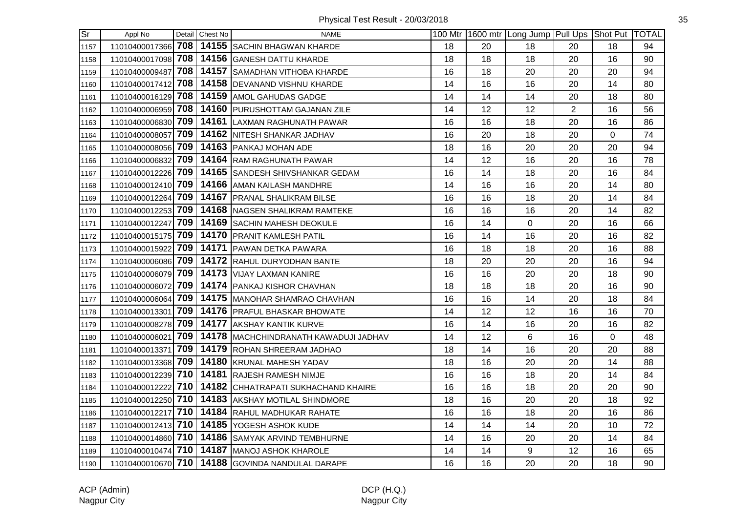| Sr | Appl No | Detail | Chest No | NAME | 100 Mtr | 1600 mtr | Long Jump | Pull Ups | Shot Put | TOTAL |
|---|---|---|---|---|---|---|---|---|---|---|
| 1157 | 11010400017366 | 708 | 14155 | SACHIN BHAGWAN KHARDE | 18 | 20 | 18 | 20 | 18 | 94 |
| 1158 | 11010400017098 | 708 | 14156 | GANESH DATTU KHARDE | 18 | 18 | 18 | 20 | 16 | 90 |
| 1159 | 11010400009487 | 708 | 14157 | SAMADHAN VITHOBA KHARDE | 16 | 18 | 20 | 20 | 20 | 94 |
| 1160 | 11010400017412 | 708 | 14158 | DEVANAND VISHNU KHARDE | 14 | 16 | 16 | 20 | 14 | 80 |
| 1161 | 11010400016129 | 708 | 14159 | AMOL GAHUDAS GADGE | 14 | 14 | 14 | 20 | 18 | 80 |
| 1162 | 11010400006959 | 708 | 14160 | PURUSHOTTAM GAJANAN ZILE | 14 | 12 | 12 | 2 | 16 | 56 |
| 1163 | 11010400006830 | 709 | 14161 | LAXMAN RAGHUNATH PAWAR | 16 | 16 | 18 | 20 | 16 | 86 |
| 1164 | 11010400008057 | 709 | 14162 | NITESH SHANKAR JADHAV | 16 | 20 | 18 | 20 | 0 | 74 |
| 1165 | 11010400008056 | 709 | 14163 | PANKAJ MOHAN ADE | 18 | 16 | 20 | 20 | 20 | 94 |
| 1166 | 11010400006832 | 709 | 14164 | RAM RAGHUNATH PAWAR | 14 | 12 | 16 | 20 | 16 | 78 |
| 1167 | 11010400012226 | 709 | 14165 | SANDESH SHIVSHANKAR GEDAM | 16 | 14 | 18 | 20 | 16 | 84 |
| 1168 | 11010400012410 | 709 | 14166 | AMAN KAILASH MANDHRE | 14 | 16 | 16 | 20 | 14 | 80 |
| 1169 | 11010400012264 | 709 | 14167 | PRANAL SHALIKRAM BILSE | 16 | 16 | 18 | 20 | 14 | 84 |
| 1170 | 11010400012253 | 709 | 14168 | NAGSEN SHALIKRAM RAMTEKE | 16 | 16 | 16 | 20 | 14 | 82 |
| 1171 | 11010400012247 | 709 | 14169 | SACHIN MAHESH DEOKULE | 16 | 14 | 0 | 20 | 16 | 66 |
| 1172 | 11010400015175 | 709 | 14170 | PRANIT KAMLESH PATIL | 16 | 14 | 16 | 20 | 16 | 82 |
| 1173 | 11010400015922 | 709 | 14171 | PAWAN DETKA PAWARA | 16 | 18 | 18 | 20 | 16 | 88 |
| 1174 | 11010400006086 | 709 | 14172 | RAHUL DURYODHAN BANTE | 18 | 20 | 20 | 20 | 16 | 94 |
| 1175 | 11010400006079 | 709 | 14173 | VIJAY LAXMAN KANIRE | 16 | 16 | 20 | 20 | 18 | 90 |
| 1176 | 11010400006072 | 709 | 14174 | PANKAJ KISHOR CHAVHAN | 18 | 18 | 18 | 20 | 16 | 90 |
| 1177 | 11010400006064 | 709 | 14175 | MANOHAR SHAMRAO CHAVHAN | 16 | 16 | 14 | 20 | 18 | 84 |
| 1178 | 11010400013301 | 709 | 14176 | PRAFUL BHASKAR BHOWATE | 14 | 12 | 12 | 16 | 16 | 70 |
| 1179 | 11010400008278 | 709 | 14177 | AKSHAY KANTIK KURVE | 16 | 14 | 16 | 20 | 16 | 82 |
| 1180 | 11010400006021 | 709 | 14178 | MACHCHINDRANATH KAWADUJI JADHAV | 14 | 12 | 6 | 16 | 0 | 48 |
| 1181 | 11010400013371 | 709 | 14179 | ROHAN SHREERAM JADHAO | 18 | 14 | 16 | 20 | 20 | 88 |
| 1182 | 11010400013368 | 709 | 14180 | KRUNAL MAHESH YADAV | 18 | 16 | 20 | 20 | 14 | 88 |
| 1183 | 11010400012239 | 710 | 14181 | RAJESH RAMESH NIMJE | 16 | 16 | 18 | 20 | 14 | 84 |
| 1184 | 11010400012222 | 710 | 14182 | CHHATRAPATI SUKHACHAND KHAIRE | 16 | 16 | 18 | 20 | 20 | 90 |
| 1185 | 11010400012250 | 710 | 14183 | AKSHAY MOTILAL SHINDMORE | 18 | 16 | 20 | 20 | 18 | 92 |
| 1186 | 11010400012217 | 710 | 14184 | RAHUL MADHUKAR RAHATE | 16 | 16 | 18 | 20 | 16 | 86 |
| 1187 | 11010400012413 | 710 | 14185 | YOGESH ASHOK KUDE | 14 | 14 | 14 | 20 | 10 | 72 |
| 1188 | 11010400014860 | 710 | 14186 | SAMYAK ARVIND TEMBHURNE | 14 | 16 | 20 | 20 | 14 | 84 |
| 1189 | 11010400010474 | 710 | 14187 | MANOJ ASHOK KHAROLE | 14 | 14 | 9 | 12 | 16 | 65 |
| 1190 | 11010400010670 | 710 | 14188 | GOVINDA NANDULAL DARAPE | 16 | 16 | 20 | 20 | 18 | 90 |

ACP (Admin)
Nagpur City

DCP (H.Q.)
Nagpur City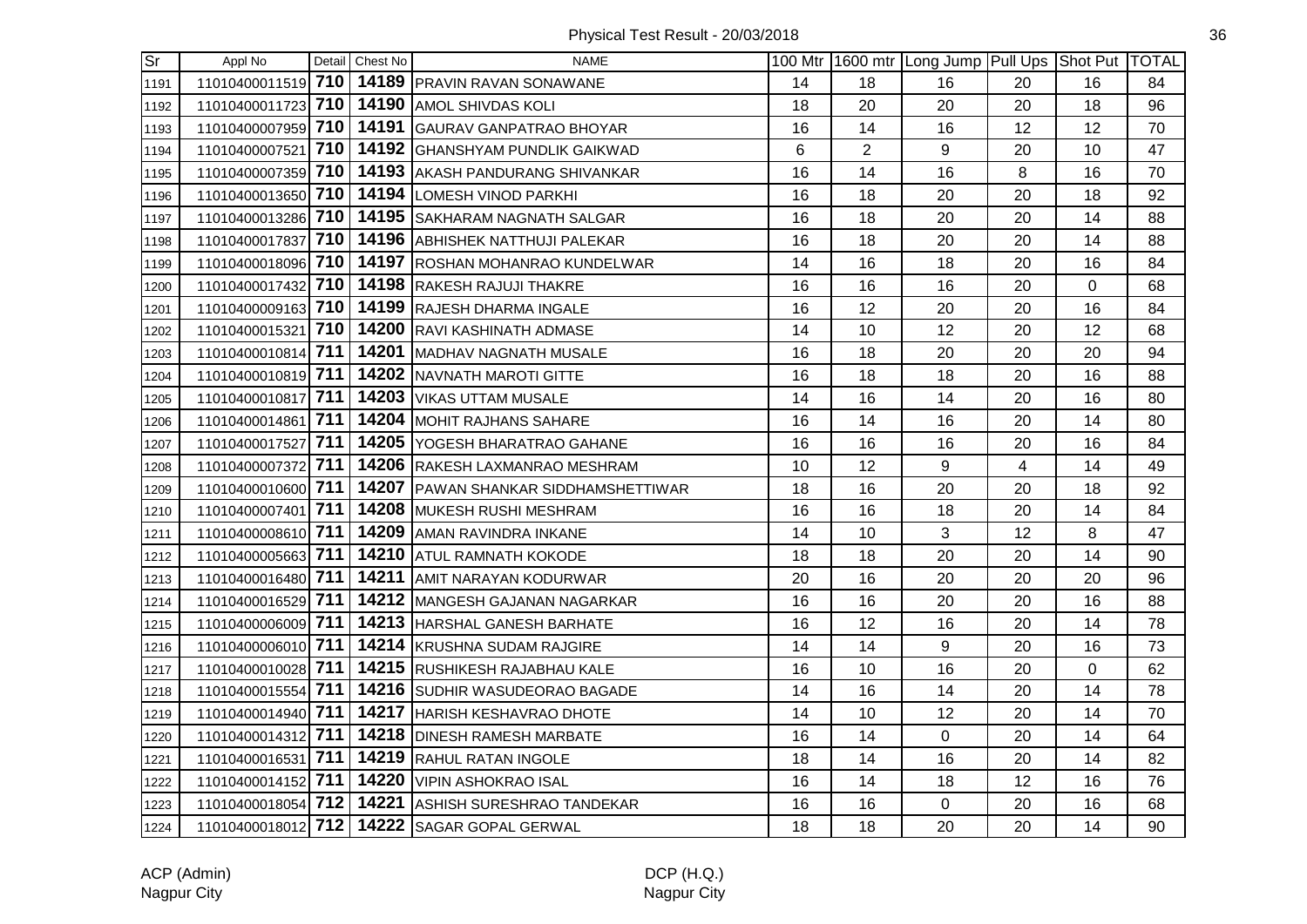Physical Test Result - 20/03/2018

| Sr | Appl No | Detail | Chest No | NAME | 100 Mtr | 1600 mtr | Long Jump | Pull Ups | Shot Put | TOTAL |
|---|---|---|---|---|---|---|---|---|---|---|
| 1191 | 11010400011519 | 710 | 14189 | PRAVIN RAVAN SONAWANE | 14 | 18 | 16 | 20 | 16 | 84 |
| 1192 | 11010400011723 | 710 | 14190 | AMOL SHIVDAS KOLI | 18 | 20 | 20 | 20 | 18 | 96 |
| 1193 | 11010400007959 | 710 | 14191 | GAURAV GANPATRAO BHOYAR | 16 | 14 | 16 | 12 | 12 | 70 |
| 1194 | 11010400007521 | 710 | 14192 | GHANSHYAM PUNDLIK GAIKWAD | 6 | 2 | 9 | 20 | 10 | 47 |
| 1195 | 11010400007359 | 710 | 14193 | AKASH PANDURANG SHIVANKAR | 16 | 14 | 16 | 8 | 16 | 70 |
| 1196 | 11010400013650 | 710 | 14194 | LOMESH VINOD PARKHI | 16 | 18 | 20 | 20 | 18 | 92 |
| 1197 | 11010400013286 | 710 | 14195 | SAKHARAM NAGNATH SALGAR | 16 | 18 | 20 | 20 | 14 | 88 |
| 1198 | 11010400017837 | 710 | 14196 | ABHISHEK NATTHUJI PALEKAR | 16 | 18 | 20 | 20 | 14 | 88 |
| 1199 | 11010400018096 | 710 | 14197 | ROSHAN MOHANRAO KUNDELWAR | 14 | 16 | 18 | 20 | 16 | 84 |
| 1200 | 11010400017432 | 710 | 14198 | RAKESH RAJUJI THAKRE | 16 | 16 | 16 | 20 | 0 | 68 |
| 1201 | 11010400009163 | 710 | 14199 | RAJESH DHARMA INGALE | 16 | 12 | 20 | 20 | 16 | 84 |
| 1202 | 11010400015321 | 710 | 14200 | RAVI KASHINATH ADMASE | 14 | 10 | 12 | 20 | 12 | 68 |
| 1203 | 11010400010814 | 711 | 14201 | MADHAV NAGNATH MUSALE | 16 | 18 | 20 | 20 | 20 | 94 |
| 1204 | 11010400010819 | 711 | 14202 | NAVNATH MAROTI GITTE | 16 | 18 | 18 | 20 | 16 | 88 |
| 1205 | 11010400010817 | 711 | 14203 | VIKAS UTTAM MUSALE | 14 | 16 | 14 | 20 | 16 | 80 |
| 1206 | 11010400014861 | 711 | 14204 | MOHIT RAJHANS SAHARE | 16 | 14 | 16 | 20 | 14 | 80 |
| 1207 | 11010400017527 | 711 | 14205 | YOGESH BHARATRAO GAHANE | 16 | 16 | 16 | 20 | 16 | 84 |
| 1208 | 11010400007372 | 711 | 14206 | RAKESH LAXMANRAO MESHRAM | 10 | 12 | 9 | 4 | 14 | 49 |
| 1209 | 11010400010600 | 711 | 14207 | PAWAN SHANKAR SIDDHAMSHETTIWAR | 18 | 16 | 20 | 20 | 18 | 92 |
| 1210 | 11010400007401 | 711 | 14208 | MUKESH RUSHI MESHRAM | 16 | 16 | 18 | 20 | 14 | 84 |
| 1211 | 11010400008610 | 711 | 14209 | AMAN RAVINDRA INKANE | 14 | 10 | 3 | 12 | 8 | 47 |
| 1212 | 11010400005663 | 711 | 14210 | ATUL RAMNATH KOKODE | 18 | 18 | 20 | 20 | 14 | 90 |
| 1213 | 11010400016480 | 711 | 14211 | AMIT NARAYAN KODURWAR | 20 | 16 | 20 | 20 | 20 | 96 |
| 1214 | 11010400016529 | 711 | 14212 | MANGESH GAJANAN NAGARKAR | 16 | 16 | 20 | 20 | 16 | 88 |
| 1215 | 11010400006009 | 711 | 14213 | HARSHAL GANESH BARHATE | 16 | 12 | 16 | 20 | 14 | 78 |
| 1216 | 11010400006010 | 711 | 14214 | KRUSHNA SUDAM RAJGIRE | 14 | 14 | 9 | 20 | 16 | 73 |
| 1217 | 11010400010028 | 711 | 14215 | RUSHIKESH RAJABHAU KALE | 16 | 10 | 16 | 20 | 0 | 62 |
| 1218 | 11010400015554 | 711 | 14216 | SUDHIR WASUDEORAO BAGADE | 14 | 16 | 14 | 20 | 14 | 78 |
| 1219 | 11010400014940 | 711 | 14217 | HARISH KESHAVRAO DHOTE | 14 | 10 | 12 | 20 | 14 | 70 |
| 1220 | 11010400014312 | 711 | 14218 | DINESH RAMESH MARBATE | 16 | 14 | 0 | 20 | 14 | 64 |
| 1221 | 11010400016531 | 711 | 14219 | RAHUL RATAN INGOLE | 18 | 14 | 16 | 20 | 14 | 82 |
| 1222 | 11010400014152 | 711 | 14220 | VIPIN ASHOKRAO ISAL | 16 | 14 | 18 | 12 | 16 | 76 |
| 1223 | 11010400018054 | 712 | 14221 | ASHISH SURESHRAO TANDEKAR | 16 | 16 | 0 | 20 | 16 | 68 |
| 1224 | 11010400018012 | 712 | 14222 | SAGAR GOPAL GERWAL | 18 | 18 | 20 | 20 | 14 | 90 |

ACP (Admin)
Nagpur City

DCP (H.Q.)
Nagpur City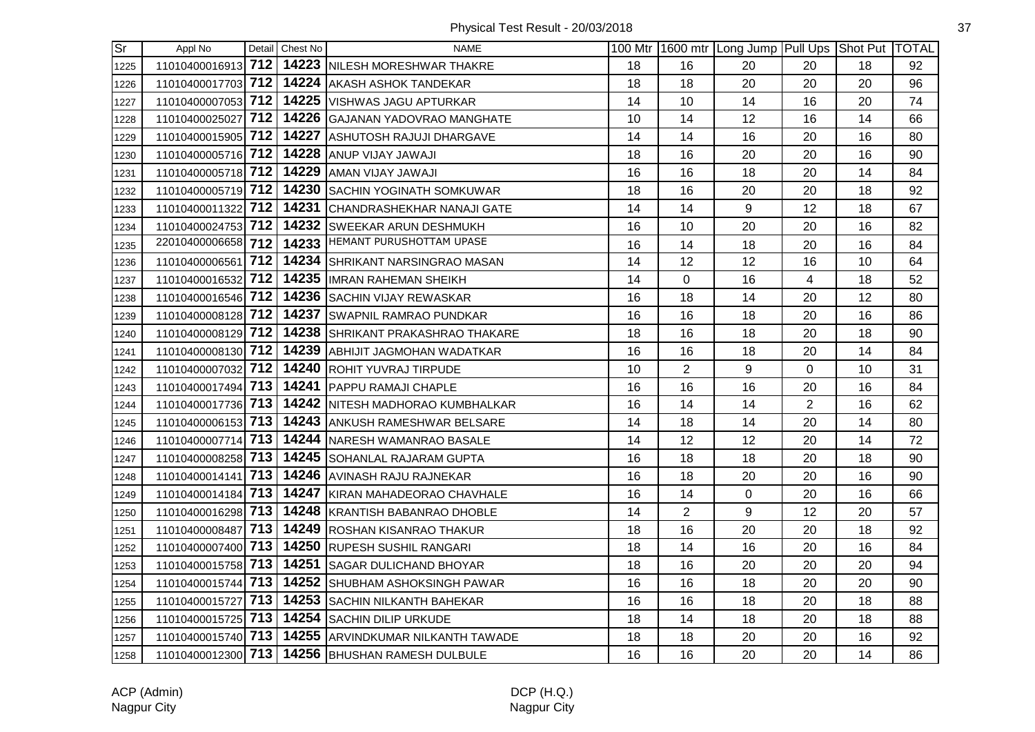Physical Test Result - 20/03/2018

| Sr | Appl No | Detail | Chest No | NAME | 100 Mtr | 1600 mtr | Long Jump | Pull Ups | Shot Put | TOTAL |
|---|---|---|---|---|---|---|---|---|---|---|
| 1225 | 11010400016913 | 712 | 14223 | NILESH MORESHWAR THAKRE | 18 | 16 | 20 | 20 | 18 | 92 |
| 1226 | 11010400017703 | 712 | 14224 | AKASH ASHOK TANDEKAR | 18 | 18 | 20 | 20 | 20 | 96 |
| 1227 | 11010400007053 | 712 | 14225 | VISHWAS JAGU APTURKAR | 14 | 10 | 14 | 16 | 20 | 74 |
| 1228 | 11010400025027 | 712 | 14226 | GAJANAN YADOVRAO MANGHATE | 10 | 14 | 12 | 16 | 14 | 66 |
| 1229 | 11010400015905 | 712 | 14227 | ASHUTOSH RAJUJI DHARGAVE | 14 | 14 | 16 | 20 | 16 | 80 |
| 1230 | 11010400005716 | 712 | 14228 | ANUP VIJAY JAWAJI | 18 | 16 | 20 | 20 | 16 | 90 |
| 1231 | 11010400005718 | 712 | 14229 | AMAN VIJAY JAWAJI | 16 | 16 | 18 | 20 | 14 | 84 |
| 1232 | 11010400005719 | 712 | 14230 | SACHIN YOGINATH SOMKUWAR | 18 | 16 | 20 | 20 | 18 | 92 |
| 1233 | 11010400011322 | 712 | 14231 | CHANDRASHEKHAR NANAJI GATE | 14 | 14 | 9 | 12 | 18 | 67 |
| 1234 | 11010400024753 | 712 | 14232 | SWEEKAR ARUN DESHMUKH | 16 | 10 | 20 | 20 | 16 | 82 |
| 1235 | 22010400006658 | 712 | 14233 | HEMANT PURUSHOTTAM UPASE | 16 | 14 | 18 | 20 | 16 | 84 |
| 1236 | 11010400006561 | 712 | 14234 | SHRIKANT NARSINGRAO MASAN | 14 | 12 | 12 | 16 | 10 | 64 |
| 1237 | 11010400016532 | 712 | 14235 | IMRAN RAHEMAN SHEIKH | 14 | 0 | 16 | 4 | 18 | 52 |
| 1238 | 11010400016546 | 712 | 14236 | SACHIN VIJAY REWASKAR | 16 | 18 | 14 | 20 | 12 | 80 |
| 1239 | 11010400008128 | 712 | 14237 | SWAPNIL RAMRAO PUNDKAR | 16 | 16 | 18 | 20 | 16 | 86 |
| 1240 | 11010400008129 | 712 | 14238 | SHRIKANT PRAKASHRAO THAKARE | 18 | 16 | 18 | 20 | 18 | 90 |
| 1241 | 11010400008130 | 712 | 14239 | ABHIJIT JAGMOHAN WADATKAR | 16 | 16 | 18 | 20 | 14 | 84 |
| 1242 | 11010400007032 | 712 | 14240 | ROHIT YUVRAJ TIRPUDE | 10 | 2 | 9 | 0 | 10 | 31 |
| 1243 | 11010400017494 | 713 | 14241 | PAPPU RAMAJI CHAPLE | 16 | 16 | 16 | 20 | 16 | 84 |
| 1244 | 11010400017736 | 713 | 14242 | NITESH MADHORAO KUMBHALKAR | 16 | 14 | 14 | 2 | 16 | 62 |
| 1245 | 11010400006153 | 713 | 14243 | ANKUSH RAMESHWAR BELSARE | 14 | 18 | 14 | 20 | 14 | 80 |
| 1246 | 11010400007714 | 713 | 14244 | NARESH WAMANRAO BASALE | 14 | 12 | 12 | 20 | 14 | 72 |
| 1247 | 11010400008258 | 713 | 14245 | SOHANLAL RAJARAM GUPTA | 16 | 18 | 18 | 20 | 18 | 90 |
| 1248 | 11010400014141 | 713 | 14246 | AVINASH RAJU RAJNEKAR | 16 | 18 | 20 | 20 | 16 | 90 |
| 1249 | 11010400014184 | 713 | 14247 | KIRAN MAHADEORAO CHAVHALE | 16 | 14 | 0 | 20 | 16 | 66 |
| 1250 | 11010400016298 | 713 | 14248 | KRANTISH BABANRAO DHOBLE | 14 | 2 | 9 | 12 | 20 | 57 |
| 1251 | 11010400008487 | 713 | 14249 | ROSHAN KISANRAO THAKUR | 18 | 16 | 20 | 20 | 18 | 92 |
| 1252 | 11010400007400 | 713 | 14250 | RUPESH SUSHIL RANGARI | 18 | 14 | 16 | 20 | 16 | 84 |
| 1253 | 11010400015758 | 713 | 14251 | SAGAR DULICHAND BHOYAR | 18 | 16 | 20 | 20 | 20 | 94 |
| 1254 | 11010400015744 | 713 | 14252 | SHUBHAM ASHOKSINGH PAWAR | 16 | 16 | 18 | 20 | 20 | 90 |
| 1255 | 11010400015727 | 713 | 14253 | SACHIN NILKANTH BAHEKAR | 16 | 16 | 18 | 20 | 18 | 88 |
| 1256 | 11010400015725 | 713 | 14254 | SACHIN DILIP URKUDE | 18 | 14 | 18 | 20 | 18 | 88 |
| 1257 | 11010400015740 | 713 | 14255 | ARVINDKUMAR NILKANTH TAWADE | 18 | 18 | 20 | 20 | 16 | 92 |
| 1258 | 11010400012300 | 713 | 14256 | BHUSHAN RAMESH DULBULE | 16 | 16 | 20 | 20 | 14 | 86 |

ACP (Admin)
Nagpur City

DCP (H.Q.)
Nagpur City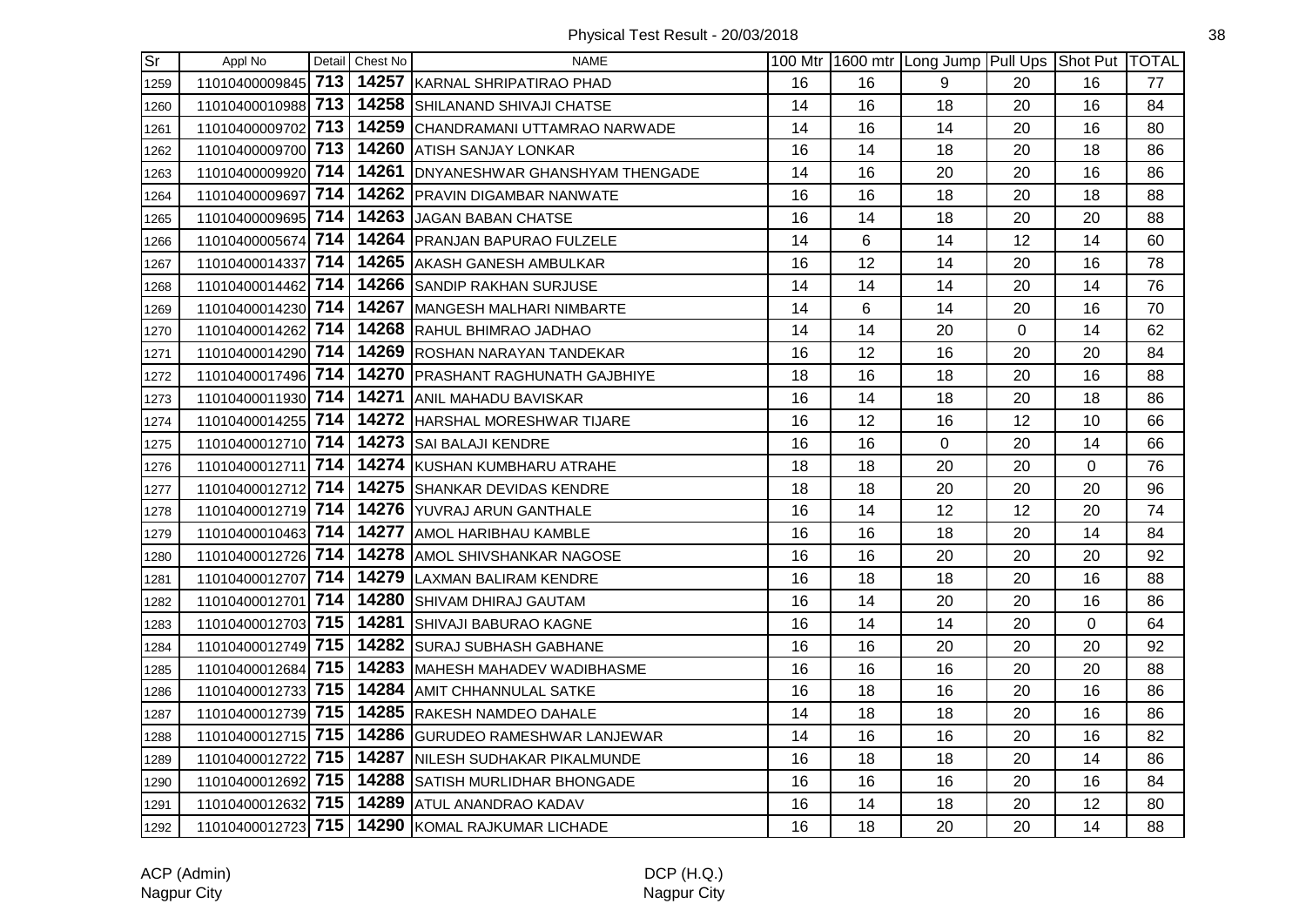Physical Test Result - 20/03/2018

| Sr | Appl No | Detail | Chest No | NAME | 100 Mtr | 1600 mtr | Long Jump | Pull Ups | Shot Put | TOTAL |
|---|---|---|---|---|---|---|---|---|---|---|
| 1259 | 11010400009845 | 713 | 14257 | KARNAL SHRIPATIRAO PHAD | 16 | 16 | 9 | 20 | 16 | 77 |
| 1260 | 11010400010988 | 713 | 14258 | SHILANAND SHIVAJI CHATSE | 14 | 16 | 18 | 20 | 16 | 84 |
| 1261 | 11010400009702 | 713 | 14259 | CHANDRAMANI UTTAMRAO NARWADE | 14 | 16 | 14 | 20 | 16 | 80 |
| 1262 | 11010400009700 | 713 | 14260 | ATISH SANJAY LONKAR | 16 | 14 | 18 | 20 | 18 | 86 |
| 1263 | 11010400009920 | 714 | 14261 | DNYANESHWAR GHANSHYAM THENGADE | 14 | 16 | 20 | 20 | 16 | 86 |
| 1264 | 11010400009697 | 714 | 14262 | PRAVIN DIGAMBAR NANWATE | 16 | 16 | 18 | 20 | 18 | 88 |
| 1265 | 11010400009695 | 714 | 14263 | JAGAN BABAN CHATSE | 16 | 14 | 18 | 20 | 20 | 88 |
| 1266 | 11010400005674 | 714 | 14264 | PRANJAN BAPURAO FULZELE | 14 | 6 | 14 | 12 | 14 | 60 |
| 1267 | 11010400014337 | 714 | 14265 | AKASH GANESH AMBULKAR | 16 | 12 | 14 | 20 | 16 | 78 |
| 1268 | 11010400014462 | 714 | 14266 | SANDIP RAKHAN SURJUSE | 14 | 14 | 14 | 20 | 14 | 76 |
| 1269 | 11010400014230 | 714 | 14267 | MANGESH MALHARI NIMBARTE | 14 | 6 | 14 | 20 | 16 | 70 |
| 1270 | 11010400014262 | 714 | 14268 | RAHUL BHIMRAO JADHAO | 14 | 14 | 20 | 0 | 14 | 62 |
| 1271 | 11010400014290 | 714 | 14269 | ROSHAN NARAYAN TANDEKAR | 16 | 12 | 16 | 20 | 20 | 84 |
| 1272 | 11010400017496 | 714 | 14270 | PRASHANT RAGHUNATH GAJBHIYE | 18 | 16 | 18 | 20 | 16 | 88 |
| 1273 | 11010400011930 | 714 | 14271 | ANIL MAHADU BAVISKAR | 16 | 14 | 18 | 20 | 18 | 86 |
| 1274 | 11010400014255 | 714 | 14272 | HARSHAL MORESHWAR TIJARE | 16 | 12 | 16 | 12 | 10 | 66 |
| 1275 | 11010400012710 | 714 | 14273 | SAI BALAJI KENDRE | 16 | 16 | 0 | 20 | 14 | 66 |
| 1276 | 11010400012711 | 714 | 14274 | KUSHAN KUMBHARU ATRAHE | 18 | 18 | 20 | 20 | 0 | 76 |
| 1277 | 11010400012712 | 714 | 14275 | SHANKAR DEVIDAS KENDRE | 18 | 18 | 20 | 20 | 20 | 96 |
| 1278 | 11010400012719 | 714 | 14276 | YUVRAJ ARUN GANTHALE | 16 | 14 | 12 | 12 | 20 | 74 |
| 1279 | 11010400010463 | 714 | 14277 | AMOL HARIBHAU KAMBLE | 16 | 16 | 18 | 20 | 14 | 84 |
| 1280 | 11010400012726 | 714 | 14278 | AMOL SHIVSHANKAR NAGOSE | 16 | 16 | 20 | 20 | 20 | 92 |
| 1281 | 11010400012707 | 714 | 14279 | LAXMAN BALIRAM KENDRE | 16 | 18 | 18 | 20 | 16 | 88 |
| 1282 | 11010400012701 | 714 | 14280 | SHIVAM DHIRAJ GAUTAM | 16 | 14 | 20 | 20 | 16 | 86 |
| 1283 | 11010400012703 | 715 | 14281 | SHIVAJI BABURAO KAGNE | 16 | 14 | 14 | 20 | 0 | 64 |
| 1284 | 11010400012749 | 715 | 14282 | SURAJ SUBHASH GABHANE | 16 | 16 | 20 | 20 | 20 | 92 |
| 1285 | 11010400012684 | 715 | 14283 | MAHESH MAHADEV WADIBHASME | 16 | 16 | 16 | 20 | 20 | 88 |
| 1286 | 11010400012733 | 715 | 14284 | AMIT CHHANNULAL SATKE | 16 | 18 | 16 | 20 | 16 | 86 |
| 1287 | 11010400012739 | 715 | 14285 | RAKESH NAMDEO DAHALE | 14 | 18 | 18 | 20 | 16 | 86 |
| 1288 | 11010400012715 | 715 | 14286 | GURUDEO RAMESHWAR LANJEWAR | 14 | 16 | 16 | 20 | 16 | 82 |
| 1289 | 11010400012722 | 715 | 14287 | NILESH SUDHAKAR PIKALMUNDE | 16 | 18 | 18 | 20 | 14 | 86 |
| 1290 | 11010400012692 | 715 | 14288 | SATISH MURLIDHAR BHONGADE | 16 | 16 | 16 | 20 | 16 | 84 |
| 1291 | 11010400012632 | 715 | 14289 | ATUL ANANDRAO KADAV | 16 | 14 | 18 | 20 | 12 | 80 |
| 1292 | 11010400012723 | 715 | 14290 | KOMAL RAJKUMAR LICHADE | 16 | 18 | 20 | 20 | 14 | 88 |

ACP (Admin)
Nagpur City

DCP (H.Q.)
Nagpur City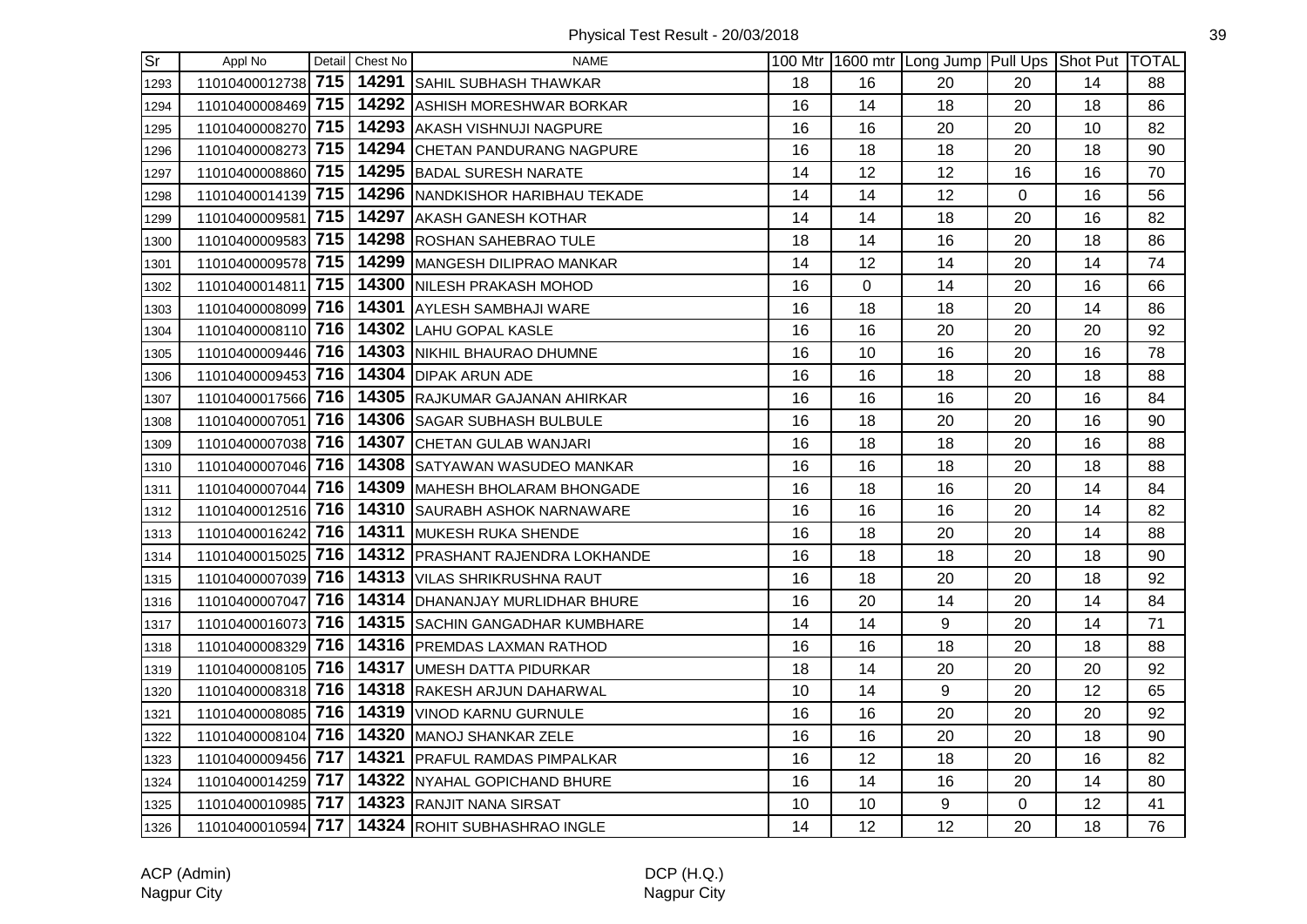Physical Test Result - 20/03/2018

| Sr | Appl No | Detail | Chest No | NAME | 100 Mtr | 1600 mtr | Long Jump | Pull Ups | Shot Put | TOTAL |
|---|---|---|---|---|---|---|---|---|---|---|
| 1293 | 11010400012738 | 715 | 14291 | SAHIL SUBHASH THAWKAR | 18 | 16 | 20 | 20 | 14 | 88 |
| 1294 | 11010400008469 | 715 | 14292 | ASHISH MORESHWAR BORKAR | 16 | 14 | 18 | 20 | 18 | 86 |
| 1295 | 11010400008270 | 715 | 14293 | AKASH VISHNUJI NAGPURE | 16 | 16 | 20 | 20 | 10 | 82 |
| 1296 | 11010400008273 | 715 | 14294 | CHETAN PANDURANG NAGPURE | 16 | 18 | 18 | 20 | 18 | 90 |
| 1297 | 11010400008860 | 715 | 14295 | BADAL SURESH NARATE | 14 | 12 | 12 | 16 | 16 | 70 |
| 1298 | 11010400014139 | 715 | 14296 | NANDKISHOR HARIBHAU TEKADE | 14 | 14 | 12 | 0 | 16 | 56 |
| 1299 | 11010400009581 | 715 | 14297 | AKASH GANESH KOTHAR | 14 | 14 | 18 | 20 | 16 | 82 |
| 1300 | 11010400009583 | 715 | 14298 | ROSHAN SAHEBRAO TULE | 18 | 14 | 16 | 20 | 18 | 86 |
| 1301 | 11010400009578 | 715 | 14299 | MANGESH DILIPRAO MANKAR | 14 | 12 | 14 | 20 | 14 | 74 |
| 1302 | 11010400014811 | 715 | 14300 | NILESH PRAKASH MOHOD | 16 | 0 | 14 | 20 | 16 | 66 |
| 1303 | 11010400008099 | 716 | 14301 | AYLESH SAMBHAJI WARE | 16 | 18 | 18 | 20 | 14 | 86 |
| 1304 | 11010400008110 | 716 | 14302 | LAHU GOPAL KASLE | 16 | 16 | 20 | 20 | 20 | 92 |
| 1305 | 11010400009446 | 716 | 14303 | NIKHIL BHAURAO DHUMNE | 16 | 10 | 16 | 20 | 16 | 78 |
| 1306 | 11010400009453 | 716 | 14304 | DIPAK ARUN ADE | 16 | 16 | 18 | 20 | 18 | 88 |
| 1307 | 11010400017566 | 716 | 14305 | RAJKUMAR GAJANAN AHIRKAR | 16 | 16 | 16 | 20 | 16 | 84 |
| 1308 | 11010400007051 | 716 | 14306 | SAGAR SUBHASH BULBULE | 16 | 18 | 20 | 20 | 16 | 90 |
| 1309 | 11010400007038 | 716 | 14307 | CHETAN GULAB WANJARI | 16 | 18 | 18 | 20 | 16 | 88 |
| 1310 | 11010400007046 | 716 | 14308 | SATYAWAN WASUDEO MANKAR | 16 | 16 | 18 | 20 | 18 | 88 |
| 1311 | 11010400007044 | 716 | 14309 | MAHESH BHOLARAM BHONGADE | 16 | 18 | 16 | 20 | 14 | 84 |
| 1312 | 11010400012516 | 716 | 14310 | SAURABH ASHOK NARNAWARE | 16 | 16 | 16 | 20 | 14 | 82 |
| 1313 | 11010400016242 | 716 | 14311 | MUKESH RUKA SHENDE | 16 | 18 | 20 | 20 | 14 | 88 |
| 1314 | 11010400015025 | 716 | 14312 | PRASHANT RAJENDRA LOKHANDE | 16 | 18 | 18 | 20 | 18 | 90 |
| 1315 | 11010400007039 | 716 | 14313 | VILAS SHRIKRUSHNA RAUT | 16 | 18 | 20 | 20 | 18 | 92 |
| 1316 | 11010400007047 | 716 | 14314 | DHANANJAY MURLIDHAR BHURE | 16 | 20 | 14 | 20 | 14 | 84 |
| 1317 | 11010400016073 | 716 | 14315 | SACHIN GANGADHAR KUMBHARE | 14 | 14 | 9 | 20 | 14 | 71 |
| 1318 | 11010400008329 | 716 | 14316 | PREMDAS LAXMAN RATHOD | 16 | 16 | 18 | 20 | 18 | 88 |
| 1319 | 11010400008105 | 716 | 14317 | UMESH DATTA PIDURKAR | 18 | 14 | 20 | 20 | 20 | 92 |
| 1320 | 11010400008318 | 716 | 14318 | RAKESH ARJUN DAHARWAL | 10 | 14 | 9 | 20 | 12 | 65 |
| 1321 | 11010400008085 | 716 | 14319 | VINOD KARNU GURNULE | 16 | 16 | 20 | 20 | 20 | 92 |
| 1322 | 11010400008104 | 716 | 14320 | MANOJ SHANKAR ZELE | 16 | 16 | 20 | 20 | 18 | 90 |
| 1323 | 11010400009456 | 717 | 14321 | PRAFUL RAMDAS PIMPALKAR | 16 | 12 | 18 | 20 | 16 | 82 |
| 1324 | 11010400014259 | 717 | 14322 | NYAHAL GOPICHAND BHURE | 16 | 14 | 16 | 20 | 14 | 80 |
| 1325 | 11010400010985 | 717 | 14323 | RANJIT NANA SIRSAT | 10 | 10 | 9 | 0 | 12 | 41 |
| 1326 | 11010400010594 | 717 | 14324 | ROHIT SUBHASHRAO INGLE | 14 | 12 | 12 | 20 | 18 | 76 |

ACP (Admin)
Nagpur City

DCP (H.Q.)
Nagpur City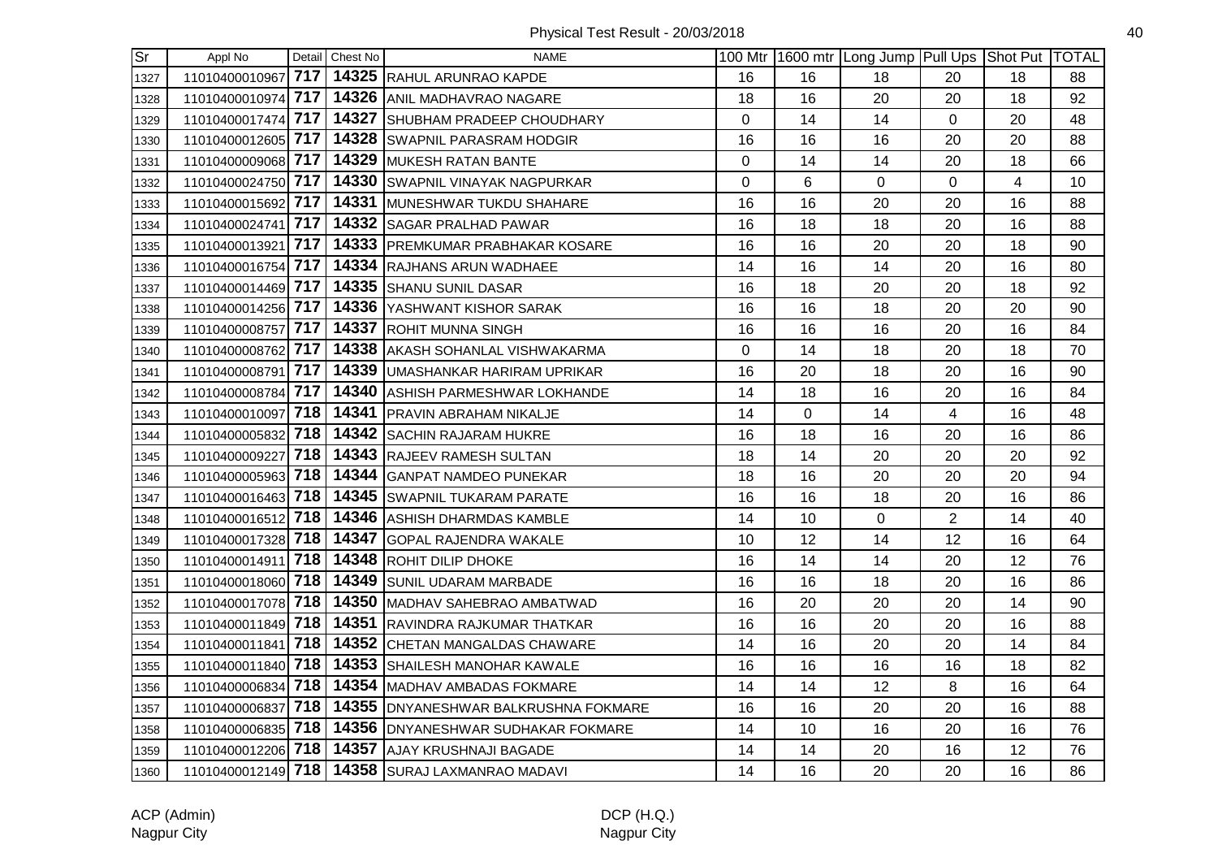Physical Test Result - 20/03/2018

| Sr | Appl No | Detail | Chest No | NAME | 100 Mtr | 1600 mtr | Long Jump | Pull Ups | Shot Put | TOTAL |
|---|---|---|---|---|---|---|---|---|---|---|
| 1327 | 11010400010967 | 717 | 14325 | RAHUL ARUNRAO KAPDE | 16 | 16 | 18 | 20 | 18 | 88 |
| 1328 | 11010400010974 | 717 | 14326 | ANIL MADHAVRAO NAGARE | 18 | 16 | 20 | 20 | 18 | 92 |
| 1329 | 11010400017474 | 717 | 14327 | SHUBHAM PRADEEP CHOUDHARY | 0 | 14 | 14 | 0 | 20 | 48 |
| 1330 | 11010400012605 | 717 | 14328 | SWAPNIL PARASRAM HODGIR | 16 | 16 | 16 | 20 | 20 | 88 |
| 1331 | 11010400009068 | 717 | 14329 | MUKESH RATAN BANTE | 0 | 14 | 14 | 20 | 18 | 66 |
| 1332 | 11010400024750 | 717 | 14330 | SWAPNIL VINAYAK NAGPURKAR | 0 | 6 | 0 | 0 | 4 | 10 |
| 1333 | 11010400015692 | 717 | 14331 | MUNESHWAR TUKDU SHAHARE | 16 | 16 | 20 | 20 | 16 | 88 |
| 1334 | 11010400024741 | 717 | 14332 | SAGAR PRALHAD PAWAR | 16 | 18 | 18 | 20 | 16 | 88 |
| 1335 | 11010400013921 | 717 | 14333 | PREMKUMAR PRABHAKAR KOSARE | 16 | 16 | 20 | 20 | 18 | 90 |
| 1336 | 11010400016754 | 717 | 14334 | RAJHANS ARUN WADHAEE | 14 | 16 | 14 | 20 | 16 | 80 |
| 1337 | 11010400014469 | 717 | 14335 | SHANU SUNIL DASAR | 16 | 18 | 20 | 20 | 18 | 92 |
| 1338 | 11010400014256 | 717 | 14336 | YASHWANT KISHOR SARAK | 16 | 16 | 18 | 20 | 20 | 90 |
| 1339 | 11010400008757 | 717 | 14337 | ROHIT MUNNA SINGH | 16 | 16 | 16 | 20 | 16 | 84 |
| 1340 | 11010400008762 | 717 | 14338 | AKASH SOHANLAL VISHWAKARMA | 0 | 14 | 18 | 20 | 18 | 70 |
| 1341 | 11010400008791 | 717 | 14339 | UMASHANKAR HARIRAM UPRIKAR | 16 | 20 | 18 | 20 | 16 | 90 |
| 1342 | 11010400008784 | 717 | 14340 | ASHISH PARMESHWAR LOKHANDE | 14 | 18 | 16 | 20 | 16 | 84 |
| 1343 | 11010400010097 | 718 | 14341 | PRAVIN ABRAHAM NIKALJE | 14 | 0 | 14 | 4 | 16 | 48 |
| 1344 | 11010400005832 | 718 | 14342 | SACHIN RAJARAM HUKRE | 16 | 18 | 16 | 20 | 16 | 86 |
| 1345 | 11010400009227 | 718 | 14343 | RAJEEV RAMESH SULTAN | 18 | 14 | 20 | 20 | 20 | 92 |
| 1346 | 11010400005963 | 718 | 14344 | GANPAT NAMDEO PUNEKAR | 18 | 16 | 20 | 20 | 20 | 94 |
| 1347 | 11010400016463 | 718 | 14345 | SWAPNIL TUKARAM PARATE | 16 | 16 | 18 | 20 | 16 | 86 |
| 1348 | 11010400016512 | 718 | 14346 | ASHISH DHARMDAS KAMBLE | 14 | 10 | 0 | 2 | 14 | 40 |
| 1349 | 11010400017328 | 718 | 14347 | GOPAL RAJENDRA WAKALE | 10 | 12 | 14 | 12 | 16 | 64 |
| 1350 | 11010400014911 | 718 | 14348 | ROHIT DILIP DHOKE | 16 | 14 | 14 | 20 | 12 | 76 |
| 1351 | 11010400018060 | 718 | 14349 | SUNIL UDARAM MARBADE | 16 | 16 | 18 | 20 | 16 | 86 |
| 1352 | 11010400017078 | 718 | 14350 | MADHAV SAHEBRAO AMBATWAD | 16 | 20 | 20 | 20 | 14 | 90 |
| 1353 | 11010400011849 | 718 | 14351 | RAVINDRA RAJKUMAR THATKAR | 16 | 16 | 20 | 20 | 16 | 88 |
| 1354 | 11010400011841 | 718 | 14352 | CHETAN MANGALDAS CHAWARE | 14 | 16 | 20 | 20 | 14 | 84 |
| 1355 | 11010400011840 | 718 | 14353 | SHAILESH MANOHAR KAWALE | 16 | 16 | 16 | 16 | 18 | 82 |
| 1356 | 11010400006834 | 718 | 14354 | MADHAV AMBADAS FOKMARE | 14 | 14 | 12 | 8 | 16 | 64 |
| 1357 | 11010400006837 | 718 | 14355 | DNYANESHWAR BALKRUSHNA FOKMARE | 16 | 16 | 20 | 20 | 16 | 88 |
| 1358 | 11010400006835 | 718 | 14356 | DNYANESHWAR SUDHAKAR FOKMARE | 14 | 10 | 16 | 20 | 16 | 76 |
| 1359 | 11010400012206 | 718 | 14357 | AJAY KRUSHNAJI BAGADE | 14 | 14 | 20 | 16 | 12 | 76 |
| 1360 | 11010400012149 | 718 | 14358 | SURAJ LAXMANRAO MADAVI | 14 | 16 | 20 | 20 | 16 | 86 |

ACP (Admin)
Nagpur City

DCP (H.Q.)
Nagpur City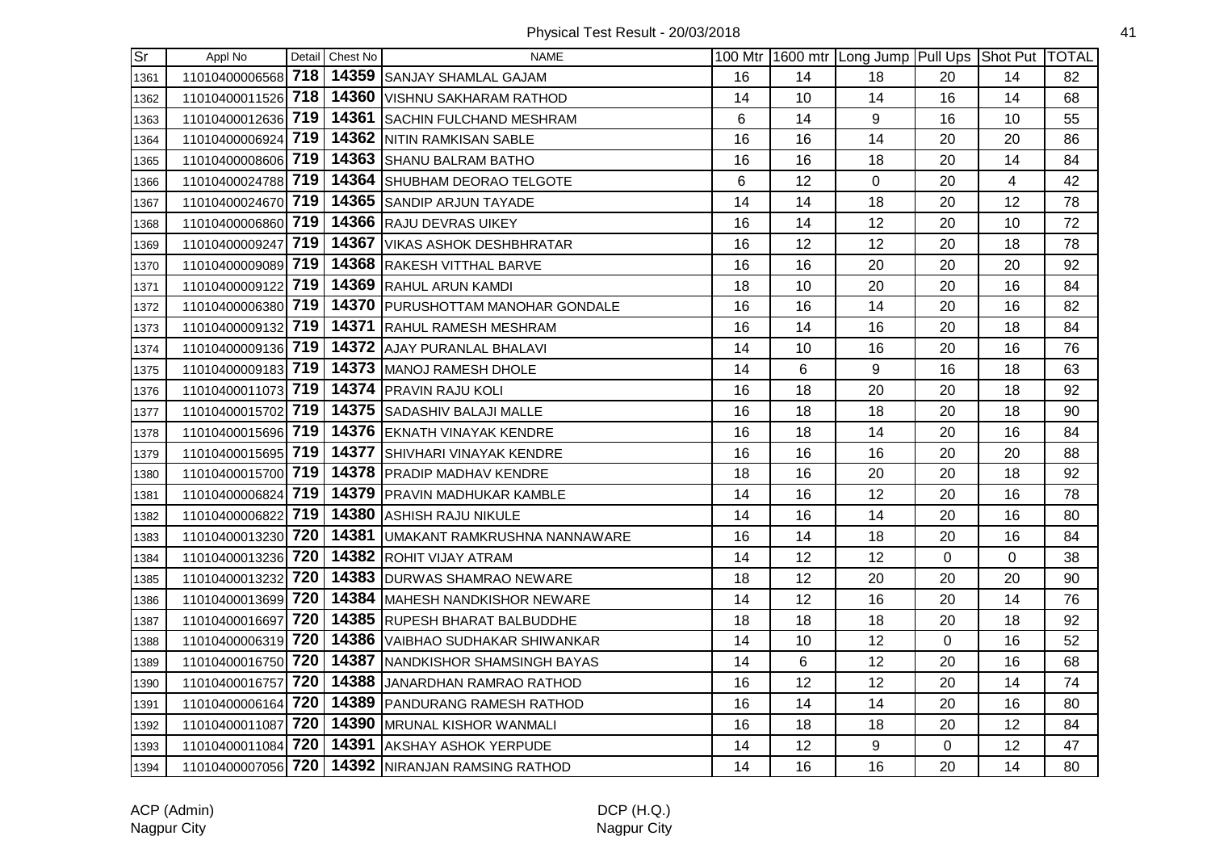# Physical Test Result - 20/03/2018

| Sr | Appl No | Detail | Chest No | NAME | 100 Mtr | 1600 mtr | Long Jump | Pull Ups | Shot Put | TOTAL |
|---|---|---|---|---|---|---|---|---|---|---|
| 1361 | 11010400006568 | 718 | 14359 | SANJAY SHAMLAL GAJAM | 16 | 14 | 18 | 20 | 14 | 82 |
| 1362 | 11010400011526 | 718 | 14360 | VISHNU SAKHARAM RATHOD | 14 | 10 | 14 | 16 | 14 | 68 |
| 1363 | 11010400012636 | 719 | 14361 | SACHIN FULCHAND MESHRAM | 6 | 14 | 9 | 16 | 10 | 55 |
| 1364 | 11010400006924 | 719 | 14362 | NITIN RAMKISAN SABLE | 16 | 16 | 14 | 20 | 20 | 86 |
| 1365 | 11010400008606 | 719 | 14363 | SHANU BALRAM BATHO | 16 | 16 | 18 | 20 | 14 | 84 |
| 1366 | 11010400024788 | 719 | 14364 | SHUBHAM DEORAO TELGOTE | 6 | 12 | 0 | 20 | 4 | 42 |
| 1367 | 11010400024670 | 719 | 14365 | SANDIP ARJUN TAYADE | 14 | 14 | 18 | 20 | 12 | 78 |
| 1368 | 11010400006860 | 719 | 14366 | RAJU DEVRAS UIKEY | 16 | 14 | 12 | 20 | 10 | 72 |
| 1369 | 11010400009247 | 719 | 14367 | VIKAS ASHOK DESHBHRATAR | 16 | 12 | 12 | 20 | 18 | 78 |
| 1370 | 11010400009089 | 719 | 14368 | RAKESH VITTHAL BARVE | 16 | 16 | 20 | 20 | 20 | 92 |
| 1371 | 11010400009122 | 719 | 14369 | RAHUL ARUN KAMDI | 18 | 10 | 20 | 20 | 16 | 84 |
| 1372 | 11010400006380 | 719 | 14370 | PURUSHOTTAM MANOHAR GONDALE | 16 | 16 | 14 | 20 | 16 | 82 |
| 1373 | 11010400009132 | 719 | 14371 | RAHUL RAMESH MESHRAM | 16 | 14 | 16 | 20 | 18 | 84 |
| 1374 | 11010400009136 | 719 | 14372 | AJAY PURANLAL BHALAVI | 14 | 10 | 16 | 20 | 16 | 76 |
| 1375 | 11010400009183 | 719 | 14373 | MANOJ RAMESH DHOLE | 14 | 6 | 9 | 16 | 18 | 63 |
| 1376 | 11010400011073 | 719 | 14374 | PRAVIN RAJU KOLI | 16 | 18 | 20 | 20 | 18 | 92 |
| 1377 | 11010400015702 | 719 | 14375 | SADASHIV BALAJI MALLE | 16 | 18 | 18 | 20 | 18 | 90 |
| 1378 | 11010400015696 | 719 | 14376 | EKNATH VINAYAK KENDRE | 16 | 18 | 14 | 20 | 16 | 84 |
| 1379 | 11010400015695 | 719 | 14377 | SHIVHARI VINAYAK KENDRE | 16 | 16 | 16 | 20 | 20 | 88 |
| 1380 | 11010400015700 | 719 | 14378 | PRADIP MADHAV KENDRE | 18 | 16 | 20 | 20 | 18 | 92 |
| 1381 | 11010400006824 | 719 | 14379 | PRAVIN MADHUKAR KAMBLE | 14 | 16 | 12 | 20 | 16 | 78 |
| 1382 | 11010400006822 | 719 | 14380 | ASHISH RAJU NIKULE | 14 | 16 | 14 | 20 | 16 | 80 |
| 1383 | 11010400013230 | 720 | 14381 | UMAKANT RAMKRUSHNA NANNAWARE | 16 | 14 | 18 | 20 | 16 | 84 |
| 1384 | 11010400013236 | 720 | 14382 | ROHIT VIJAY ATRAM | 14 | 12 | 12 | 0 | 0 | 38 |
| 1385 | 11010400013232 | 720 | 14383 | DURWAS SHAMRAO NEWARE | 18 | 12 | 20 | 20 | 20 | 90 |
| 1386 | 11010400013699 | 720 | 14384 | MAHESH NANDKISHOR NEWARE | 14 | 12 | 16 | 20 | 14 | 76 |
| 1387 | 11010400016697 | 720 | 14385 | RUPESH BHARAT BALBUDDHE | 18 | 18 | 18 | 20 | 18 | 92 |
| 1388 | 11010400006319 | 720 | 14386 | VAIBHAO SUDHAKAR SHIWANKAR | 14 | 10 | 12 | 0 | 16 | 52 |
| 1389 | 11010400016750 | 720 | 14387 | NANDKISHOR SHAMSINGH BAYAS | 14 | 6 | 12 | 20 | 16 | 68 |
| 1390 | 11010400016757 | 720 | 14388 | JANARDHAN RAMRAO RATHOD | 16 | 12 | 12 | 20 | 14 | 74 |
| 1391 | 11010400006164 | 720 | 14389 | PANDURANG RAMESH RATHOD | 16 | 14 | 14 | 20 | 16 | 80 |
| 1392 | 11010400011087 | 720 | 14390 | MRUNAL KISHOR WANMALI | 16 | 18 | 18 | 20 | 12 | 84 |
| 1393 | 11010400011084 | 720 | 14391 | AKSHAY ASHOK YERPUDE | 14 | 12 | 9 | 0 | 12 | 47 |
| 1394 | 11010400007056 | 720 | 14392 | NIRANJAN RAMSING RATHOD | 14 | 16 | 16 | 20 | 14 | 80 |

ACP (Admin)
Nagpur City

DCP (H.Q.)
Nagpur City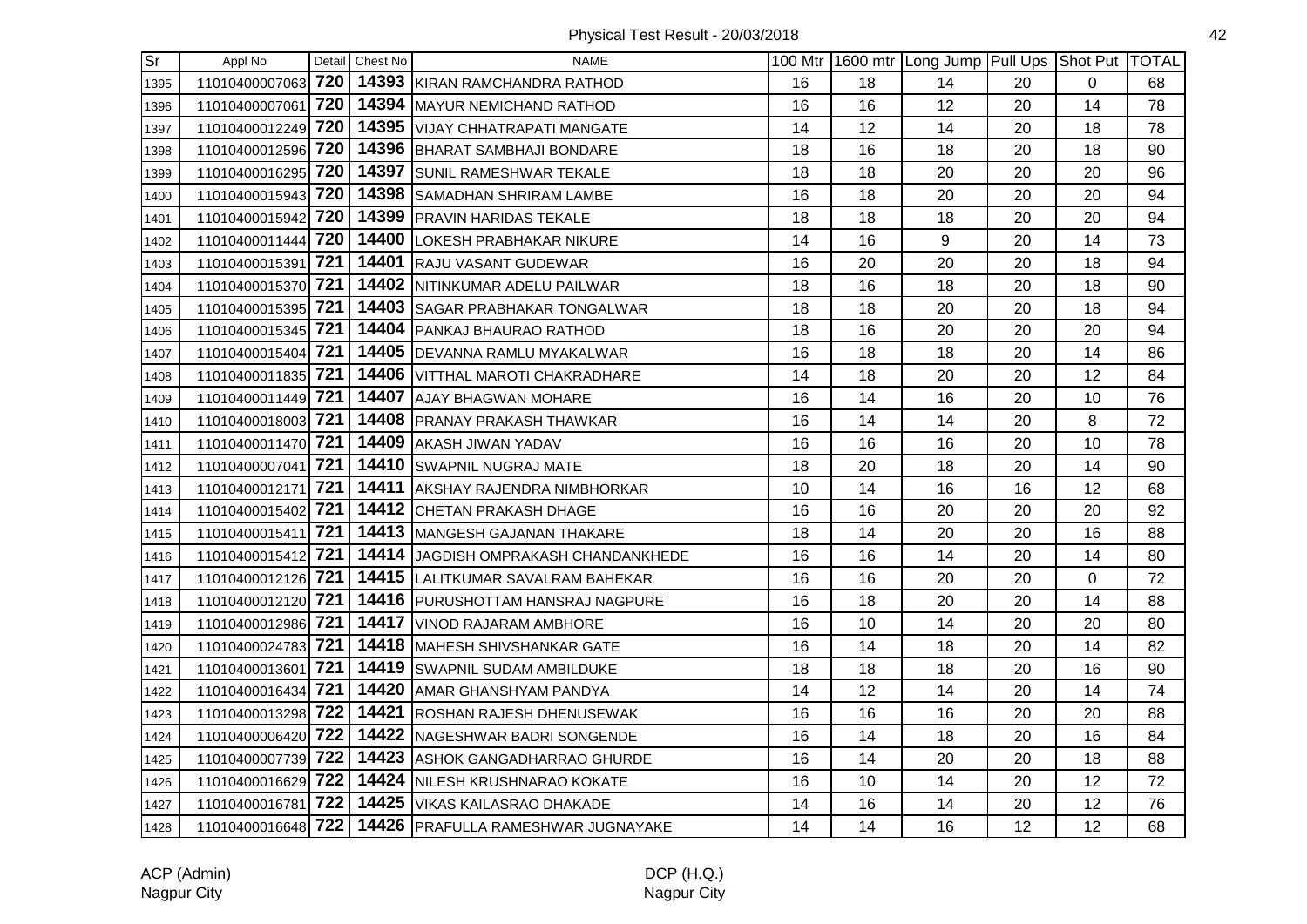# Physical Test Result - 20/03/2018

| Sr | Appl No | Detail | Chest No | NAME | 100 Mtr | 1600 mtr | Long Jump | Pull Ups | Shot Put | TOTAL |
|---|---|---|---|---|---|---|---|---|---|---|
| 1395 | 11010400007063 | **720** | **14393** | KIRAN RAMCHANDRA RATHOD | 16 | 18 | 14 | 20 | 0 | 68 |
| 1396 | 11010400007061 | **720** | **14394** | MAYUR NEMICHAND RATHOD | 16 | 16 | 12 | 20 | 14 | 78 |
| 1397 | 11010400012249 | **720** | **14395** | VIJAY CHHATRAPATI MANGATE | 14 | 12 | 14 | 20 | 18 | 78 |
| 1398 | 11010400012596 | **720** | **14396** | BHARAT SAMBHAJI BONDARE | 18 | 16 | 18 | 20 | 18 | 90 |
| 1399 | 11010400016295 | **720** | **14397** | SUNIL RAMESHWAR TEKALE | 18 | 18 | 20 | 20 | 20 | 96 |
| 1400 | 11010400015943 | **720** | **14398** | SAMADHAN SHRIRAM LAMBE | 16 | 18 | 20 | 20 | 20 | 94 |
| 1401 | 11010400015942 | **720** | **14399** | PRAVIN HARIDAS TEKALE | 18 | 18 | 18 | 20 | 20 | 94 |
| 1402 | 11010400011444 | **720** | **14400** | LOKESH PRABHAKAR NIKURE | 14 | 16 | 9 | 20 | 14 | 73 |
| 1403 | 11010400015391 | **721** | **14401** | RAJU VASANT GUDEWAR | 16 | 20 | 20 | 20 | 18 | 94 |
| 1404 | 11010400015370 | **721** | **14402** | NITINKUMAR ADELU PAILWAR | 18 | 16 | 18 | 20 | 18 | 90 |
| 1405 | 11010400015395 | **721** | **14403** | SAGAR PRABHAKAR TONGALWAR | 18 | 18 | 20 | 20 | 18 | 94 |
| 1406 | 11010400015345 | **721** | **14404** | PANKAJ BHAURAO RATHOD | 18 | 16 | 20 | 20 | 20 | 94 |
| 1407 | 11010400015404 | **721** | **14405** | DEVANNA RAMLU MYAKALWAR | 16 | 18 | 18 | 20 | 14 | 86 |
| 1408 | 11010400011835 | **721** | **14406** | VITTHAL MAROTI CHAKRADHARE | 14 | 18 | 20 | 20 | 12 | 84 |
| 1409 | 11010400011449 | **721** | **14407** | AJAY BHAGWAN MOHARE | 16 | 14 | 16 | 20 | 10 | 76 |
| 1410 | 11010400018003 | **721** | **14408** | PRANAY PRAKASH THAWKAR | 16 | 14 | 14 | 20 | 8 | 72 |
| 1411 | 11010400011470 | **721** | **14409** | AKASH JIWAN YADAV | 16 | 16 | 16 | 20 | 10 | 78 |
| 1412 | 11010400007041 | **721** | **14410** | SWAPNIL NUGRAJ MATE | 18 | 20 | 18 | 20 | 14 | 90 |
| 1413 | 11010400012171 | **721** | **14411** | AKSHAY RAJENDRA NIMBHORKAR | 10 | 14 | 16 | 16 | 12 | 68 |
| 1414 | 11010400015402 | **721** | **14412** | CHETAN PRAKASH DHAGE | 16 | 16 | 20 | 20 | 20 | 92 |
| 1415 | 11010400015411 | **721** | **14413** | MANGESH GAJANAN THAKARE | 18 | 14 | 20 | 20 | 16 | 88 |
| 1416 | 11010400015412 | **721** | **14414** | JAGDISH OMPRAKASH CHANDANKHEDE | 16 | 16 | 14 | 20 | 14 | 80 |
| 1417 | 11010400012126 | **721** | **14415** | LALITKUMAR SAVALRAM BAHEKAR | 16 | 16 | 20 | 20 | 0 | 72 |
| 1418 | 11010400012120 | **721** | **14416** | PURUSHOTTAM HANSRAJ NAGPURE | 16 | 18 | 20 | 20 | 14 | 88 |
| 1419 | 11010400012986 | **721** | **14417** | VINOD RAJARAM AMBHORE | 16 | 10 | 14 | 20 | 20 | 80 |
| 1420 | 11010400024783 | **721** | **14418** | MAHESH SHIVSHANKAR GATE | 16 | 14 | 18 | 20 | 14 | 82 |
| 1421 | 11010400013601 | **721** | **14419** | SWAPNIL SUDAM AMBILDUKE | 18 | 18 | 18 | 20 | 16 | 90 |
| 1422 | 11010400016434 | **721** | **14420** | AMAR GHANSHYAM PANDYA | 14 | 12 | 14 | 20 | 14 | 74 |
| 1423 | 11010400013298 | **722** | **14421** | ROSHAN RAJESH DHENUSEWAK | 16 | 16 | 16 | 20 | 20 | 88 |
| 1424 | 11010400006420 | **722** | **14422** | NAGESHWAR BADRI SONGENDE | 16 | 14 | 18 | 20 | 16 | 84 |
| 1425 | 11010400007739 | **722** | **14423** | ASHOK GANGADHARRAO GHURDE | 16 | 14 | 20 | 20 | 18 | 88 |
| 1426 | 11010400016629 | **722** | **14424** | NILESH KRUSHNARAO KOKATE | 16 | 10 | 14 | 20 | 12 | 72 |
| 1427 | 11010400016781 | **722** | **14425** | VIKAS KAILASRAO DHAKADE | 14 | 16 | 14 | 20 | 12 | 76 |
| 1428 | 11010400016648 | **722** | **14426** | PRAFULLA RAMESHWAR JUGNAYAKE | 14 | 14 | 16 | 12 | 12 | 68 |

ACP (Admin)
Nagpur City

DCP (H.Q.)
Nagpur City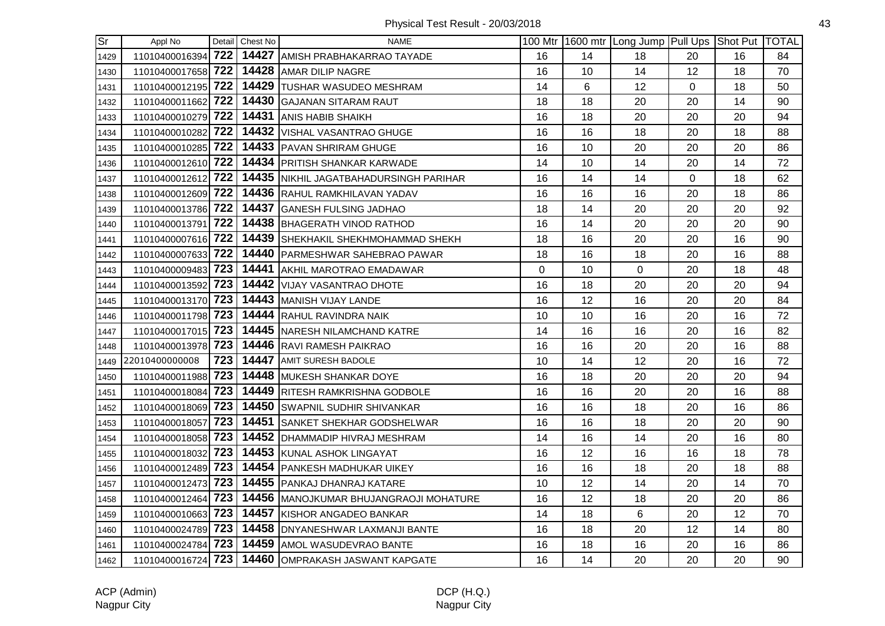| Sr | Appl No | Detail | Chest No | NAME | 100 Mtr | 1600 mtr | Long Jump | Pull Ups | Shot Put | TOTAL |
|---|---|---|---|---|---|---|---|---|---|---|
| 1429 | 11010400016394 | 722 | 14427 | AMISH PRABHAKARRAO TAYADE | 16 | 14 | 18 | 20 | 16 | 84 |
| 1430 | 11010400017658 | 722 | 14428 | AMAR DILIP NAGRE | 16 | 10 | 14 | 12 | 18 | 70 |
| 1431 | 11010400012195 | 722 | 14429 | TUSHAR WASUDEO MESHRAM | 14 | 6 | 12 | 0 | 18 | 50 |
| 1432 | 11010400011662 | 722 | 14430 | GAJANAN SITARAM RAUT | 18 | 18 | 20 | 20 | 14 | 90 |
| 1433 | 11010400010279 | 722 | 14431 | ANIS HABIB SHAIKH | 16 | 18 | 20 | 20 | 20 | 94 |
| 1434 | 11010400010282 | 722 | 14432 | VISHAL VASANTRAO GHUGE | 16 | 16 | 18 | 20 | 18 | 88 |
| 1435 | 11010400010285 | 722 | 14433 | PAVAN SHRIRAM GHUGE | 16 | 10 | 20 | 20 | 20 | 86 |
| 1436 | 11010400012610 | 722 | 14434 | PRITISH SHANKAR KARWADE | 14 | 10 | 14 | 20 | 14 | 72 |
| 1437 | 11010400012612 | 722 | 14435 | NIKHIL JAGATBAHADURSINGH PARIHAR | 16 | 14 | 14 | 0 | 18 | 62 |
| 1438 | 11010400012609 | 722 | 14436 | RAHUL RAMKHILAVAN YADAV | 16 | 16 | 16 | 20 | 18 | 86 |
| 1439 | 11010400013786 | 722 | 14437 | GANESH FULSING JADHAO | 18 | 14 | 20 | 20 | 20 | 92 |
| 1440 | 11010400013791 | 722 | 14438 | BHAGERATH VINOD RATHOD | 16 | 14 | 20 | 20 | 20 | 90 |
| 1441 | 11010400007616 | 722 | 14439 | SHEKHAKIL SHEKHMOHAMMAD SHEKH | 18 | 16 | 20 | 20 | 16 | 90 |
| 1442 | 11010400007633 | 722 | 14440 | PARMESHWAR SAHEBRAO PAWAR | 18 | 16 | 18 | 20 | 16 | 88 |
| 1443 | 11010400009483 | 723 | 14441 | AKHIL MAROTRAO EMADAWAR | 0 | 10 | 0 | 20 | 18 | 48 |
| 1444 | 11010400013592 | 723 | 14442 | VIJAY VASANTRAO DHOTE | 16 | 18 | 20 | 20 | 20 | 94 |
| 1445 | 11010400013170 | 723 | 14443 | MANISH VIJAY LANDE | 16 | 12 | 16 | 20 | 20 | 84 |
| 1446 | 11010400011798 | 723 | 14444 | RAHUL RAVINDRA NAIK | 10 | 10 | 16 | 20 | 16 | 72 |
| 1447 | 11010400017015 | 723 | 14445 | NARESH NILAMCHAND KATRE | 14 | 16 | 16 | 20 | 16 | 82 |
| 1448 | 11010400013978 | 723 | 14446 | RAVI RAMESH PAIKRAO | 16 | 16 | 20 | 20 | 16 | 88 |
| 1449 | 22010400000008 | 723 | 14447 | AMIT SURESH BADOLE | 10 | 14 | 12 | 20 | 16 | 72 |
| 1450 | 11010400011988 | 723 | 14448 | MUKESH SHANKAR DOYE | 16 | 18 | 20 | 20 | 20 | 94 |
| 1451 | 11010400018084 | 723 | 14449 | RITESH RAMKRISHNA GODBOLE | 16 | 16 | 20 | 20 | 16 | 88 |
| 1452 | 11010400018069 | 723 | 14450 | SWAPNIL SUDHIR SHIVANKAR | 16 | 16 | 18 | 20 | 16 | 86 |
| 1453 | 11010400018057 | 723 | 14451 | SANKET SHEKHAR GODSHELWAR | 16 | 16 | 18 | 20 | 20 | 90 |
| 1454 | 11010400018058 | 723 | 14452 | DHAMMADIP HIVRAJ MESHRAM | 14 | 16 | 14 | 20 | 16 | 80 |
| 1455 | 11010400018032 | 723 | 14453 | KUNAL ASHOK LINGAYAT | 16 | 12 | 16 | 16 | 18 | 78 |
| 1456 | 11010400012489 | 723 | 14454 | PANKESH MADHUKAR UIKEY | 16 | 16 | 18 | 20 | 18 | 88 |
| 1457 | 11010400012473 | 723 | 14455 | PANKAJ DHANRAJ KATARE | 10 | 12 | 14 | 20 | 14 | 70 |
| 1458 | 11010400012464 | 723 | 14456 | MANOJKUMAR BHUJANGRAOJI MOHATURE | 16 | 12 | 18 | 20 | 20 | 86 |
| 1459 | 11010400010663 | 723 | 14457 | KISHOR ANGADEO BANKAR | 14 | 18 | 6 | 20 | 12 | 70 |
| 1460 | 11010400024789 | 723 | 14458 | DNYANESHWAR LAXMANJI BANTE | 16 | 18 | 20 | 12 | 14 | 80 |
| 1461 | 11010400024784 | 723 | 14459 | AMOL WASUDEVRAO BANTE | 16 | 18 | 16 | 20 | 16 | 86 |
| 1462 | 11010400016724 | 723 | 14460 | OMPRAKASH JASWANT KAPGATE | 16 | 14 | 20 | 20 | 20 | 90 |

ACP (Admin)
Nagpur City

DCP (H.Q.)
Nagpur City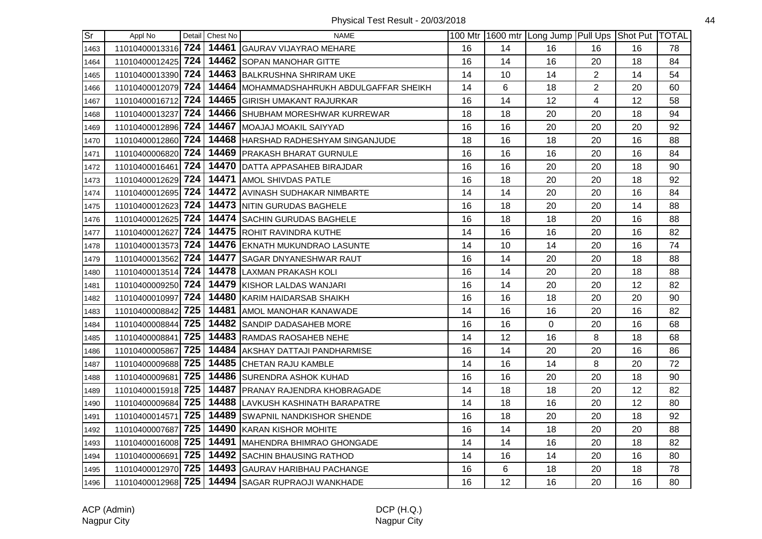Physical Test Result - 20/03/2018

| Sr | Appl No | Detail | Chest No | NAME | 100 Mtr | 1600 mtr | Long Jump | Pull Ups | Shot Put | TOTAL |
|---|---|---|---|---|---|---|---|---|---|---|
| 1463 | 11010400013316 | 724 | 14461 | GAURAV VIJAYRAO MEHARE | 16 | 14 | 16 | 16 | 16 | 78 |
| 1464 | 11010400012425 | 724 | 14462 | SOPAN MANOHAR GITTE | 16 | 14 | 16 | 20 | 18 | 84 |
| 1465 | 11010400013390 | 724 | 14463 | BALKRUSHNA SHRIRAM UKE | 14 | 10 | 14 | 2 | 14 | 54 |
| 1466 | 11010400012079 | 724 | 14464 | MOHAMMADSHAHRUKH ABDULGAFFAR SHEIKH | 14 | 6 | 18 | 2 | 20 | 60 |
| 1467 | 11010400016712 | 724 | 14465 | GIRISH UMAKANT RAJURKAR | 16 | 14 | 12 | 4 | 12 | 58 |
| 1468 | 11010400013237 | 724 | 14466 | SHUBHAM MORESHWAR KURREWAR | 18 | 18 | 20 | 20 | 18 | 94 |
| 1469 | 11010400012896 | 724 | 14467 | MOAJAJ MOAKIL SAIYYAD | 16 | 16 | 20 | 20 | 20 | 92 |
| 1470 | 11010400012860 | 724 | 14468 | HARSHAD RADHESHYAM SINGANJUDE | 18 | 16 | 18 | 20 | 16 | 88 |
| 1471 | 11010400006820 | 724 | 14469 | PRAKASH BHARAT GURNULE | 16 | 16 | 16 | 20 | 16 | 84 |
| 1472 | 11010400016461 | 724 | 14470 | DATTA APPASAHEB BIRAJDAR | 16 | 16 | 20 | 20 | 18 | 90 |
| 1473 | 11010400012629 | 724 | 14471 | AMOL SHIVDAS PATLE | 16 | 18 | 20 | 20 | 18 | 92 |
| 1474 | 11010400012695 | 724 | 14472 | AVINASH SUDHAKAR NIMBARTE | 14 | 14 | 20 | 20 | 16 | 84 |
| 1475 | 11010400012623 | 724 | 14473 | NITIN GURUDAS BAGHELE | 16 | 18 | 20 | 20 | 14 | 88 |
| 1476 | 11010400012625 | 724 | 14474 | SACHIN GURUDAS BAGHELE | 16 | 18 | 18 | 20 | 16 | 88 |
| 1477 | 11010400012627 | 724 | 14475 | ROHIT RAVINDRA KUTHE | 14 | 16 | 16 | 20 | 16 | 82 |
| 1478 | 11010400013573 | 724 | 14476 | EKNATH MUKUNDRAO LASUNTE | 14 | 10 | 14 | 20 | 16 | 74 |
| 1479 | 11010400013562 | 724 | 14477 | SAGAR DNYANESHWAR RAUT | 16 | 14 | 20 | 20 | 18 | 88 |
| 1480 | 11010400013514 | 724 | 14478 | LAXMAN PRAKASH KOLI | 16 | 14 | 20 | 20 | 18 | 88 |
| 1481 | 11010400009250 | 724 | 14479 | KISHOR LALDAS WANJARI | 16 | 14 | 20 | 20 | 12 | 82 |
| 1482 | 11010400010997 | 724 | 14480 | KARIM HAIDARSAB SHAIKH | 16 | 16 | 18 | 20 | 20 | 90 |
| 1483 | 11010400008842 | 725 | 14481 | AMOL MANOHAR KANAWADE | 14 | 16 | 16 | 20 | 16 | 82 |
| 1484 | 11010400008844 | 725 | 14482 | SANDIP DADASAHEB MORE | 16 | 16 | 0 | 20 | 16 | 68 |
| 1485 | 11010400008841 | 725 | 14483 | RAMDAS RAOSAHEB NEHE | 14 | 12 | 16 | 8 | 18 | 68 |
| 1486 | 11010400005867 | 725 | 14484 | AKSHAY DATTAJI PANDHARMISE | 16 | 14 | 20 | 20 | 16 | 86 |
| 1487 | 11010400009688 | 725 | 14485 | CHETAN RAJU KAMBLE | 14 | 16 | 14 | 8 | 20 | 72 |
| 1488 | 11010400009681 | 725 | 14486 | SURENDRA ASHOK KUHAD | 16 | 16 | 20 | 20 | 18 | 90 |
| 1489 | 11010400015918 | 725 | 14487 | PRANAY RAJENDRA KHOBRAGADE | 14 | 18 | 18 | 20 | 12 | 82 |
| 1490 | 11010400009684 | 725 | 14488 | LAVKUSH KASHINATH BARAPATRE | 14 | 18 | 16 | 20 | 12 | 80 |
| 1491 | 11010400014571 | 725 | 14489 | SWAPNIL NANDKISHOR SHENDE | 16 | 18 | 20 | 20 | 18 | 92 |
| 1492 | 11010400007687 | 725 | 14490 | KARAN KISHOR MOHITE | 16 | 14 | 18 | 20 | 20 | 88 |
| 1493 | 11010400016008 | 725 | 14491 | MAHENDRA BHIMRAO GHONGADE | 14 | 14 | 16 | 20 | 18 | 82 |
| 1494 | 11010400006691 | 725 | 14492 | SACHIN BHAUSING RATHOD | 14 | 16 | 14 | 20 | 16 | 80 |
| 1495 | 11010400012970 | 725 | 14493 | GAURAV HARIBHAU PACHANGE | 16 | 6 | 18 | 20 | 18 | 78 |
| 1496 | 11010400012968 | 725 | 14494 | SAGAR RUPRAOJI WANKHADE | 16 | 12 | 16 | 20 | 16 | 80 |

ACP (Admin)
Nagpur City

DCP (H.Q.)
Nagpur City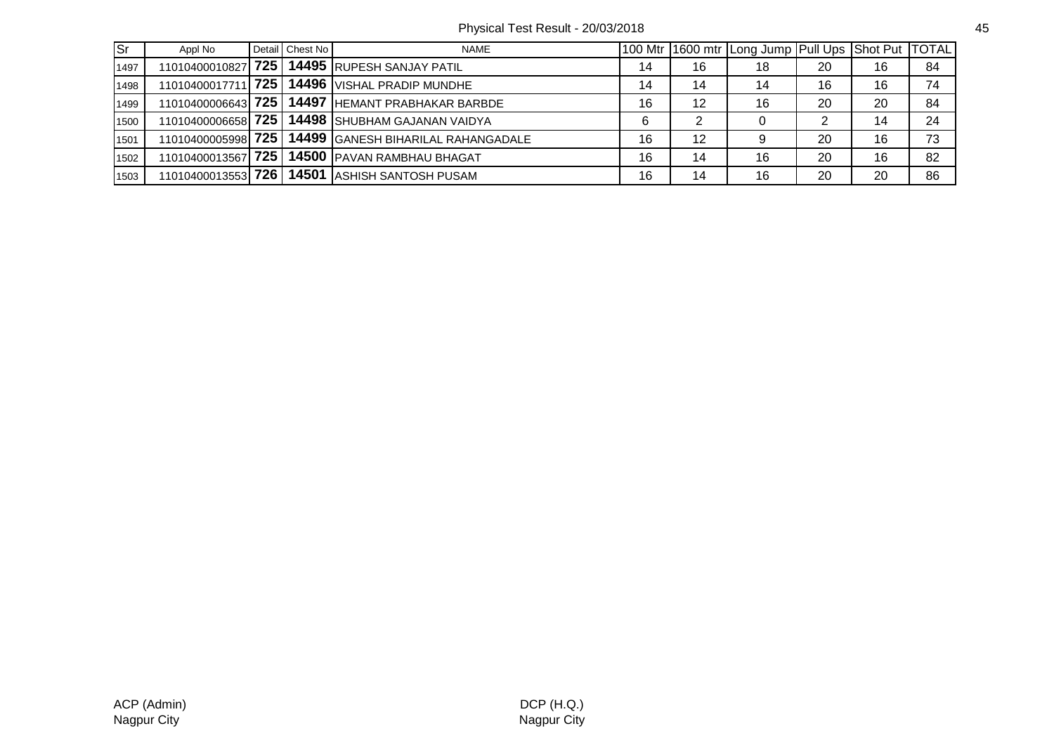| Sr | Appl No | Detail | Chest No | NAME | 100 Mtr | 1600 mtr | Long Jump | Pull Ups | Shot Put | TOTAL |
|---|---|---|---|---|---|---|---|---|---|---|
| 1497 | 11010400010827 | **725** | **14495** | RUPESH SANJAY PATIL | 14 | 16 | 18 | 20 | 16 | 84 |
| 1498 | 11010400017711 | **725** | **14496** | VISHAL PRADIP MUNDHE | 14 | 14 | 14 | 16 | 16 | 74 |
| 1499 | 11010400006643 | **725** | **14497** | HEMANT PRABHAKAR BARBDE | 16 | 12 | 16 | 20 | 20 | 84 |
| 1500 | 11010400006658 | **725** | **14498** | SHUBHAM GAJANAN VAIDYA | 6 | 2 | 0 | 2 | 14 | 24 |
| 1501 | 11010400005998 | **725** | **14499** | GANESH BIHARILAL RAHANGADALE | 16 | 12 | 9 | 20 | 16 | 73 |
| 1502 | 11010400013567 | **725** | **14500** | PAVAN RAMBHAU BHAGAT | 16 | 14 | 16 | 20 | 16 | 82 |
| 1503 | 11010400013553 | **726** | **14501** | ASHISH SANTOSH PUSAM | 16 | 14 | 16 | 20 | 20 | 86 |

ACP (Admin)
Nagpur City

DCP (H.Q.)
Nagpur City